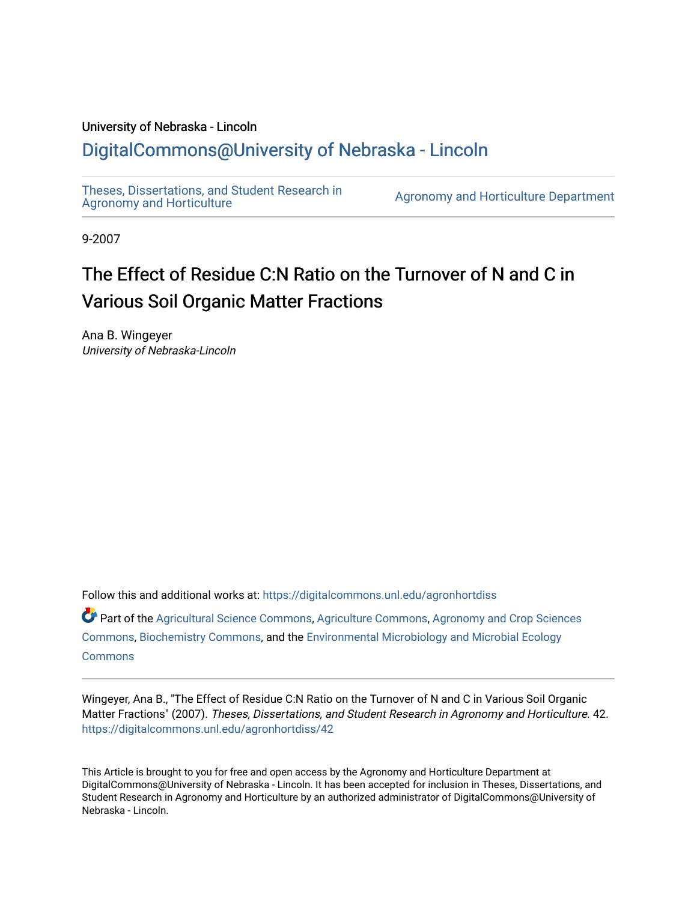University of Nebraska - Lincoln

## DigitalCommons@University of Nebraska - Lincoln

Theses, Dissertations, and Student Research in Agronomy and Horticulture | Agronomy and Horticulture Department

9-2007

# The Effect of Residue C:N Ratio on the Turnover of N and C in Various Soil Organic Matter Fractions

Ana B. Wingeyer
*University of Nebraska-Lincoln*

Follow this and additional works at: https://digitalcommons.unl.edu/agronhortdiss

Part of the Agricultural Science Commons, Agriculture Commons, Agronomy and Crop Sciences Commons, Biochemistry Commons, and the Environmental Microbiology and Microbial Ecology Commons

Wingeyer, Ana B., "The Effect of Residue C:N Ratio on the Turnover of N and C in Various Soil Organic Matter Fractions" (2007). *Theses, Dissertations, and Student Research in Agronomy and Horticulture*. 42.
https://digitalcommons.unl.edu/agronhortdiss/42

This Article is brought to you for free and open access by the Agronomy and Horticulture Department at DigitalCommons@University of Nebraska - Lincoln. It has been accepted for inclusion in Theses, Dissertations, and Student Research in Agronomy and Horticulture by an authorized administrator of DigitalCommons@University of Nebraska - Lincoln.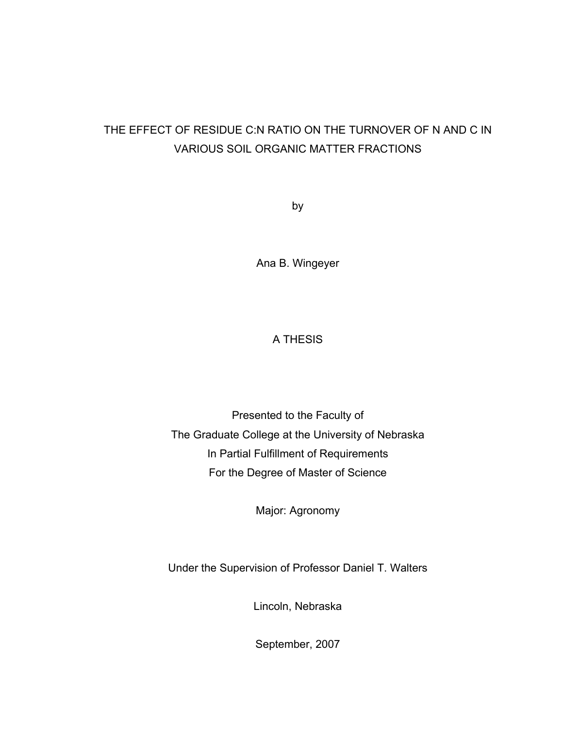# THE EFFECT OF RESIDUE C:N RATIO ON THE TURNOVER OF N AND C IN VARIOUS SOIL ORGANIC MATTER FRACTIONS

by

Ana B. Wingeyer

A THESIS

Presented to the Faculty of
The Graduate College at the University of Nebraska
In Partial Fulfillment of Requirements
For the Degree of Master of Science

Major: Agronomy

Under the Supervision of Professor Daniel T. Walters

Lincoln, Nebraska

September, 2007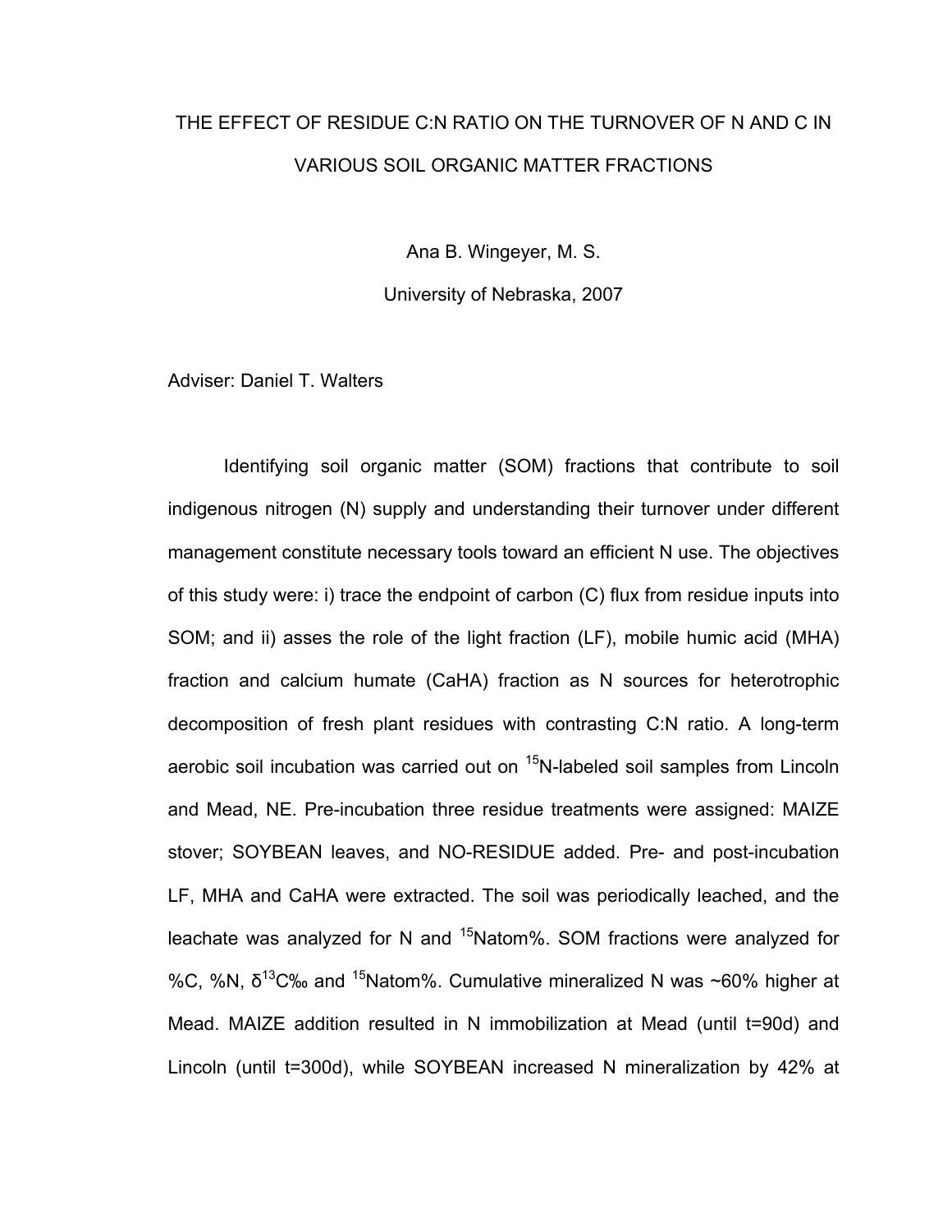# THE EFFECT OF RESIDUE C:N RATIO ON THE TURNOVER OF N AND C IN VARIOUS SOIL ORGANIC MATTER FRACTIONS

Ana B. Wingeyer, M. S.

University of Nebraska, 2007

Adviser: Daniel T. Walters

Identifying soil organic matter (SOM) fractions that contribute to soil indigenous nitrogen (N) supply and understanding their turnover under different management constitute necessary tools toward an efficient N use. The objectives of this study were: i) trace the endpoint of carbon (C) flux from residue inputs into SOM; and ii) asses the role of the light fraction (LF), mobile humic acid (MHA) fraction and calcium humate (CaHA) fraction as N sources for heterotrophic decomposition of fresh plant residues with contrasting C:N ratio. A long-term aerobic soil incubation was carried out on $^{15}$N-labeled soil samples from Lincoln and Mead, NE. Pre-incubation three residue treatments were assigned: MAIZE stover; SOYBEAN leaves, and NO-RESIDUE added. Pre- and post-incubation LF, MHA and CaHA were extracted. The soil was periodically leached, and the leachate was analyzed for N and $^{15}$Natom%. SOM fractions were analyzed for %C, %N, $\delta^{13}$C‰ and $^{15}$Natom%. Cumulative mineralized N was ~60% higher at Mead. MAIZE addition resulted in N immobilization at Mead (until t=90d) and Lincoln (until t=300d), while SOYBEAN increased N mineralization by 42% at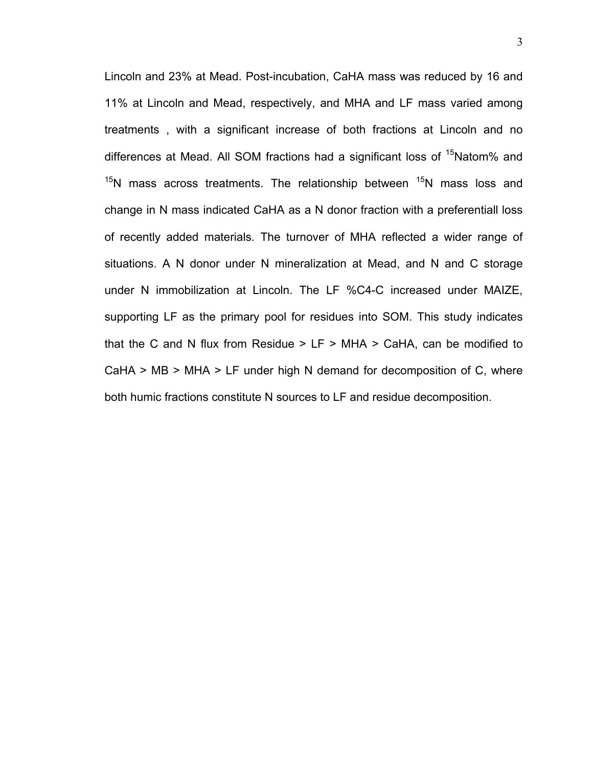Lincoln and 23% at Mead. Post-incubation, CaHA mass was reduced by 16 and 11% at Lincoln and Mead, respectively, and MHA and LF mass varied among treatments , with a significant increase of both fractions at Lincoln and no differences at Mead. All SOM fractions had a significant loss of $^{15}$Natom% and $^{15}$N mass across treatments. The relationship between $^{15}$N mass loss and change in N mass indicated CaHA as a N donor fraction with a preferentiall loss of recently added materials. The turnover of MHA reflected a wider range of situations. A N donor under N mineralization at Mead, and N and C storage under N immobilization at Lincoln. The LF %C4-C increased under MAIZE, supporting LF as the primary pool for residues into SOM. This study indicates that the C and N flux from Residue > LF > MHA > CaHA, can be modified to CaHA > MB > MHA > LF under high N demand for decomposition of C, where both humic fractions constitute N sources to LF and residue decomposition.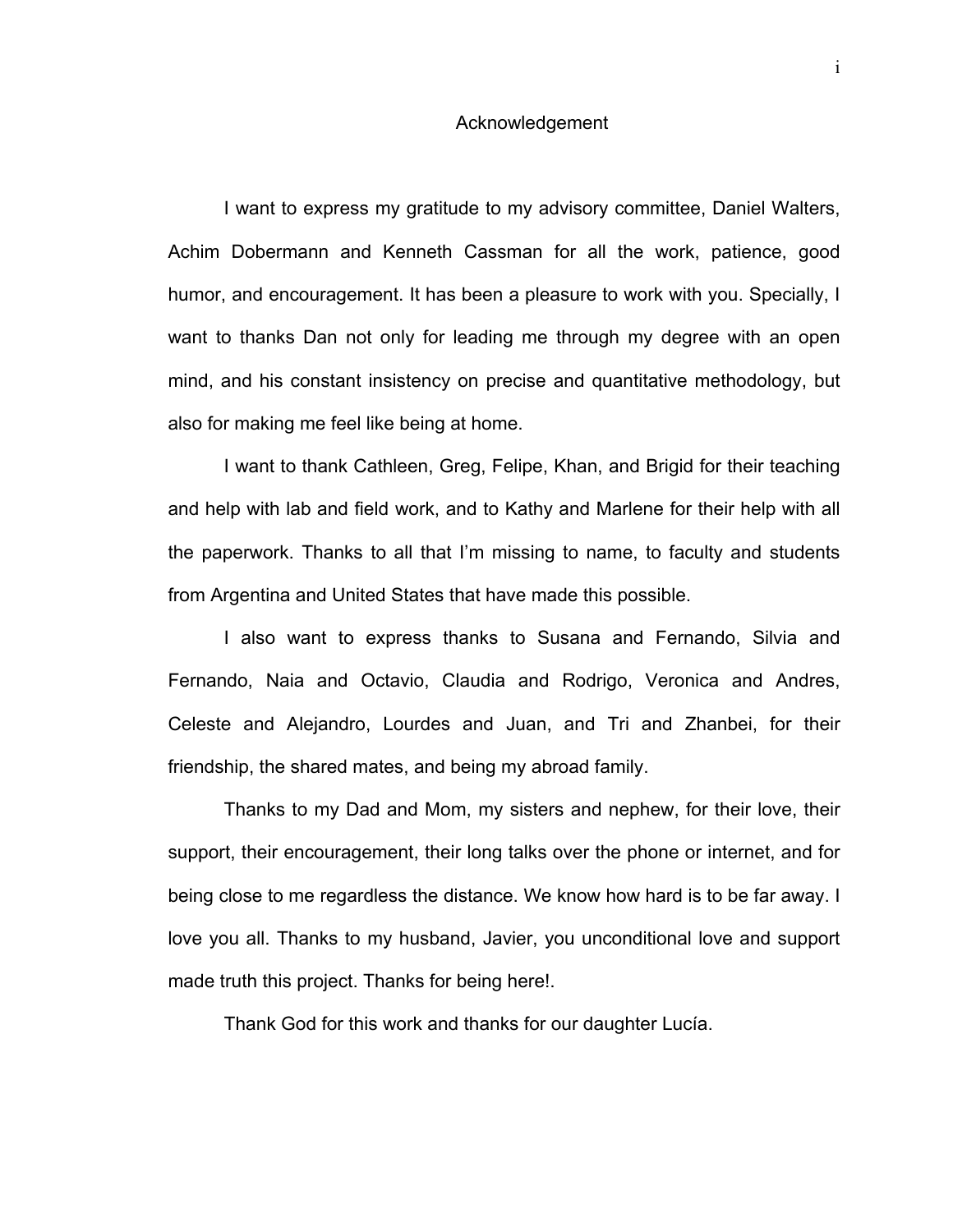# Acknowledgement

I want to express my gratitude to my advisory committee, Daniel Walters, Achim Dobermann and Kenneth Cassman for all the work, patience, good humor, and encouragement. It has been a pleasure to work with you. Specially, I want to thanks Dan not only for leading me through my degree with an open mind, and his constant insistency on precise and quantitative methodology, but also for making me feel like being at home.

I want to thank Cathleen, Greg, Felipe, Khan, and Brigid for their teaching and help with lab and field work, and to Kathy and Marlene for their help with all the paperwork. Thanks to all that I'm missing to name, to faculty and students from Argentina and United States that have made this possible.

I also want to express thanks to Susana and Fernando, Silvia and Fernando, Naia and Octavio, Claudia and Rodrigo, Veronica and Andres, Celeste and Alejandro, Lourdes and Juan, and Tri and Zhanbei, for their friendship, the shared mates, and being my abroad family.

Thanks to my Dad and Mom, my sisters and nephew, for their love, their support, their encouragement, their long talks over the phone or internet, and for being close to me regardless the distance. We know how hard is to be far away. I love you all. Thanks to my husband, Javier, you unconditional love and support made truth this project. Thanks for being here!.

Thank God for this work and thanks for our daughter Lucía.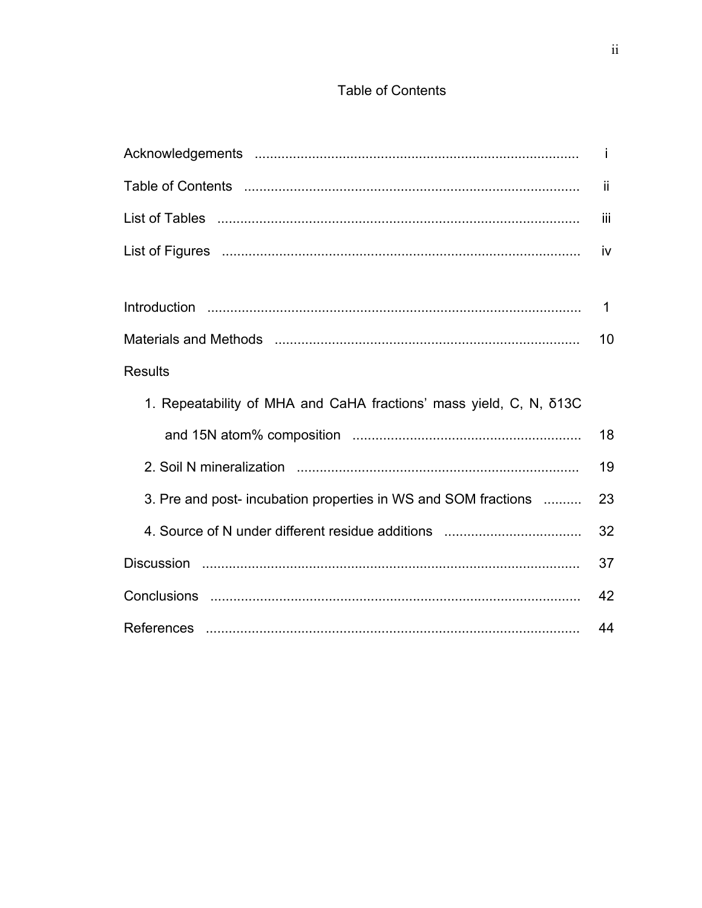# Table of Contents

| | |
|---|---|
| Acknowledgements | i |
| Table of Contents | ii |
| List of Tables | iii |
| List of Figures | iv |
| | |
| Introduction | 1 |
| Materials and Methods | 10 |
| Results | |
| 1. Repeatability of MHA and CaHA fractions' mass yield, C, N, δ13C and 15N atom% composition | 18 |
| 2. Soil N mineralization | 19 |
| 3. Pre and post- incubation properties in WS and SOM fractions | 23 |
| 4. Source of N under different residue additions | 32 |
| Discussion | 37 |
| Conclusions | 42 |
| References | 44 |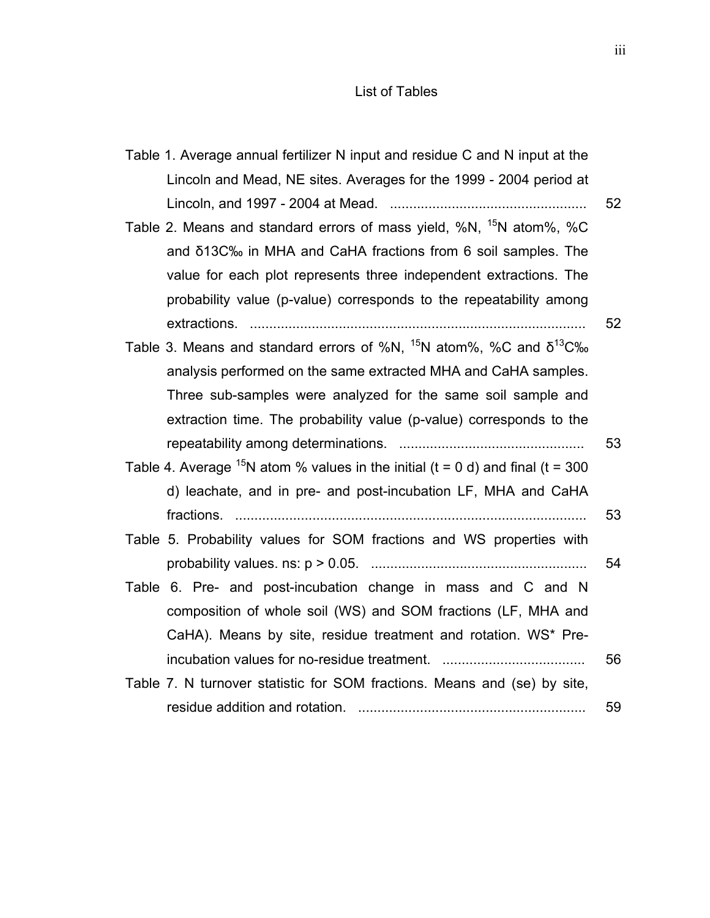# List of Tables

Table 1. Average annual fertilizer N input and residue C and N input at the Lincoln and Mead, NE sites. Averages for the 1999 - 2004 period at Lincoln, and 1997 - 2004 at Mead. .................................................. 52

Table 2. Means and standard errors of mass yield, %N, $^{15}N$ atom%, %C and δ13C‰ in MHA and CaHA fractions from 6 soil samples. The value for each plot represents three independent extractions. The probability value (p-value) corresponds to the repeatability among extractions. ...................................................................................... 52

Table 3. Means and standard errors of %N, $^{15}N$ atom%, %C and $\delta^{13}C$‰ analysis performed on the same extracted MHA and CaHA samples. Three sub-samples were analyzed for the same soil sample and extraction time. The probability value (p-value) corresponds to the repeatability among determinations. ................................................ 53

Table 4. Average $^{15}N$ atom % values in the initial (t = 0 d) and final (t = 300 d) leachate, and in pre- and post-incubation LF, MHA and CaHA fractions. ......................................................................................... 53

Table 5. Probability values for SOM fractions and WS properties with probability values. ns: $p > 0.05$. ....................................................... 54

Table 6. Pre- and post-incubation change in mass and C and N composition of whole soil (WS) and SOM fractions (LF, MHA and CaHA). Means by site, residue treatment and rotation. WS* Pre-incubation values for no-residue treatment. .................................... 56

Table 7. N turnover statistic for SOM fractions. Means and (se) by site, residue addition and rotation. .......................................................... 59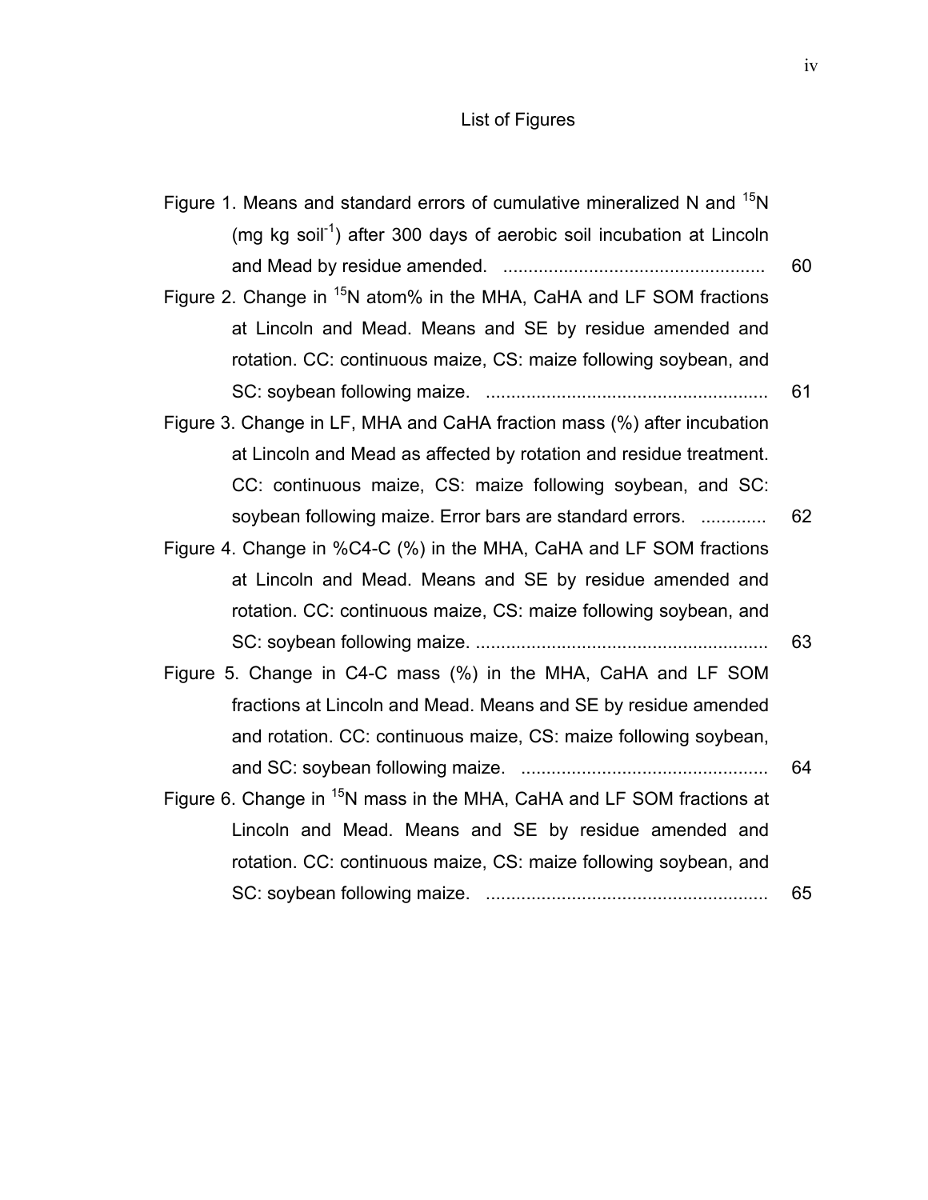# List of Figures

Figure 1. Means and standard errors of cumulative mineralized N and $^{15}N$ (mg kg soil$^{-1}$) after 300 days of aerobic soil incubation at Lincoln and Mead by residue amended. .................................................... 60

Figure 2. Change in $^{15}N$ atom% in the MHA, CaHA and LF SOM fractions at Lincoln and Mead. Means and SE by residue amended and rotation. CC: continuous maize, CS: maize following soybean, and SC: soybean following maize. ........................................................ 61

Figure 3. Change in LF, MHA and CaHA fraction mass (%) after incubation at Lincoln and Mead as affected by rotation and residue treatment. CC: continuous maize, CS: maize following soybean, and SC: soybean following maize. Error bars are standard errors. ............. 62

Figure 4. Change in %C4-C (%) in the MHA, CaHA and LF SOM fractions at Lincoln and Mead. Means and SE by residue amended and rotation. CC: continuous maize, CS: maize following soybean, and SC: soybean following maize. .......................................................... 63

Figure 5. Change in C4-C mass (%) in the MHA, CaHA and LF SOM fractions at Lincoln and Mead. Means and SE by residue amended and rotation. CC: continuous maize, CS: maize following soybean, and SC: soybean following maize. ................................................. 64

Figure 6. Change in $^{15}N$ mass in the MHA, CaHA and LF SOM fractions at Lincoln and Mead. Means and SE by residue amended and rotation. CC: continuous maize, CS: maize following soybean, and SC: soybean following maize. ........................................................ 65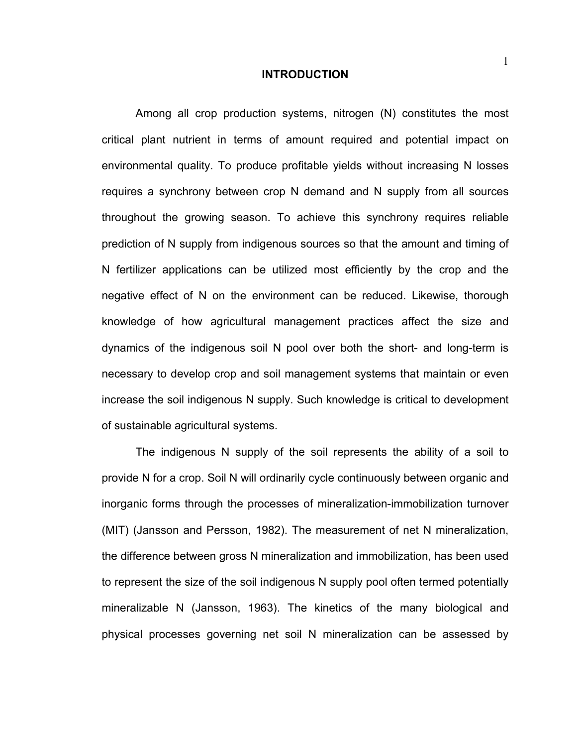# INTRODUCTION

Among all crop production systems, nitrogen (N) constitutes the most critical plant nutrient in terms of amount required and potential impact on environmental quality. To produce profitable yields without increasing N losses requires a synchrony between crop N demand and N supply from all sources throughout the growing season. To achieve this synchrony requires reliable prediction of N supply from indigenous sources so that the amount and timing of N fertilizer applications can be utilized most efficiently by the crop and the negative effect of N on the environment can be reduced. Likewise, thorough knowledge of how agricultural management practices affect the size and dynamics of the indigenous soil N pool over both the short- and long-term is necessary to develop crop and soil management systems that maintain or even increase the soil indigenous N supply. Such knowledge is critical to development of sustainable agricultural systems.

The indigenous N supply of the soil represents the ability of a soil to provide N for a crop. Soil N will ordinarily cycle continuously between organic and inorganic forms through the processes of mineralization-immobilization turnover (MIT) (Jansson and Persson, 1982). The measurement of net N mineralization, the difference between gross N mineralization and immobilization, has been used to represent the size of the soil indigenous N supply pool often termed potentially mineralizable N (Jansson, 1963). The kinetics of the many biological and physical processes governing net soil N mineralization can be assessed by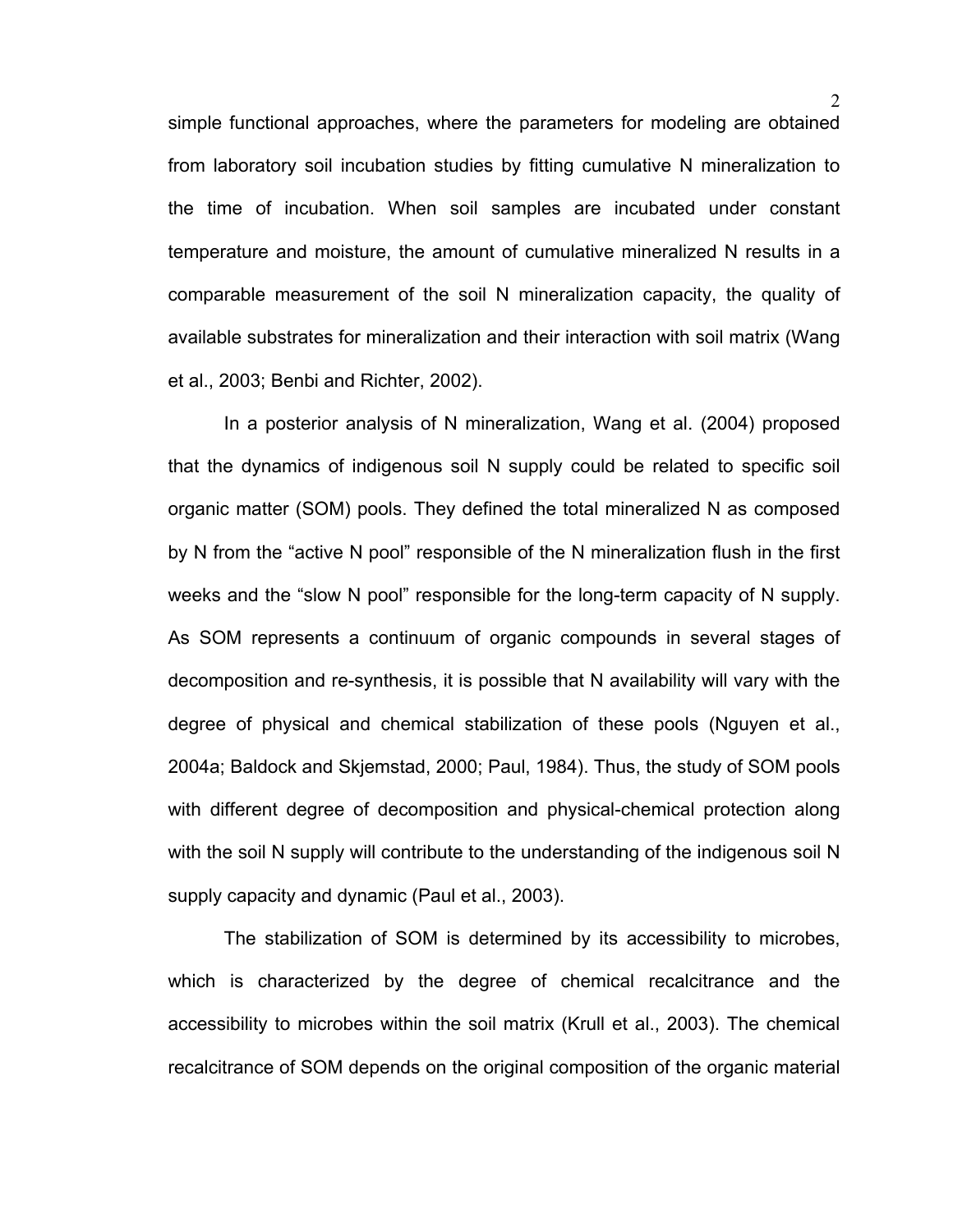simple functional approaches, where the parameters for modeling are obtained from laboratory soil incubation studies by fitting cumulative N mineralization to the time of incubation. When soil samples are incubated under constant temperature and moisture, the amount of cumulative mineralized N results in a comparable measurement of the soil N mineralization capacity, the quality of available substrates for mineralization and their interaction with soil matrix (Wang et al., 2003; Benbi and Richter, 2002).

In a posterior analysis of N mineralization, Wang et al. (2004) proposed that the dynamics of indigenous soil N supply could be related to specific soil organic matter (SOM) pools. They defined the total mineralized N as composed by N from the "active N pool" responsible of the N mineralization flush in the first weeks and the "slow N pool" responsible for the long-term capacity of N supply. As SOM represents a continuum of organic compounds in several stages of decomposition and re-synthesis, it is possible that N availability will vary with the degree of physical and chemical stabilization of these pools (Nguyen et al., 2004a; Baldock and Skjemstad, 2000; Paul, 1984). Thus, the study of SOM pools with different degree of decomposition and physical-chemical protection along with the soil N supply will contribute to the understanding of the indigenous soil N supply capacity and dynamic (Paul et al., 2003).

The stabilization of SOM is determined by its accessibility to microbes, which is characterized by the degree of chemical recalcitrance and the accessibility to microbes within the soil matrix (Krull et al., 2003). The chemical recalcitrance of SOM depends on the original composition of the organic material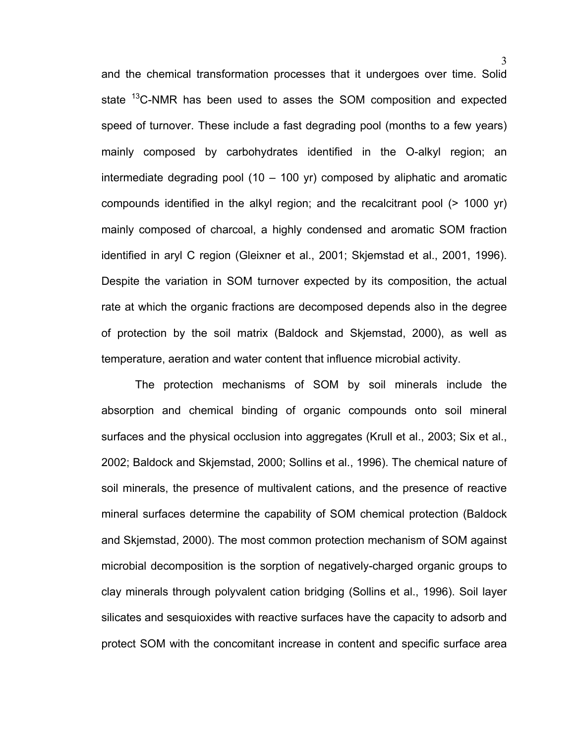and the chemical transformation processes that it undergoes over time. Solid state $^{13}$C-NMR has been used to asses the SOM composition and expected speed of turnover. These include a fast degrading pool (months to a few years) mainly composed by carbohydrates identified in the O-alkyl region; an intermediate degrading pool (10 – 100 yr) composed by aliphatic and aromatic compounds identified in the alkyl region; and the recalcitrant pool (> 1000 yr) mainly composed of charcoal, a highly condensed and aromatic SOM fraction identified in aryl C region (Gleixner et al., 2001; Skjemstad et al., 2001, 1996). Despite the variation in SOM turnover expected by its composition, the actual rate at which the organic fractions are decomposed depends also in the degree of protection by the soil matrix (Baldock and Skjemstad, 2000), as well as temperature, aeration and water content that influence microbial activity.

The protection mechanisms of SOM by soil minerals include the absorption and chemical binding of organic compounds onto soil mineral surfaces and the physical occlusion into aggregates (Krull et al., 2003; Six et al., 2002; Baldock and Skjemstad, 2000; Sollins et al., 1996). The chemical nature of soil minerals, the presence of multivalent cations, and the presence of reactive mineral surfaces determine the capability of SOM chemical protection (Baldock and Skjemstad, 2000). The most common protection mechanism of SOM against microbial decomposition is the sorption of negatively-charged organic groups to clay minerals through polyvalent cation bridging (Sollins et al., 1996). Soil layer silicates and sesquioxides with reactive surfaces have the capacity to adsorb and protect SOM with the concomitant increase in content and specific surface area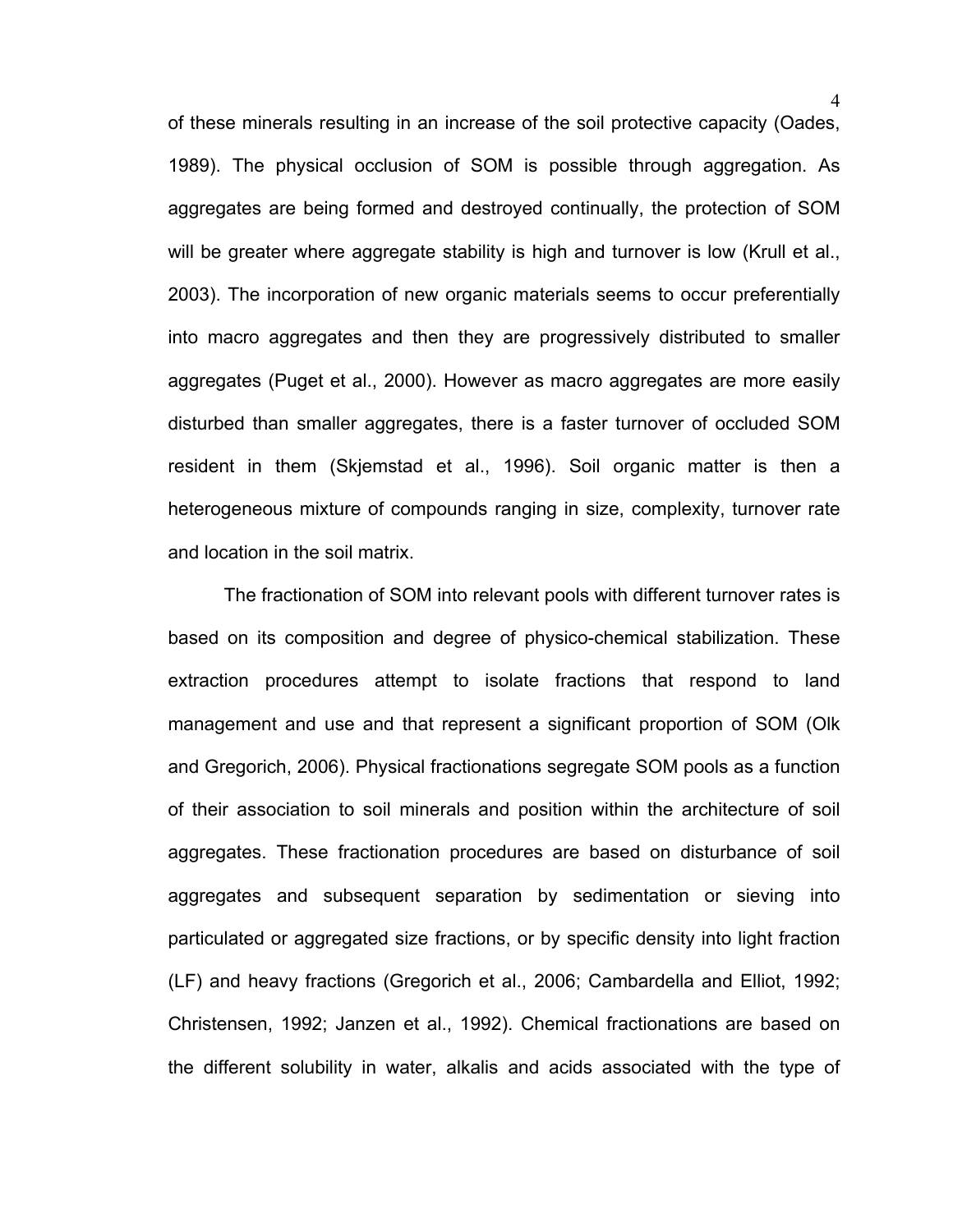of these minerals resulting in an increase of the soil protective capacity (Oades, 1989). The physical occlusion of SOM is possible through aggregation. As aggregates are being formed and destroyed continually, the protection of SOM will be greater where aggregate stability is high and turnover is low (Krull et al., 2003). The incorporation of new organic materials seems to occur preferentially into macro aggregates and then they are progressively distributed to smaller aggregates (Puget et al., 2000). However as macro aggregates are more easily disturbed than smaller aggregates, there is a faster turnover of occluded SOM resident in them (Skjemstad et al., 1996). Soil organic matter is then a heterogeneous mixture of compounds ranging in size, complexity, turnover rate and location in the soil matrix.

The fractionation of SOM into relevant pools with different turnover rates is based on its composition and degree of physico-chemical stabilization. These extraction procedures attempt to isolate fractions that respond to land management and use and that represent a significant proportion of SOM (Olk and Gregorich, 2006). Physical fractionations segregate SOM pools as a function of their association to soil minerals and position within the architecture of soil aggregates. These fractionation procedures are based on disturbance of soil aggregates and subsequent separation by sedimentation or sieving into particulated or aggregated size fractions, or by specific density into light fraction (LF) and heavy fractions (Gregorich et al., 2006; Cambardella and Elliot, 1992; Christensen, 1992; Janzen et al., 1992). Chemical fractionations are based on the different solubility in water, alkalis and acids associated with the type of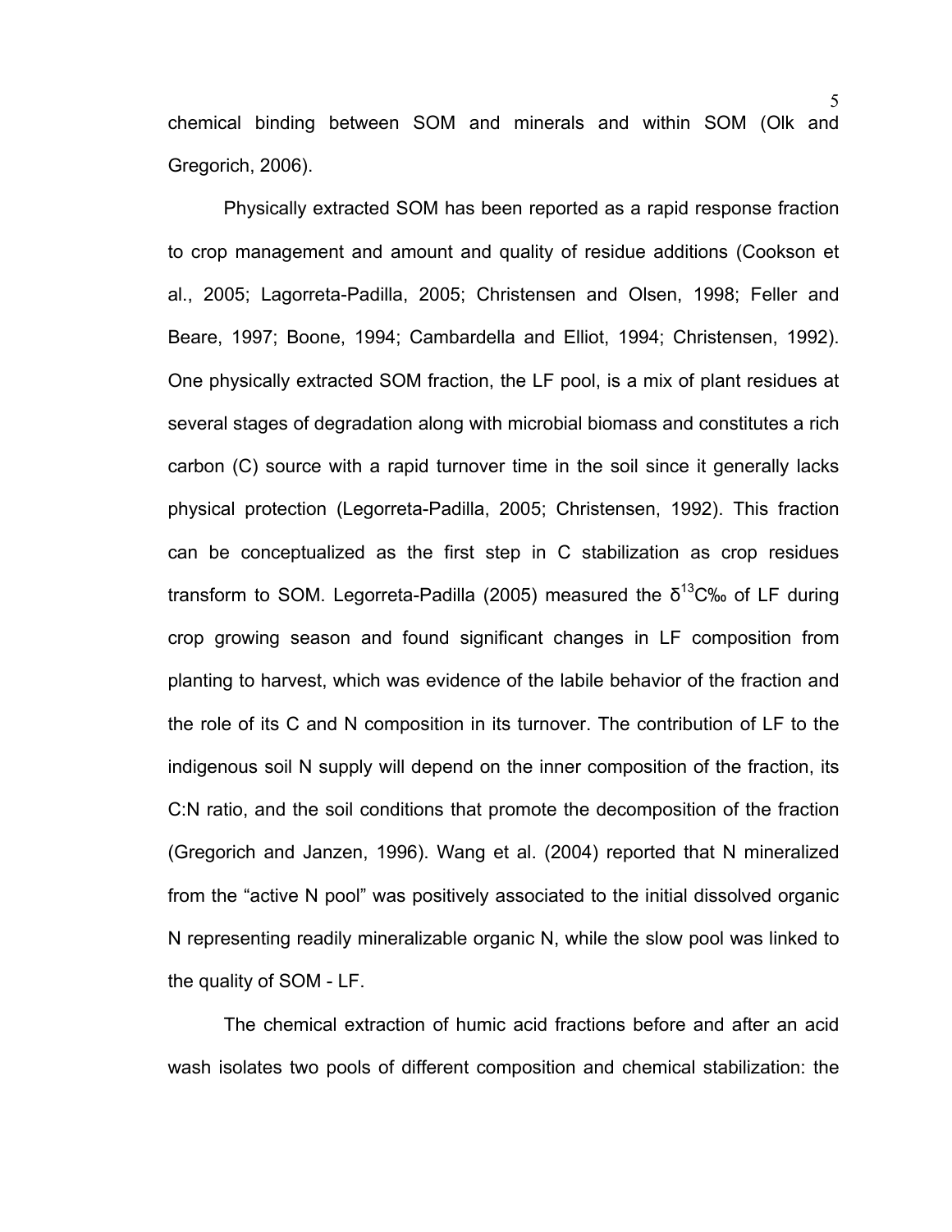chemical binding between SOM and minerals and within SOM (Olk and Gregorich, 2006).

Physically extracted SOM has been reported as a rapid response fraction to crop management and amount and quality of residue additions (Cookson et al., 2005; Lagorreta-Padilla, 2005; Christensen and Olsen, 1998; Feller and Beare, 1997; Boone, 1994; Cambardella and Elliot, 1994; Christensen, 1992). One physically extracted SOM fraction, the LF pool, is a mix of plant residues at several stages of degradation along with microbial biomass and constitutes a rich carbon (C) source with a rapid turnover time in the soil since it generally lacks physical protection (Legorreta-Padilla, 2005; Christensen, 1992). This fraction can be conceptualized as the first step in C stabilization as crop residues transform to SOM. Legorreta-Padilla (2005) measured the $\delta^{13}C$‰ of LF during crop growing season and found significant changes in LF composition from planting to harvest, which was evidence of the labile behavior of the fraction and the role of its C and N composition in its turnover. The contribution of LF to the indigenous soil N supply will depend on the inner composition of the fraction, its C:N ratio, and the soil conditions that promote the decomposition of the fraction (Gregorich and Janzen, 1996). Wang et al. (2004) reported that N mineralized from the "active N pool" was positively associated to the initial dissolved organic N representing readily mineralizable organic N, while the slow pool was linked to the quality of SOM - LF.

The chemical extraction of humic acid fractions before and after an acid wash isolates two pools of different composition and chemical stabilization: the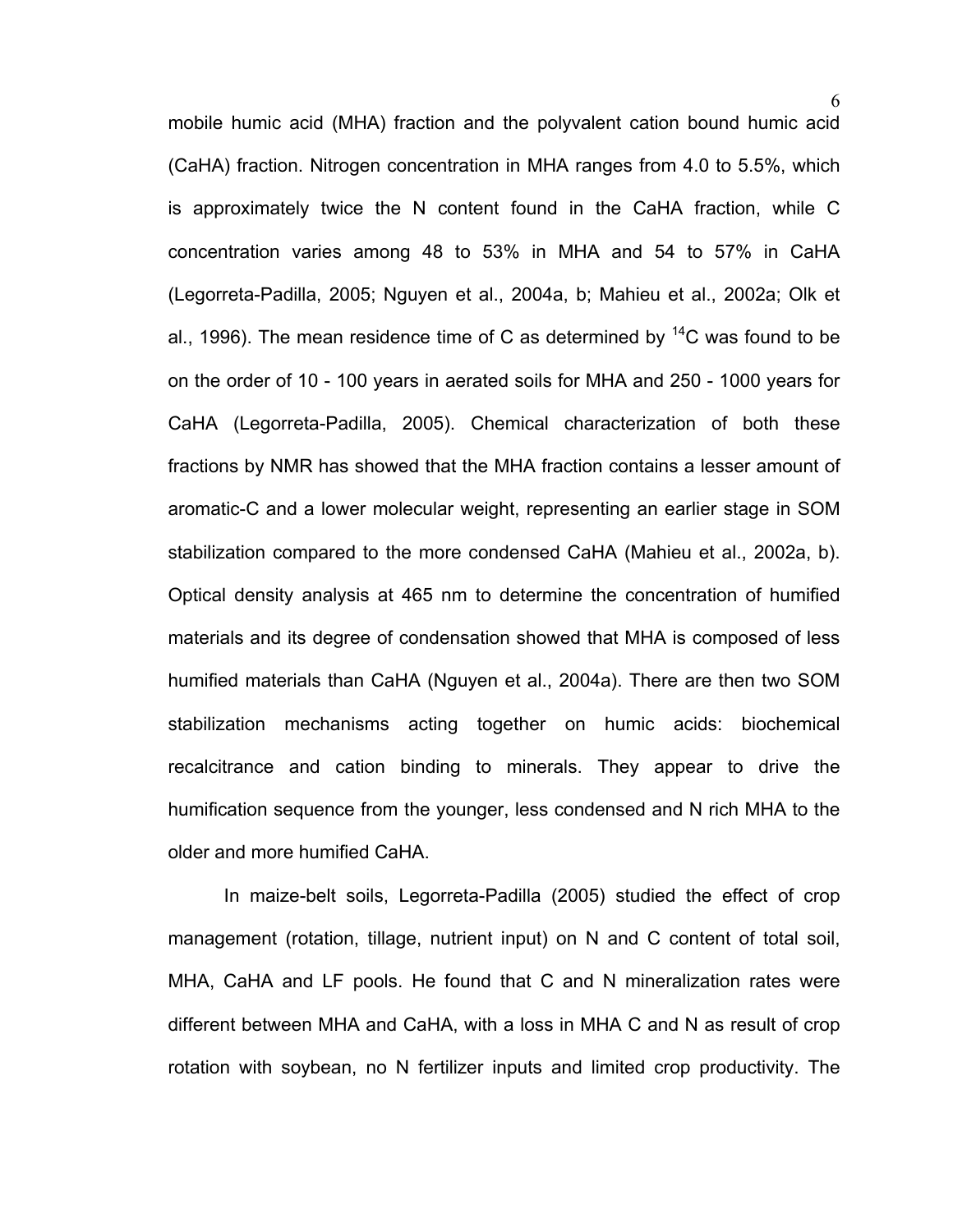mobile humic acid (MHA) fraction and the polyvalent cation bound humic acid (CaHA) fraction. Nitrogen concentration in MHA ranges from 4.0 to 5.5%, which is approximately twice the N content found in the CaHA fraction, while C concentration varies among 48 to 53% in MHA and 54 to 57% in CaHA (Legorreta-Padilla, 2005; Nguyen et al., 2004a, b; Mahieu et al., 2002a; Olk et al., 1996). The mean residence time of C as determined by $^{14}C$ was found to be on the order of 10 - 100 years in aerated soils for MHA and 250 - 1000 years for CaHA (Legorreta-Padilla, 2005). Chemical characterization of both these fractions by NMR has showed that the MHA fraction contains a lesser amount of aromatic-C and a lower molecular weight, representing an earlier stage in SOM stabilization compared to the more condensed CaHA (Mahieu et al., 2002a, b). Optical density analysis at 465 nm to determine the concentration of humified materials and its degree of condensation showed that MHA is composed of less humified materials than CaHA (Nguyen et al., 2004a). There are then two SOM stabilization mechanisms acting together on humic acids: biochemical recalcitrance and cation binding to minerals. They appear to drive the humification sequence from the younger, less condensed and N rich MHA to the older and more humified CaHA.

In maize-belt soils, Legorreta-Padilla (2005) studied the effect of crop management (rotation, tillage, nutrient input) on N and C content of total soil, MHA, CaHA and LF pools. He found that C and N mineralization rates were different between MHA and CaHA, with a loss in MHA C and N as result of crop rotation with soybean, no N fertilizer inputs and limited crop productivity. The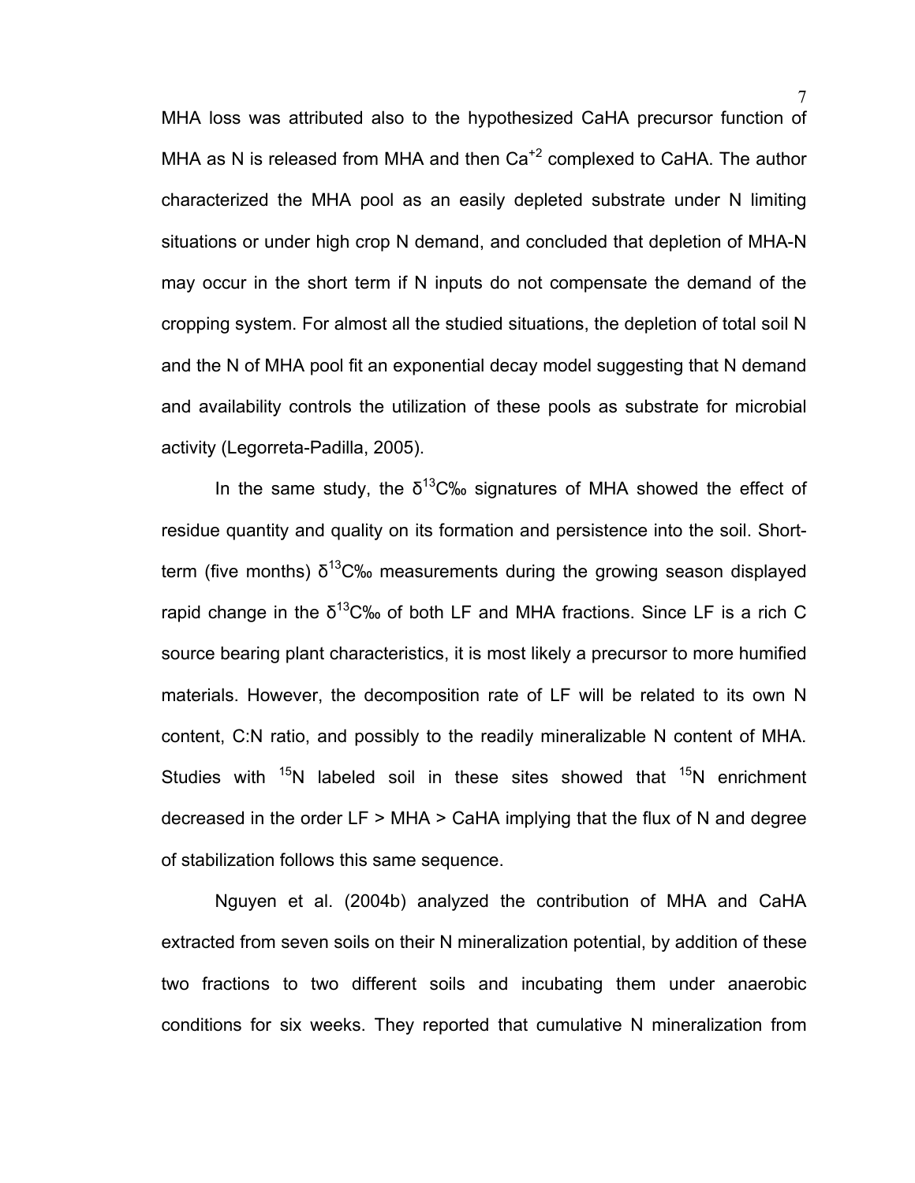MHA loss was attributed also to the hypothesized CaHA precursor function of MHA as N is released from MHA and then $Ca^{+2}$ complexed to CaHA. The author characterized the MHA pool as an easily depleted substrate under N limiting situations or under high crop N demand, and concluded that depletion of MHA-N may occur in the short term if N inputs do not compensate the demand of the cropping system. For almost all the studied situations, the depletion of total soil N and the N of MHA pool fit an exponential decay model suggesting that N demand and availability controls the utilization of these pools as substrate for microbial activity (Legorreta-Padilla, 2005).

In the same study, the $\delta^{13}C$‰ signatures of MHA showed the effect of residue quantity and quality on its formation and persistence into the soil. Short-term (five months) $\delta^{13}C$‰ measurements during the growing season displayed rapid change in the $\delta^{13}C$‰ of both LF and MHA fractions. Since LF is a rich C source bearing plant characteristics, it is most likely a precursor to more humified materials. However, the decomposition rate of LF will be related to its own N content, C:N ratio, and possibly to the readily mineralizable N content of MHA. Studies with $^{15}N$ labeled soil in these sites showed that $^{15}N$ enrichment decreased in the order LF > MHA > CaHA implying that the flux of N and degree of stabilization follows this same sequence.

Nguyen et al. (2004b) analyzed the contribution of MHA and CaHA extracted from seven soils on their N mineralization potential, by addition of these two fractions to two different soils and incubating them under anaerobic conditions for six weeks. They reported that cumulative N mineralization from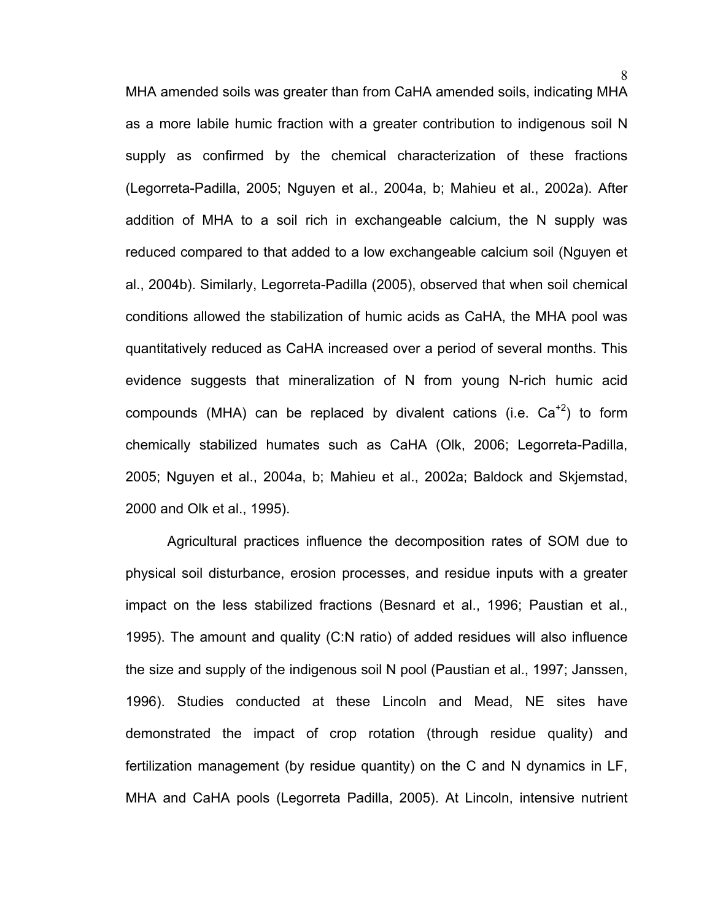MHA amended soils was greater than from CaHA amended soils, indicating MHA as a more labile humic fraction with a greater contribution to indigenous soil N supply as confirmed by the chemical characterization of these fractions (Legorreta-Padilla, 2005; Nguyen et al., 2004a, b; Mahieu et al., 2002a). After addition of MHA to a soil rich in exchangeable calcium, the N supply was reduced compared to that added to a low exchangeable calcium soil (Nguyen et al., 2004b). Similarly, Legorreta-Padilla (2005), observed that when soil chemical conditions allowed the stabilization of humic acids as CaHA, the MHA pool was quantitatively reduced as CaHA increased over a period of several months. This evidence suggests that mineralization of N from young N-rich humic acid compounds (MHA) can be replaced by divalent cations (i.e. $Ca^{+2}$) to form chemically stabilized humates such as CaHA (Olk, 2006; Legorreta-Padilla, 2005; Nguyen et al., 2004a, b; Mahieu et al., 2002a; Baldock and Skjemstad, 2000 and Olk et al., 1995).

Agricultural practices influence the decomposition rates of SOM due to physical soil disturbance, erosion processes, and residue inputs with a greater impact on the less stabilized fractions (Besnard et al., 1996; Paustian et al., 1995). The amount and quality (C:N ratio) of added residues will also influence the size and supply of the indigenous soil N pool (Paustian et al., 1997; Janssen, 1996). Studies conducted at these Lincoln and Mead, NE sites have demonstrated the impact of crop rotation (through residue quality) and fertilization management (by residue quantity) on the C and N dynamics in LF, MHA and CaHA pools (Legorreta Padilla, 2005). At Lincoln, intensive nutrient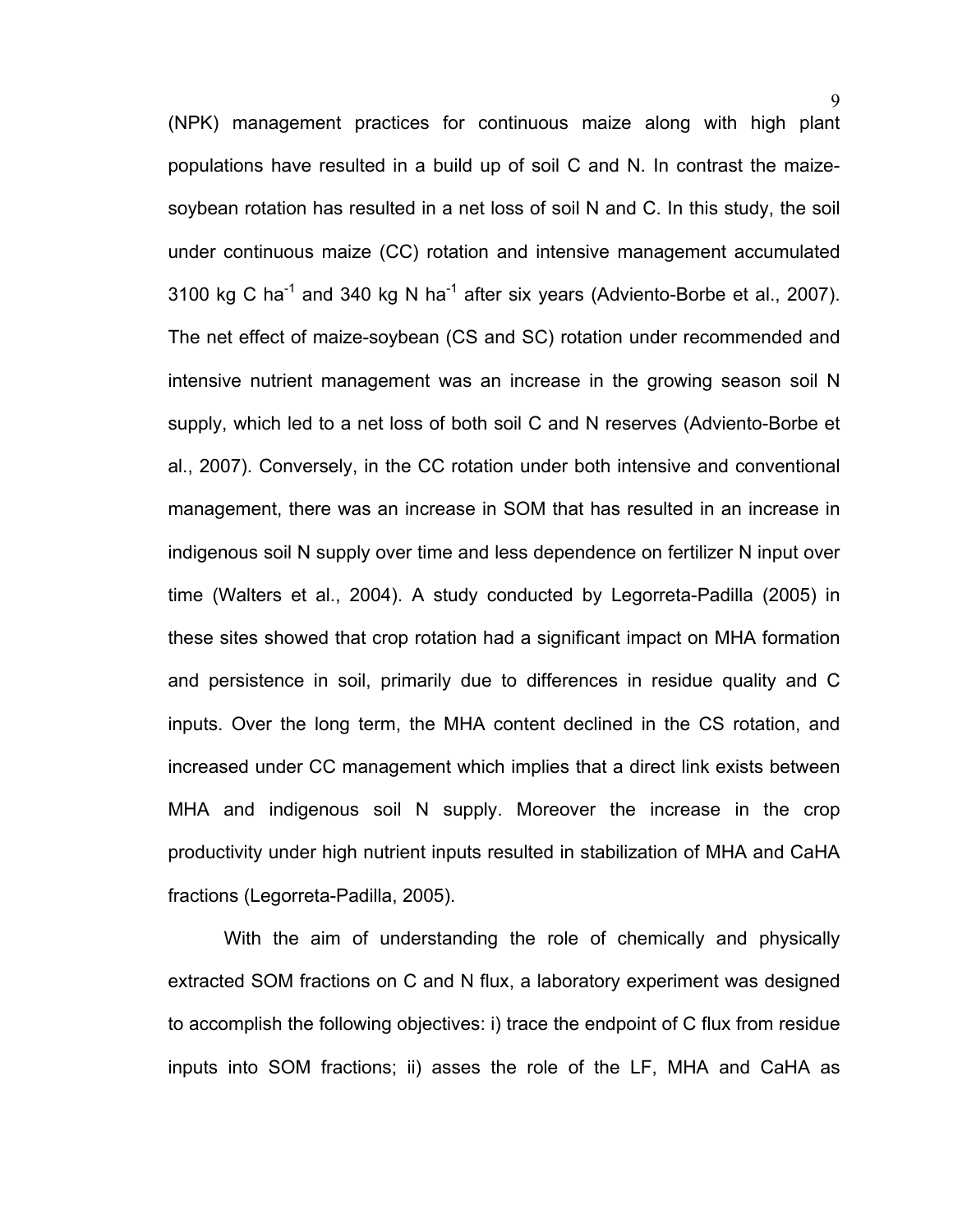(NPK) management practices for continuous maize along with high plant populations have resulted in a build up of soil C and N. In contrast the maize-soybean rotation has resulted in a net loss of soil N and C. In this study, the soil under continuous maize (CC) rotation and intensive management accumulated 3100 kg C $ha^{-1}$ and 340 kg N $ha^{-1}$ after six years (Adviento-Borbe et al., 2007). The net effect of maize-soybean (CS and SC) rotation under recommended and intensive nutrient management was an increase in the growing season soil N supply, which led to a net loss of both soil C and N reserves (Adviento-Borbe et al., 2007). Conversely, in the CC rotation under both intensive and conventional management, there was an increase in SOM that has resulted in an increase in indigenous soil N supply over time and less dependence on fertilizer N input over time (Walters et al., 2004). A study conducted by Legorreta-Padilla (2005) in these sites showed that crop rotation had a significant impact on MHA formation and persistence in soil, primarily due to differences in residue quality and C inputs. Over the long term, the MHA content declined in the CS rotation, and increased under CC management which implies that a direct link exists between MHA and indigenous soil N supply. Moreover the increase in the crop productivity under high nutrient inputs resulted in stabilization of MHA and CaHA fractions (Legorreta-Padilla, 2005).

With the aim of understanding the role of chemically and physically extracted SOM fractions on C and N flux, a laboratory experiment was designed to accomplish the following objectives: i) trace the endpoint of C flux from residue inputs into SOM fractions; ii) asses the role of the LF, MHA and CaHA as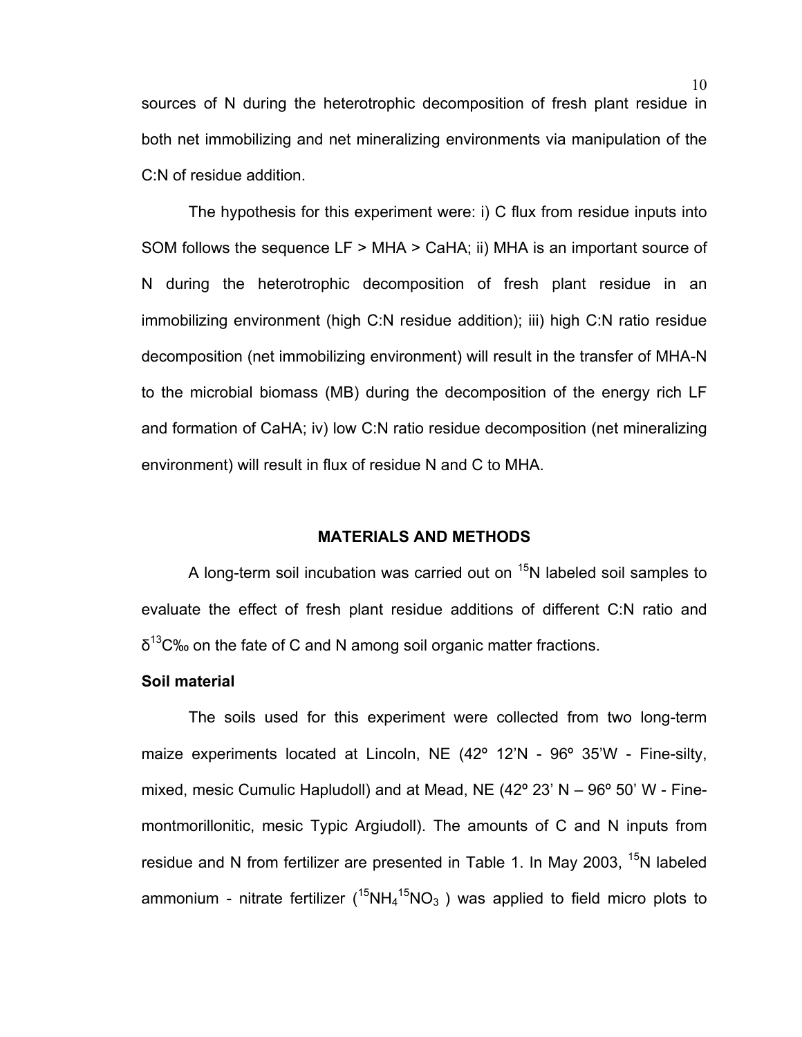sources of N during the heterotrophic decomposition of fresh plant residue in both net immobilizing and net mineralizing environments via manipulation of the C:N of residue addition.

The hypothesis for this experiment were: i) C flux from residue inputs into SOM follows the sequence LF > MHA > CaHA; ii) MHA is an important source of N during the heterotrophic decomposition of fresh plant residue in an immobilizing environment (high C:N residue addition); iii) high C:N ratio residue decomposition (net immobilizing environment) will result in the transfer of MHA-N to the microbial biomass (MB) during the decomposition of the energy rich LF and formation of CaHA; iv) low C:N ratio residue decomposition (net mineralizing environment) will result in flux of residue N and C to MHA.

## MATERIALS AND METHODS

A long-term soil incubation was carried out on $^{15}N$ labeled soil samples to evaluate the effect of fresh plant residue additions of different C:N ratio and $\delta^{13}C$‰ on the fate of C and N among soil organic matter fractions.

### Soil material

The soils used for this experiment were collected from two long-term maize experiments located at Lincoln, NE (42º 12'N - 96º 35'W - Fine-silty, mixed, mesic Cumulic Hapludoll) and at Mead, NE (42º 23' N – 96º 50' W - Fine-montmorillonitic, mesic Typic Argiudoll). The amounts of C and N inputs from residue and N from fertilizer are presented in Table 1. In May 2003, $^{15}N$ labeled ammonium - nitrate fertilizer ($^{15}NH_4{}^{15}NO_3$ ) was applied to field micro plots to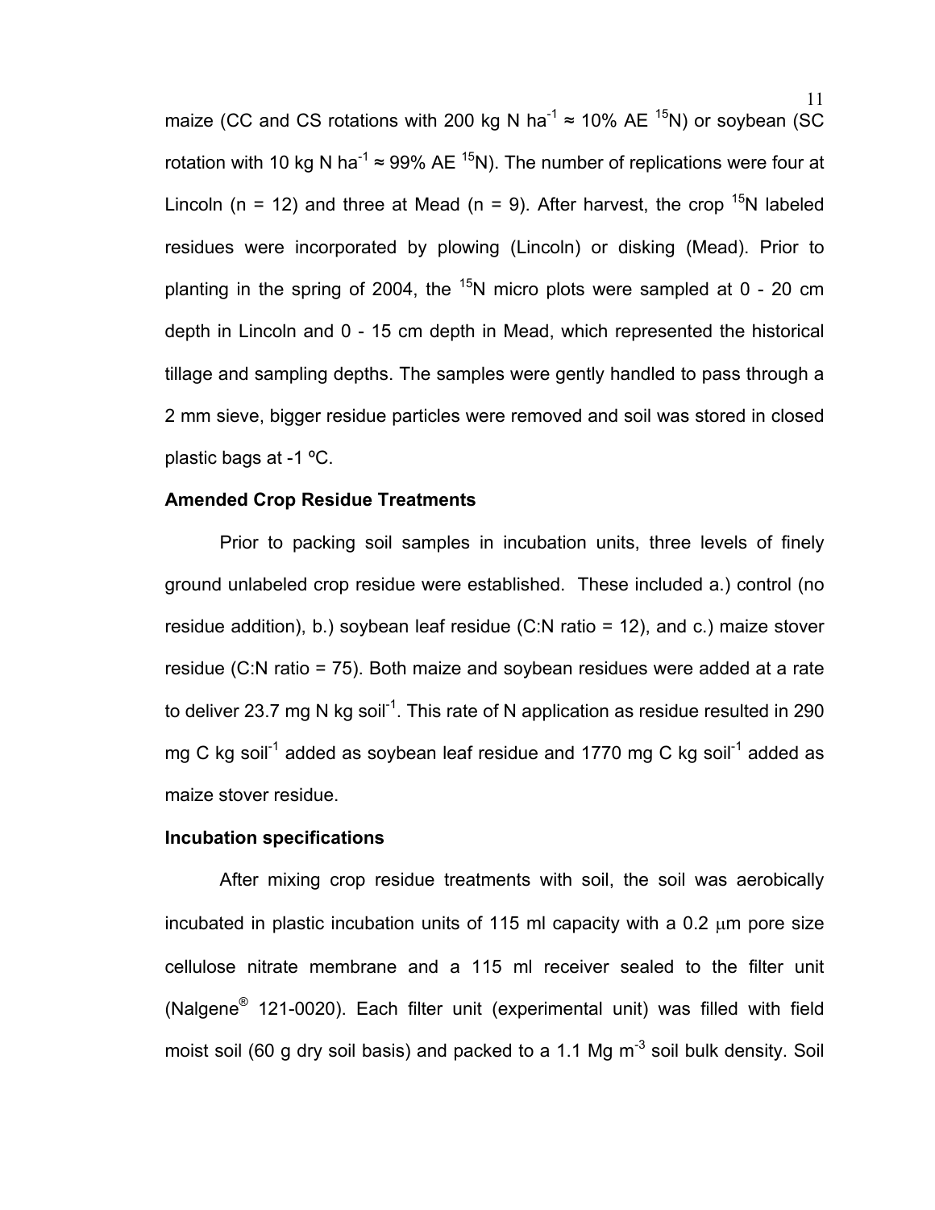maize (CC and CS rotations with 200 kg N $ha^{-1}$ ≈ 10% AE $^{15}N$) or soybean (SC rotation with 10 kg N $ha^{-1}$ ≈ 99% AE $^{15}N$). The number of replications were four at Lincoln (n = 12) and three at Mead (n = 9). After harvest, the crop $^{15}N$ labeled residues were incorporated by plowing (Lincoln) or disking (Mead). Prior to planting in the spring of 2004, the $^{15}N$ micro plots were sampled at 0 - 20 cm depth in Lincoln and 0 - 15 cm depth in Mead, which represented the historical tillage and sampling depths. The samples were gently handled to pass through a 2 mm sieve, bigger residue particles were removed and soil was stored in closed plastic bags at -1 ºC.

**Amended Crop Residue Treatments**

Prior to packing soil samples in incubation units, three levels of finely ground unlabeled crop residue were established. These included a.) control (no residue addition), b.) soybean leaf residue (C:N ratio = 12), and c.) maize stover residue (C:N ratio = 75). Both maize and soybean residues were added at a rate to deliver 23.7 mg N kg $soil^{-1}$. This rate of N application as residue resulted in 290 mg C kg $soil^{-1}$ added as soybean leaf residue and 1770 mg C kg $soil^{-1}$ added as maize stover residue.

**Incubation specifications**

After mixing crop residue treatments with soil, the soil was aerobically incubated in plastic incubation units of 115 ml capacity with a 0.2 $\mu$m pore size cellulose nitrate membrane and a 115 ml receiver sealed to the filter unit (Nalgene® 121-0020). Each filter unit (experimental unit) was filled with field moist soil (60 g dry soil basis) and packed to a 1.1 Mg $m^{-3}$ soil bulk density. Soil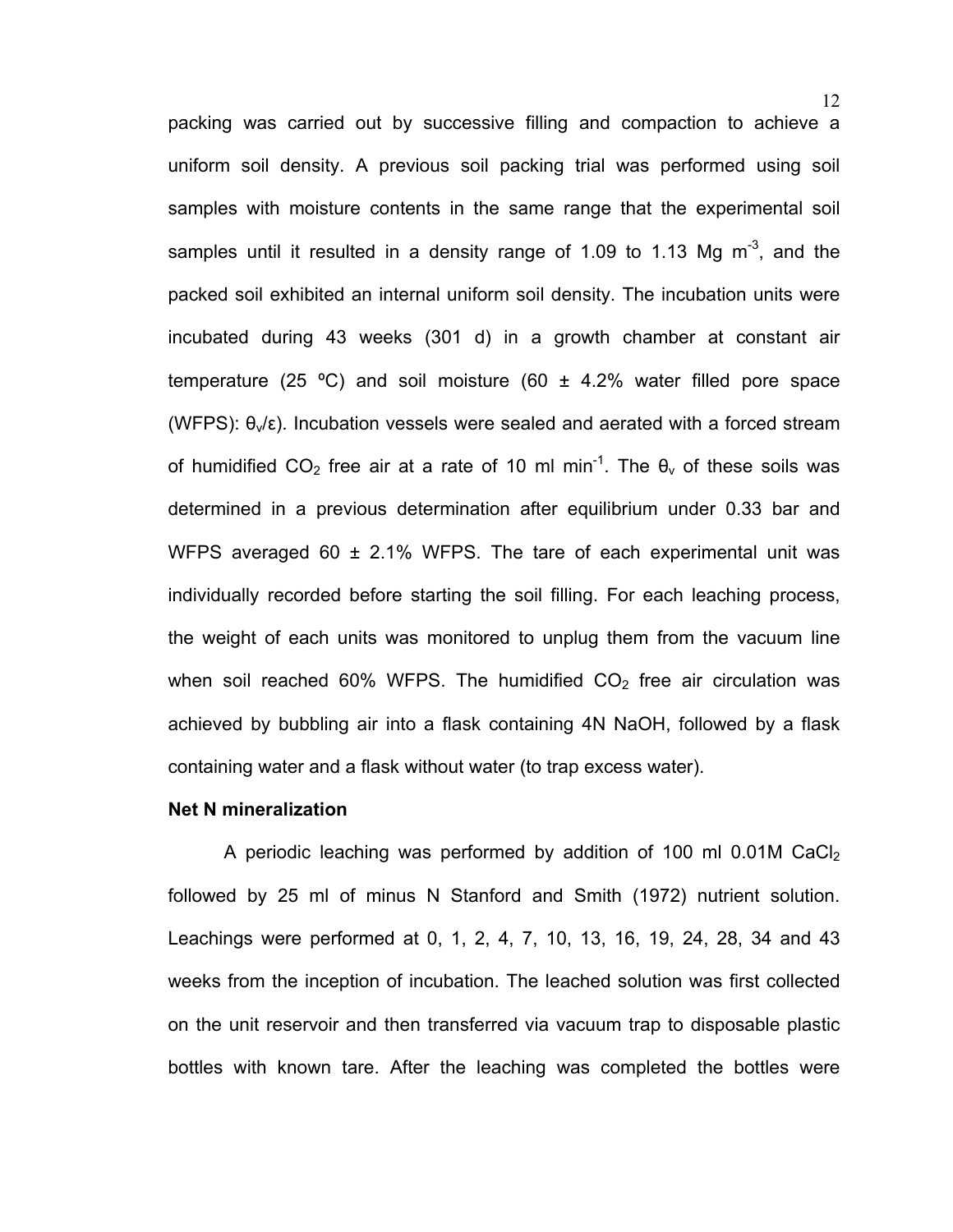packing was carried out by successive filling and compaction to achieve a uniform soil density. A previous soil packing trial was performed using soil samples with moisture contents in the same range that the experimental soil samples until it resulted in a density range of 1.09 to 1.13 Mg $m^{-3}$, and the packed soil exhibited an internal uniform soil density. The incubation units were incubated during 43 weeks (301 d) in a growth chamber at constant air temperature (25 ºC) and soil moisture (60 ± 4.2% water filled pore space (WFPS): $\theta_v/\varepsilon$). Incubation vessels were sealed and aerated with a forced stream of humidified $CO_2$ free air at a rate of 10 ml $min^{-1}$. The $\theta_v$ of these soils was determined in a previous determination after equilibrium under 0.33 bar and WFPS averaged 60 ± 2.1% WFPS. The tare of each experimental unit was individually recorded before starting the soil filling. For each leaching process, the weight of each units was monitored to unplug them from the vacuum line when soil reached 60% WFPS. The humidified $CO_2$ free air circulation was achieved by bubbling air into a flask containing 4N NaOH, followed by a flask containing water and a flask without water (to trap excess water).

**Net N mineralization**

A periodic leaching was performed by addition of 100 ml 0.01M $CaCl_2$ followed by 25 ml of minus N Stanford and Smith (1972) nutrient solution. Leachings were performed at 0, 1, 2, 4, 7, 10, 13, 16, 19, 24, 28, 34 and 43 weeks from the inception of incubation. The leached solution was first collected on the unit reservoir and then transferred via vacuum trap to disposable plastic bottles with known tare. After the leaching was completed the bottles were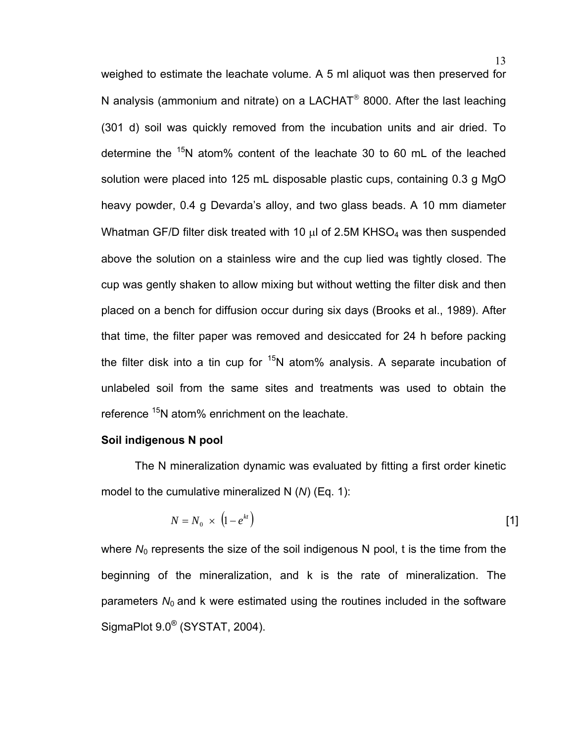weighed to estimate the leachate volume. A 5 ml aliquot was then preserved for N analysis (ammonium and nitrate) on a LACHAT® 8000. After the last leaching (301 d) soil was quickly removed from the incubation units and air dried. To determine the $^{15}N$ atom% content of the leachate 30 to 60 mL of the leached solution were placed into 125 mL disposable plastic cups, containing 0.3 g MgO heavy powder, 0.4 g Devarda's alloy, and two glass beads. A 10 mm diameter Whatman GF/D filter disk treated with 10 μl of 2.5M $KHSO_4$ was then suspended above the solution on a stainless wire and the cup lied was tightly closed. The cup was gently shaken to allow mixing but without wetting the filter disk and then placed on a bench for diffusion occur during six days (Brooks et al., 1989). After that time, the filter paper was removed and desiccated for 24 h before packing the filter disk into a tin cup for $^{15}N$ atom% analysis. A separate incubation of unlabeled soil from the same sites and treatments was used to obtain the reference $^{15}N$ atom% enrichment on the leachate.

**Soil indigenous N pool**

The N mineralization dynamic was evaluated by fitting a first order kinetic model to the cumulative mineralized N (*N*) (Eq. 1):

$$N = N_0 \times \left(1 - e^{kt}\right) \qquad [1]$$

where $N_0$ represents the size of the soil indigenous N pool, t is the time from the beginning of the mineralization, and k is the rate of mineralization. The parameters $N_0$ and k were estimated using the routines included in the software SigmaPlot 9.0® (SYSTAT, 2004).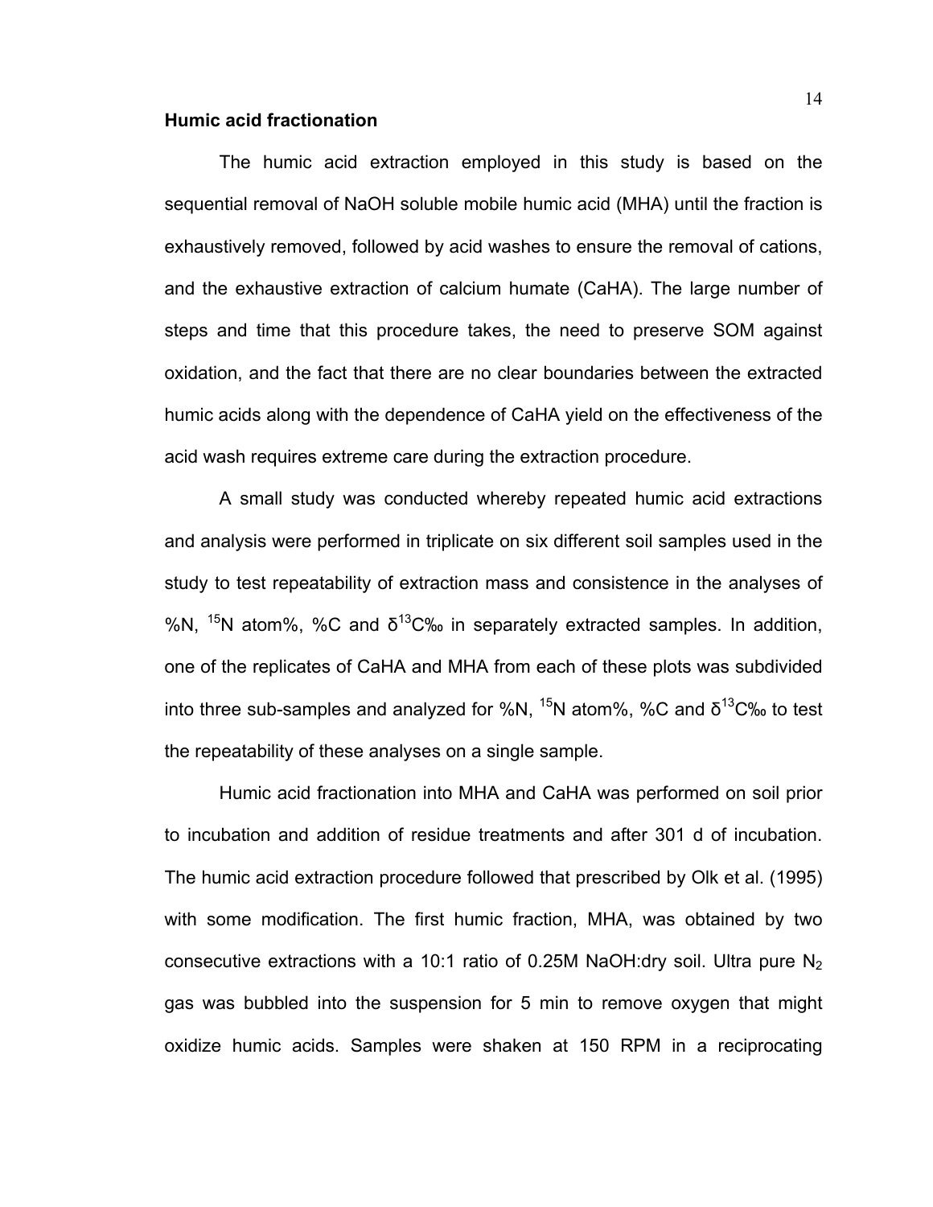**Humic acid fractionation**

The humic acid extraction employed in this study is based on the sequential removal of NaOH soluble mobile humic acid (MHA) until the fraction is exhaustively removed, followed by acid washes to ensure the removal of cations, and the exhaustive extraction of calcium humate (CaHA). The large number of steps and time that this procedure takes, the need to preserve SOM against oxidation, and the fact that there are no clear boundaries between the extracted humic acids along with the dependence of CaHA yield on the effectiveness of the acid wash requires extreme care during the extraction procedure.

A small study was conducted whereby repeated humic acid extractions and analysis were performed in triplicate on six different soil samples used in the study to test repeatability of extraction mass and consistence in the analyses of %N, $^{15}N$ atom%, %C and $\delta^{13}C$‰ in separately extracted samples. In addition, one of the replicates of CaHA and MHA from each of these plots was subdivided into three sub-samples and analyzed for %N, $^{15}N$ atom%, %C and $\delta^{13}C$‰ to test the repeatability of these analyses on a single sample.

Humic acid fractionation into MHA and CaHA was performed on soil prior to incubation and addition of residue treatments and after 301 d of incubation. The humic acid extraction procedure followed that prescribed by Olk et al. (1995) with some modification. The first humic fraction, MHA, was obtained by two consecutive extractions with a 10:1 ratio of 0.25M NaOH:dry soil. Ultra pure $N_2$ gas was bubbled into the suspension for 5 min to remove oxygen that might oxidize humic acids. Samples were shaken at 150 RPM in a reciprocating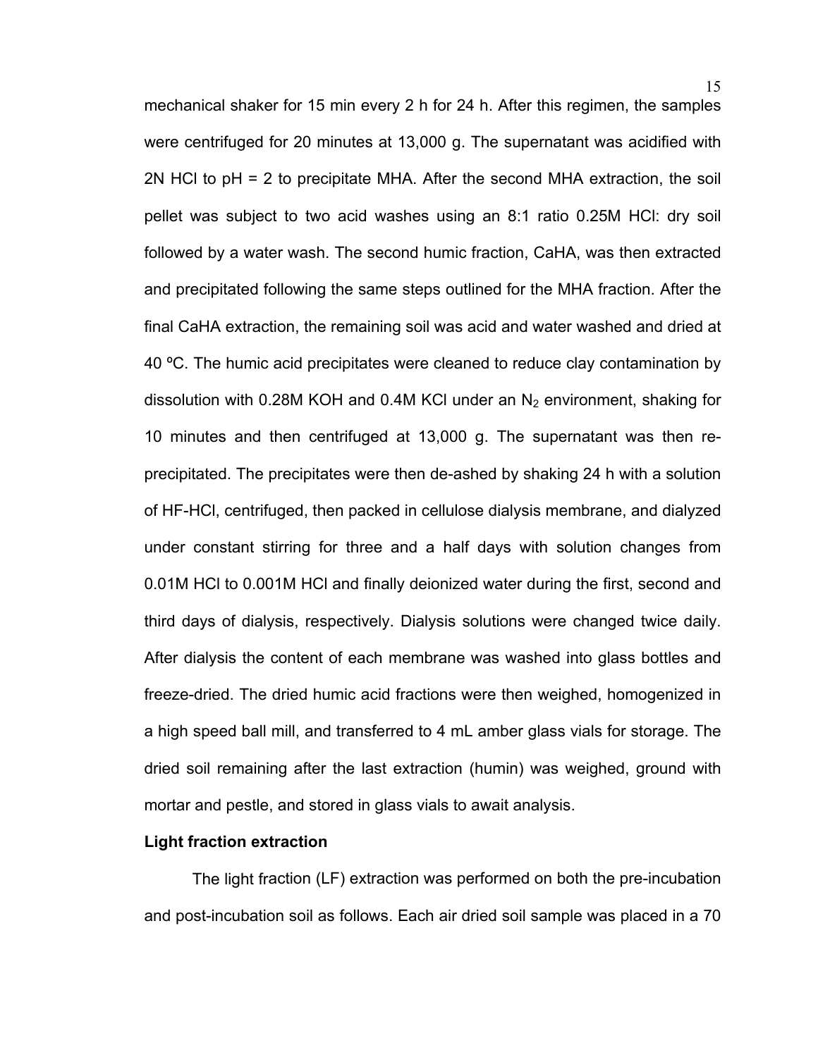mechanical shaker for 15 min every 2 h for 24 h. After this regimen, the samples were centrifuged for 20 minutes at 13,000 g. The supernatant was acidified with 2N HCl to pH = 2 to precipitate MHA. After the second MHA extraction, the soil pellet was subject to two acid washes using an 8:1 ratio 0.25M HCl: dry soil followed by a water wash. The second humic fraction, CaHA, was then extracted and precipitated following the same steps outlined for the MHA fraction. After the final CaHA extraction, the remaining soil was acid and water washed and dried at 40 ºC. The humic acid precipitates were cleaned to reduce clay contamination by dissolution with 0.28M KOH and 0.4M KCl under an $N_2$ environment, shaking for 10 minutes and then centrifuged at 13,000 g. The supernatant was then re-precipitated. The precipitates were then de-ashed by shaking 24 h with a solution of HF-HCl, centrifuged, then packed in cellulose dialysis membrane, and dialyzed under constant stirring for three and a half days with solution changes from 0.01M HCl to 0.001M HCl and finally deionized water during the first, second and third days of dialysis, respectively. Dialysis solutions were changed twice daily. After dialysis the content of each membrane was washed into glass bottles and freeze-dried. The dried humic acid fractions were then weighed, homogenized in a high speed ball mill, and transferred to 4 mL amber glass vials for storage. The dried soil remaining after the last extraction (humin) was weighed, ground with mortar and pestle, and stored in glass vials to await analysis.

**Light fraction extraction**

The light fraction (LF) extraction was performed on both the pre-incubation and post-incubation soil as follows. Each air dried soil sample was placed in a 70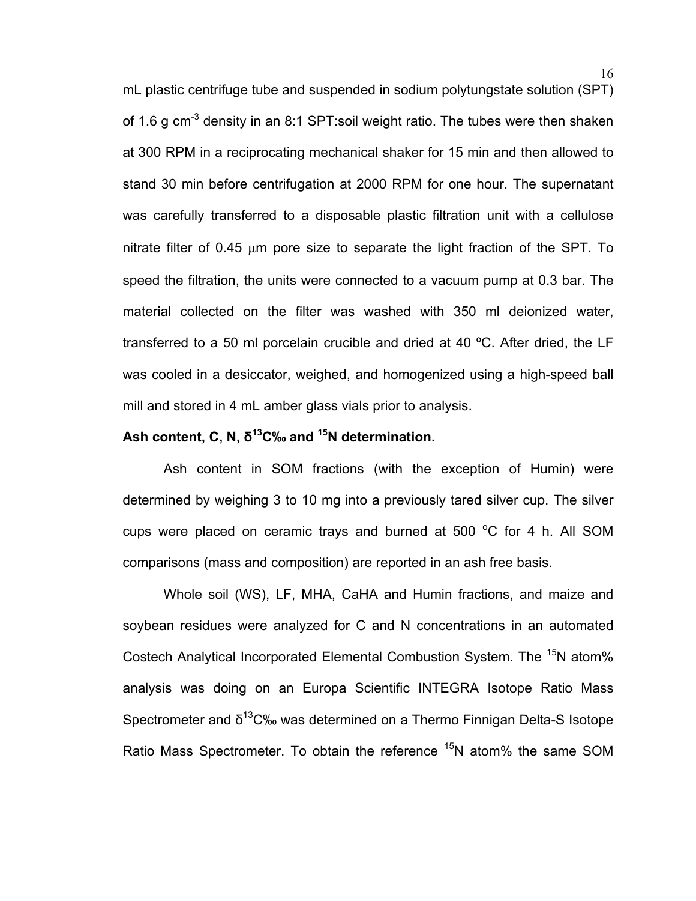mL plastic centrifuge tube and suspended in sodium polytungstate solution (SPT) of 1.6 g $cm^{-3}$ density in an 8:1 SPT:soil weight ratio. The tubes were then shaken at 300 RPM in a reciprocating mechanical shaker for 15 min and then allowed to stand 30 min before centrifugation at 2000 RPM for one hour. The supernatant was carefully transferred to a disposable plastic filtration unit with a cellulose nitrate filter of 0.45 $\mu$m pore size to separate the light fraction of the SPT. To speed the filtration, the units were connected to a vacuum pump at 0.3 bar. The material collected on the filter was washed with 350 ml deionized water, transferred to a 50 ml porcelain crucible and dried at 40 ºC. After dried, the LF was cooled in a desiccator, weighed, and homogenized using a high-speed ball mill and stored in 4 mL amber glass vials prior to analysis.

**Ash content, C, N, $\delta^{13}$C‰ and $^{15}$N determination.**

Ash content in SOM fractions (with the exception of Humin) were determined by weighing 3 to 10 mg into a previously tared silver cup. The silver cups were placed on ceramic trays and burned at 500 $^{o}$C for 4 h. All SOM comparisons (mass and composition) are reported in an ash free basis.

Whole soil (WS), LF, MHA, CaHA and Humin fractions, and maize and soybean residues were analyzed for C and N concentrations in an automated Costech Analytical Incorporated Elemental Combustion System. The $^{15}$N atom% analysis was doing on an Europa Scientific INTEGRA Isotope Ratio Mass Spectrometer and $\delta^{13}$C‰ was determined on a Thermo Finnigan Delta-S Isotope Ratio Mass Spectrometer. To obtain the reference $^{15}$N atom% the same SOM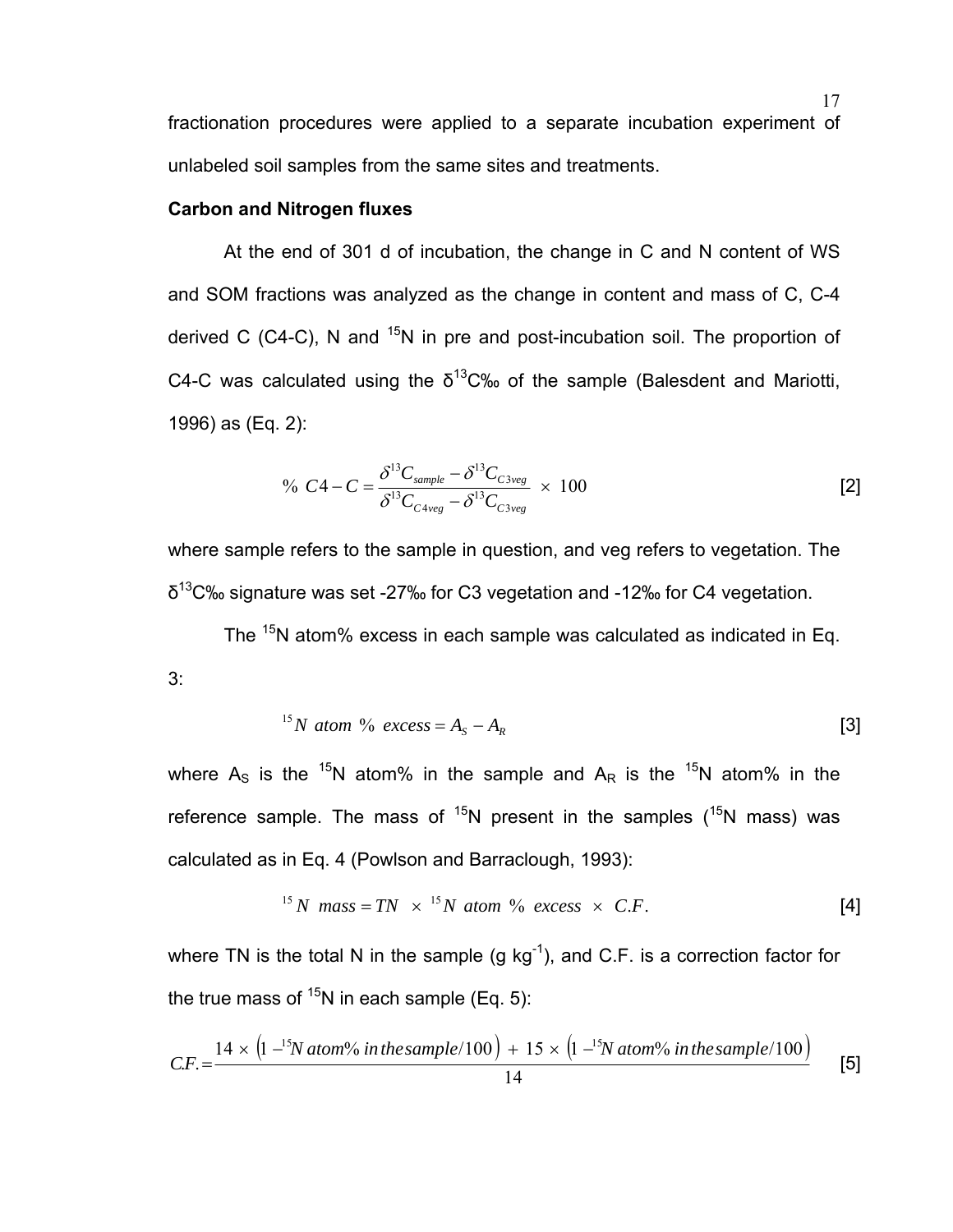fractionation procedures were applied to a separate incubation experiment of unlabeled soil samples from the same sites and treatments.

**Carbon and Nitrogen fluxes**

At the end of 301 d of incubation, the change in C and N content of WS and SOM fractions was analyzed as the change in content and mass of C, C-4 derived C (C4-C), N and $^{15}N$ in pre and post-incubation soil. The proportion of C4-C was calculated using the $\delta^{13}C$‰ of the sample (Balesdent and Mariotti, 1996) as (Eq. 2):

$$\%\ C4-C = \frac{\delta^{13}C_{sample} - \delta^{13}C_{C3veg}}{\delta^{13}C_{C4veg} - \delta^{13}C_{C3veg}} \times 100 \qquad [2]$$

where sample refers to the sample in question, and veg refers to vegetation. The $\delta^{13}C$‰ signature was set -27‰ for C3 vegetation and -12‰ for C4 vegetation.

The $^{15}N$ atom% excess in each sample was calculated as indicated in Eq. 3:

$$^{15}N\ atom\ \%\ excess = A_S - A_R \qquad [3]$$

where $A_S$ is the $^{15}N$ atom% in the sample and $A_R$ is the $^{15}N$ atom% in the reference sample. The mass of $^{15}N$ present in the samples ($^{15}N$ mass) was calculated as in Eq. 4 (Powlson and Barraclough, 1993):

$$^{15}N\ mass = TN \times {}^{15}N\ atom\ \%\ excess \times C.F. \qquad [4]$$

where TN is the total N in the sample (g $kg^{-1}$), and C.F. is a correction factor for the true mass of $^{15}N$ in each sample (Eq. 5):

$$C.F. = \frac{14 \times \left(1 - {}^{15}N\ atom\%\ in\ the\ sample/100\right) + 15 \times \left(1 - {}^{15}N\ atom\%\ in\ the\ sample/100\right)}{14} \qquad [5]$$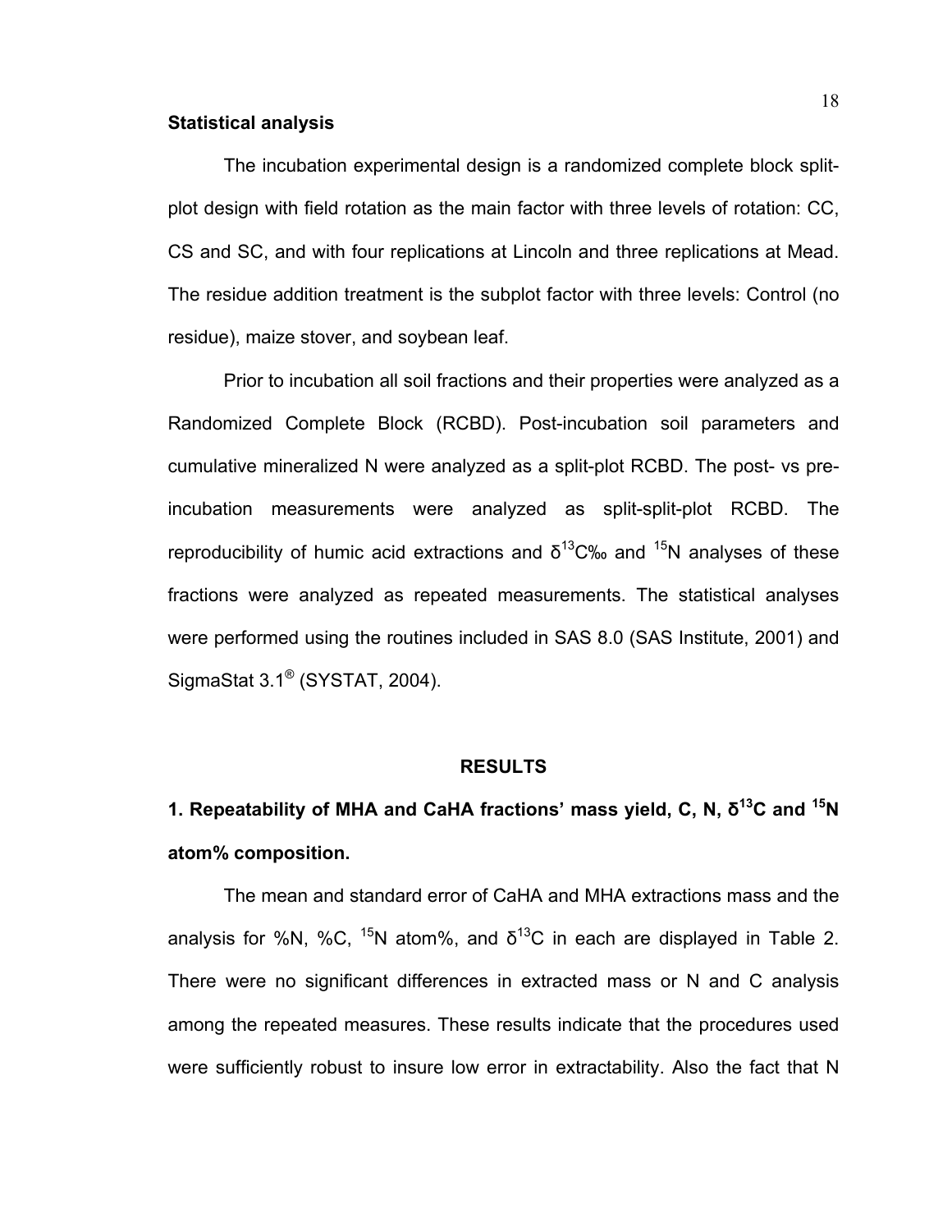**Statistical analysis**

The incubation experimental design is a randomized complete block split-plot design with field rotation as the main factor with three levels of rotation: CC, CS and SC, and with four replications at Lincoln and three replications at Mead. The residue addition treatment is the subplot factor with three levels: Control (no residue), maize stover, and soybean leaf.

Prior to incubation all soil fractions and their properties were analyzed as a Randomized Complete Block (RCBD). Post-incubation soil parameters and cumulative mineralized N were analyzed as a split-plot RCBD. The post- vs pre-incubation measurements were analyzed as split-split-plot RCBD. The reproducibility of humic acid extractions and $\delta^{13}$C‰ and $^{15}$N analyses of these fractions were analyzed as repeated measurements. The statistical analyses were performed using the routines included in SAS 8.0 (SAS Institute, 2001) and SigmaStat 3.1® (SYSTAT, 2004).

## RESULTS

### 1. Repeatability of MHA and CaHA fractions' mass yield, C, N, $\delta^{13}$C and $^{15}$N atom% composition.

The mean and standard error of CaHA and MHA extractions mass and the analysis for %N, %C, $^{15}$N atom%, and $\delta^{13}$C in each are displayed in Table 2. There were no significant differences in extracted mass or N and C analysis among the repeated measures. These results indicate that the procedures used were sufficiently robust to insure low error in extractability. Also the fact that N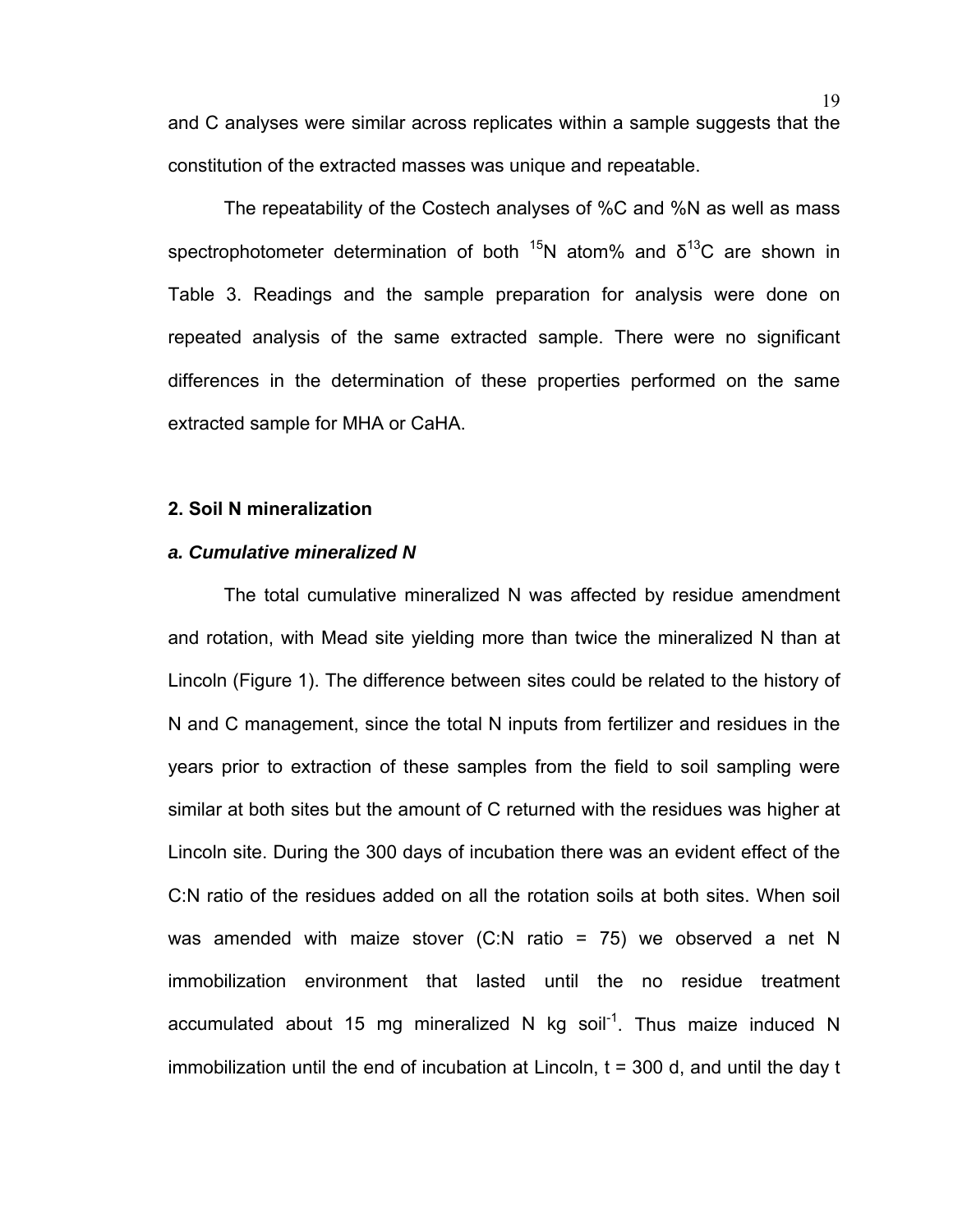and C analyses were similar across replicates within a sample suggests that the constitution of the extracted masses was unique and repeatable.

The repeatability of the Costech analyses of %C and %N as well as mass spectrophotometer determination of both $^{15}$N atom% and $\delta^{13}$C are shown in Table 3. Readings and the sample preparation for analysis were done on repeated analysis of the same extracted sample. There were no significant differences in the determination of these properties performed on the same extracted sample for MHA or CaHA.

## 2. Soil N mineralization

### *a. Cumulative mineralized N*

The total cumulative mineralized N was affected by residue amendment and rotation, with Mead site yielding more than twice the mineralized N than at Lincoln (Figure 1). The difference between sites could be related to the history of N and C management, since the total N inputs from fertilizer and residues in the years prior to extraction of these samples from the field to soil sampling were similar at both sites but the amount of C returned with the residues was higher at Lincoln site. During the 300 days of incubation there was an evident effect of the C:N ratio of the residues added on all the rotation soils at both sites. When soil was amended with maize stover (C:N ratio = 75) we observed a net N immobilization environment that lasted until the no residue treatment accumulated about 15 mg mineralized N kg soil$^{-1}$. Thus maize induced N immobilization until the end of incubation at Lincoln, t = 300 d, and until the day t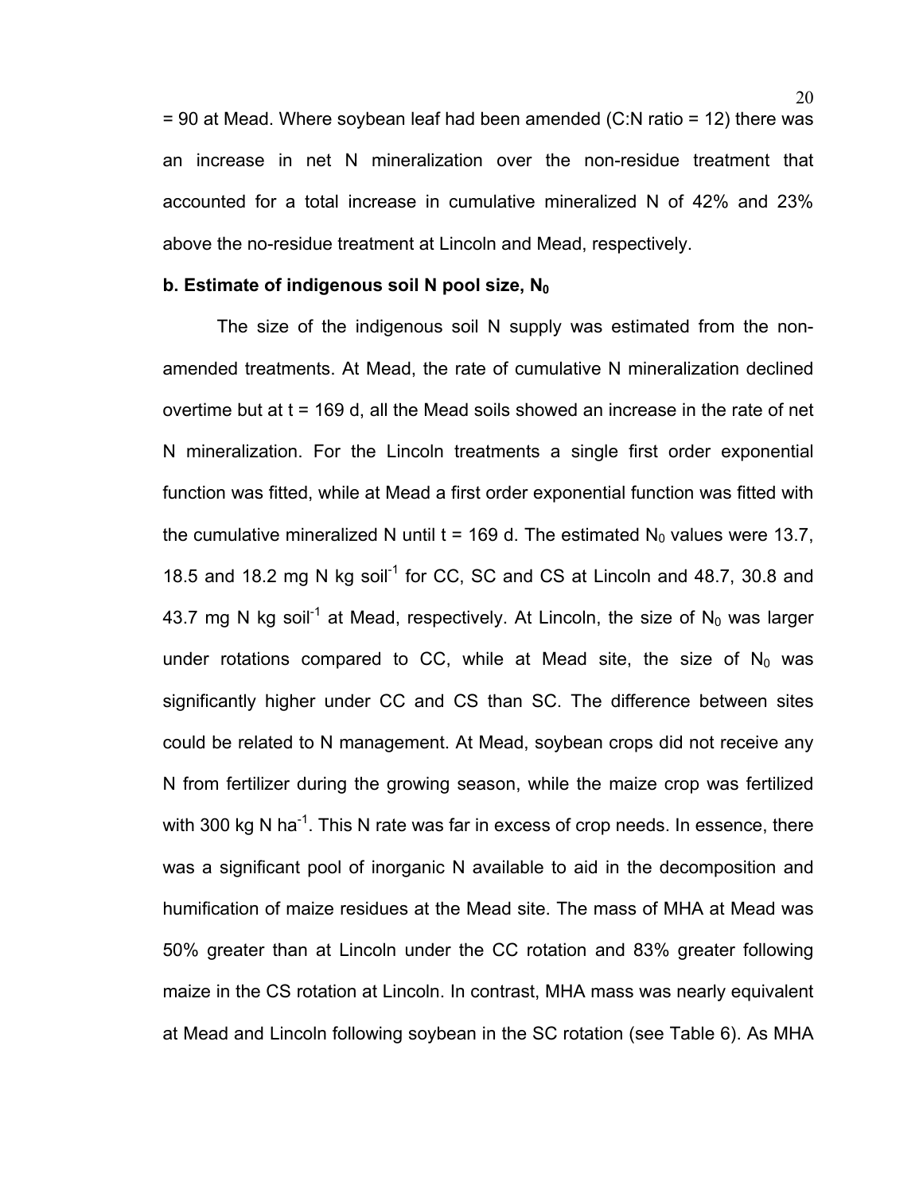= 90 at Mead. Where soybean leaf had been amended (C:N ratio = 12) there was an increase in net N mineralization over the non-residue treatment that accounted for a total increase in cumulative mineralized N of 42% and 23% above the no-residue treatment at Lincoln and Mead, respectively.

**b. Estimate of indigenous soil N pool size, $N_0$**

The size of the indigenous soil N supply was estimated from the non-amended treatments. At Mead, the rate of cumulative N mineralization declined overtime but at t = 169 d, all the Mead soils showed an increase in the rate of net N mineralization. For the Lincoln treatments a single first order exponential function was fitted, while at Mead a first order exponential function was fitted with the cumulative mineralized N until t = 169 d. The estimated $N_0$ values were 13.7, 18.5 and 18.2 mg N kg soil$^{-1}$ for CC, SC and CS at Lincoln and 48.7, 30.8 and 43.7 mg N kg soil$^{-1}$ at Mead, respectively. At Lincoln, the size of $N_0$ was larger under rotations compared to CC, while at Mead site, the size of $N_0$ was significantly higher under CC and CS than SC. The difference between sites could be related to N management. At Mead, soybean crops did not receive any N from fertilizer during the growing season, while the maize crop was fertilized with 300 kg N ha$^{-1}$. This N rate was far in excess of crop needs. In essence, there was a significant pool of inorganic N available to aid in the decomposition and humification of maize residues at the Mead site. The mass of MHA at Mead was 50% greater than at Lincoln under the CC rotation and 83% greater following maize in the CS rotation at Lincoln. In contrast, MHA mass was nearly equivalent at Mead and Lincoln following soybean in the SC rotation (see Table 6). As MHA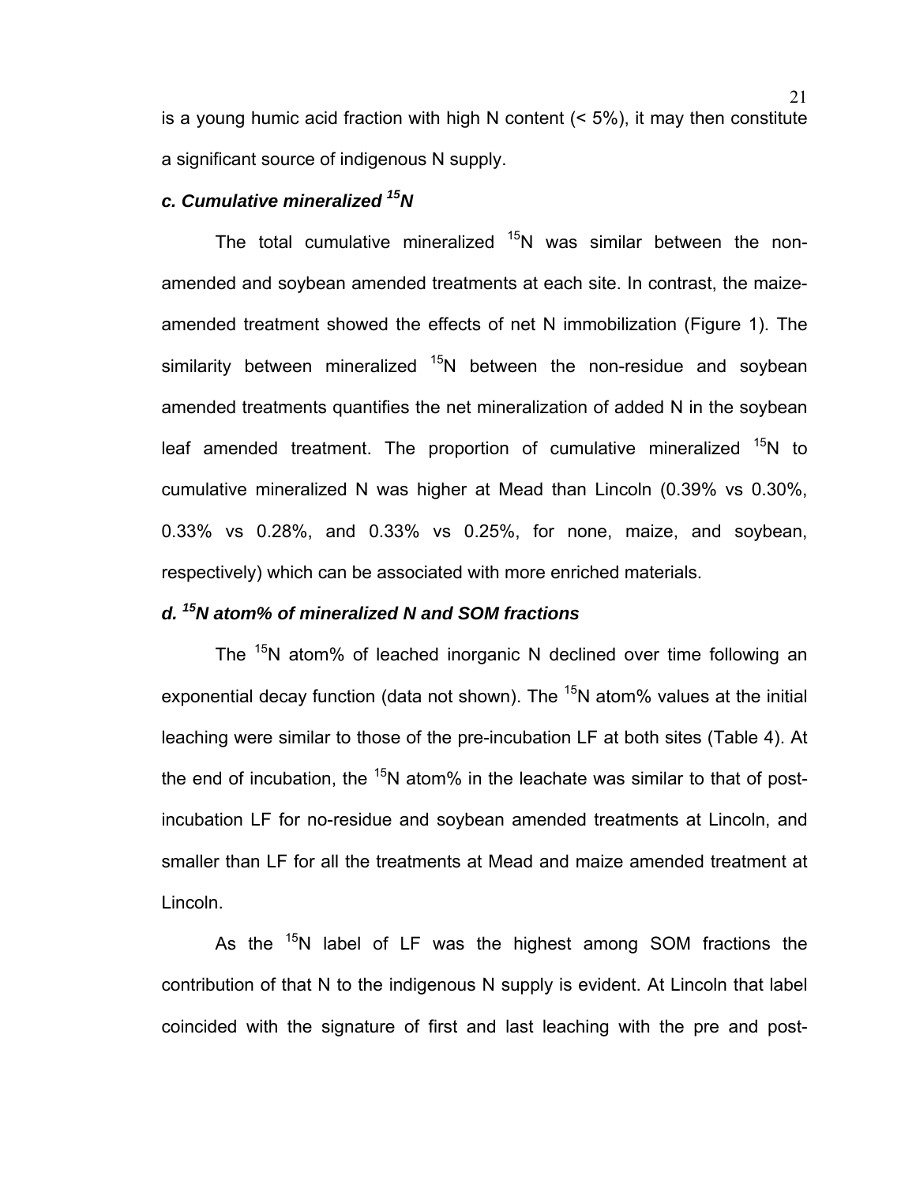is a young humic acid fraction with high N content (< 5%), it may then constitute a significant source of indigenous N supply.

### *c. Cumulative mineralized $^{15}N$*

The total cumulative mineralized $^{15}N$ was similar between the non-amended and soybean amended treatments at each site. In contrast, the maize-amended treatment showed the effects of net N immobilization (Figure 1). The similarity between mineralized $^{15}N$ between the non-residue and soybean amended treatments quantifies the net mineralization of added N in the soybean leaf amended treatment. The proportion of cumulative mineralized $^{15}N$ to cumulative mineralized N was higher at Mead than Lincoln (0.39% vs 0.30%, 0.33% vs 0.28%, and 0.33% vs 0.25%, for none, maize, and soybean, respectively) which can be associated with more enriched materials.

### *d. $^{15}N$ atom% of mineralized N and SOM fractions*

The $^{15}N$ atom% of leached inorganic N declined over time following an exponential decay function (data not shown). The $^{15}N$ atom% values at the initial leaching were similar to those of the pre-incubation LF at both sites (Table 4). At the end of incubation, the $^{15}N$ atom% in the leachate was similar to that of post-incubation LF for no-residue and soybean amended treatments at Lincoln, and smaller than LF for all the treatments at Mead and maize amended treatment at Lincoln.

As the $^{15}N$ label of LF was the highest among SOM fractions the contribution of that N to the indigenous N supply is evident. At Lincoln that label coincided with the signature of first and last leaching with the pre and post-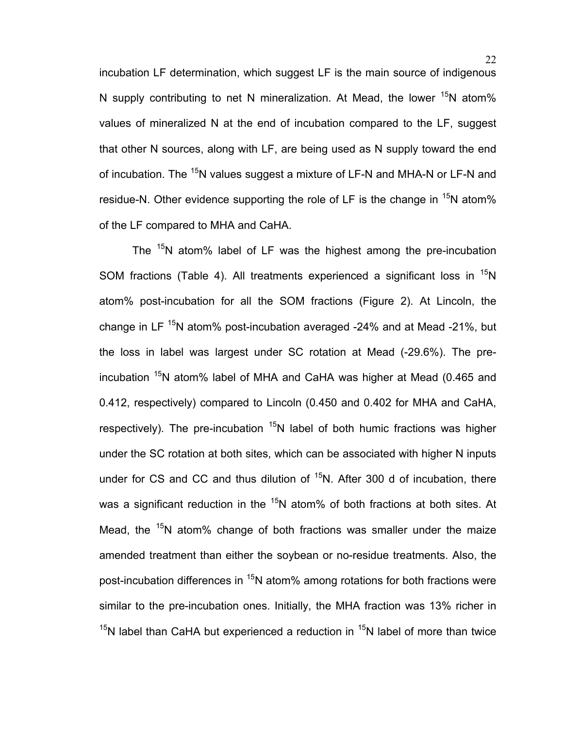incubation LF determination, which suggest LF is the main source of indigenous N supply contributing to net N mineralization. At Mead, the lower $^{15}N$ atom% values of mineralized N at the end of incubation compared to the LF, suggest that other N sources, along with LF, are being used as N supply toward the end of incubation. The $^{15}N$ values suggest a mixture of LF-N and MHA-N or LF-N and residue-N. Other evidence supporting the role of LF is the change in $^{15}N$ atom% of the LF compared to MHA and CaHA.

The $^{15}N$ atom% label of LF was the highest among the pre-incubation SOM fractions (Table 4). All treatments experienced a significant loss in $^{15}N$ atom% post-incubation for all the SOM fractions (Figure 2). At Lincoln, the change in LF $^{15}N$ atom% post-incubation averaged -24% and at Mead -21%, but the loss in label was largest under SC rotation at Mead (-29.6%). The pre-incubation $^{15}N$ atom% label of MHA and CaHA was higher at Mead (0.465 and 0.412, respectively) compared to Lincoln (0.450 and 0.402 for MHA and CaHA, respectively). The pre-incubation $^{15}N$ label of both humic fractions was higher under the SC rotation at both sites, which can be associated with higher N inputs under for CS and CC and thus dilution of $^{15}N$. After 300 d of incubation, there was a significant reduction in the $^{15}N$ atom% of both fractions at both sites. At Mead, the $^{15}N$ atom% change of both fractions was smaller under the maize amended treatment than either the soybean or no-residue treatments. Also, the post-incubation differences in $^{15}N$ atom% among rotations for both fractions were similar to the pre-incubation ones. Initially, the MHA fraction was 13% richer in $^{15}N$ label than CaHA but experienced a reduction in $^{15}N$ label of more than twice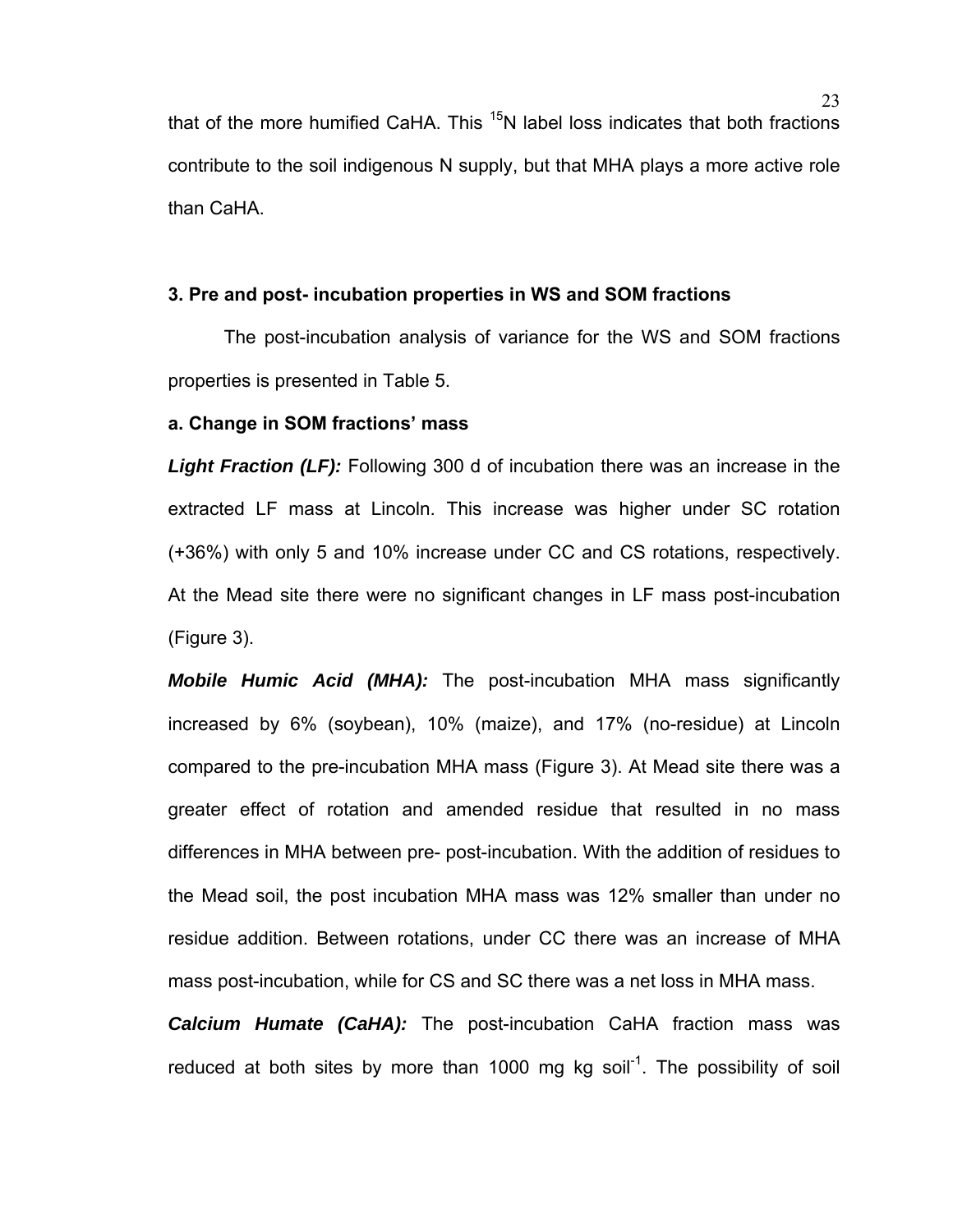that of the more humified CaHA. This $^{15}N$ label loss indicates that both fractions contribute to the soil indigenous N supply, but that MHA plays a more active role than CaHA.

### 3. Pre and post- incubation properties in WS and SOM fractions

The post-incubation analysis of variance for the WS and SOM fractions properties is presented in Table 5.

#### a. Change in SOM fractions' mass

***Light Fraction (LF):*** Following 300 d of incubation there was an increase in the extracted LF mass at Lincoln. This increase was higher under SC rotation (+36%) with only 5 and 10% increase under CC and CS rotations, respectively. At the Mead site there were no significant changes in LF mass post-incubation (Figure 3).

***Mobile Humic Acid (MHA):*** The post-incubation MHA mass significantly increased by 6% (soybean), 10% (maize), and 17% (no-residue) at Lincoln compared to the pre-incubation MHA mass (Figure 3). At Mead site there was a greater effect of rotation and amended residue that resulted in no mass differences in MHA between pre- post-incubation. With the addition of residues to the Mead soil, the post incubation MHA mass was 12% smaller than under no residue addition. Between rotations, under CC there was an increase of MHA mass post-incubation, while for CS and SC there was a net loss in MHA mass.

***Calcium Humate (CaHA):*** The post-incubation CaHA fraction mass was reduced at both sites by more than 1000 mg kg soil$^{-1}$. The possibility of soil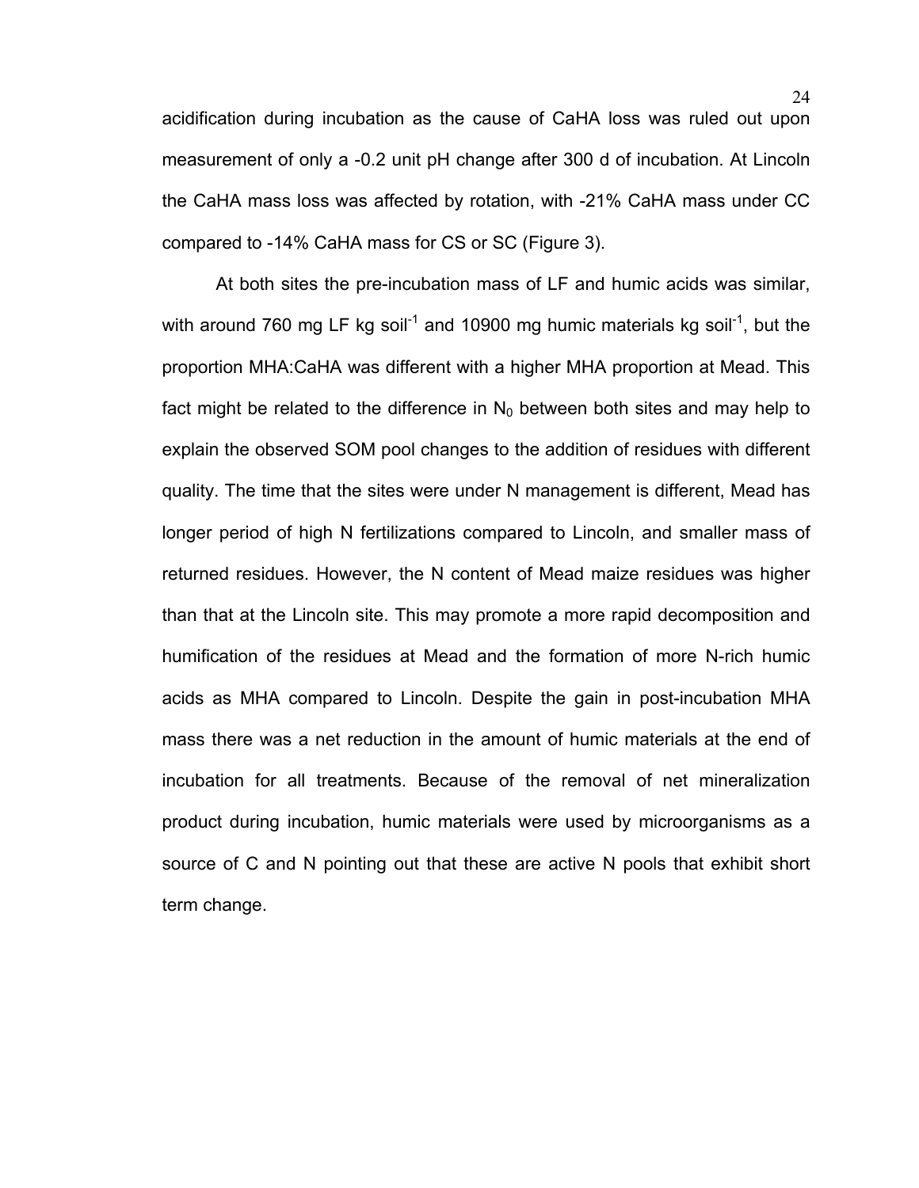acidification during incubation as the cause of CaHA loss was ruled out upon measurement of only a -0.2 unit pH change after 300 d of incubation. At Lincoln the CaHA mass loss was affected by rotation, with -21% CaHA mass under CC compared to -14% CaHA mass for CS or SC (Figure 3).

At both sites the pre-incubation mass of LF and humic acids was similar, with around 760 mg LF kg soil$^{-1}$ and 10900 mg humic materials kg soil$^{-1}$, but the proportion MHA:CaHA was different with a higher MHA proportion at Mead. This fact might be related to the difference in $N_0$ between both sites and may help to explain the observed SOM pool changes to the addition of residues with different quality. The time that the sites were under N management is different, Mead has longer period of high N fertilizations compared to Lincoln, and smaller mass of returned residues. However, the N content of Mead maize residues was higher than that at the Lincoln site. This may promote a more rapid decomposition and humification of the residues at Mead and the formation of more N-rich humic acids as MHA compared to Lincoln. Despite the gain in post-incubation MHA mass there was a net reduction in the amount of humic materials at the end of incubation for all treatments. Because of the removal of net mineralization product during incubation, humic materials were used by microorganisms as a source of C and N pointing out that these are active N pools that exhibit short term change.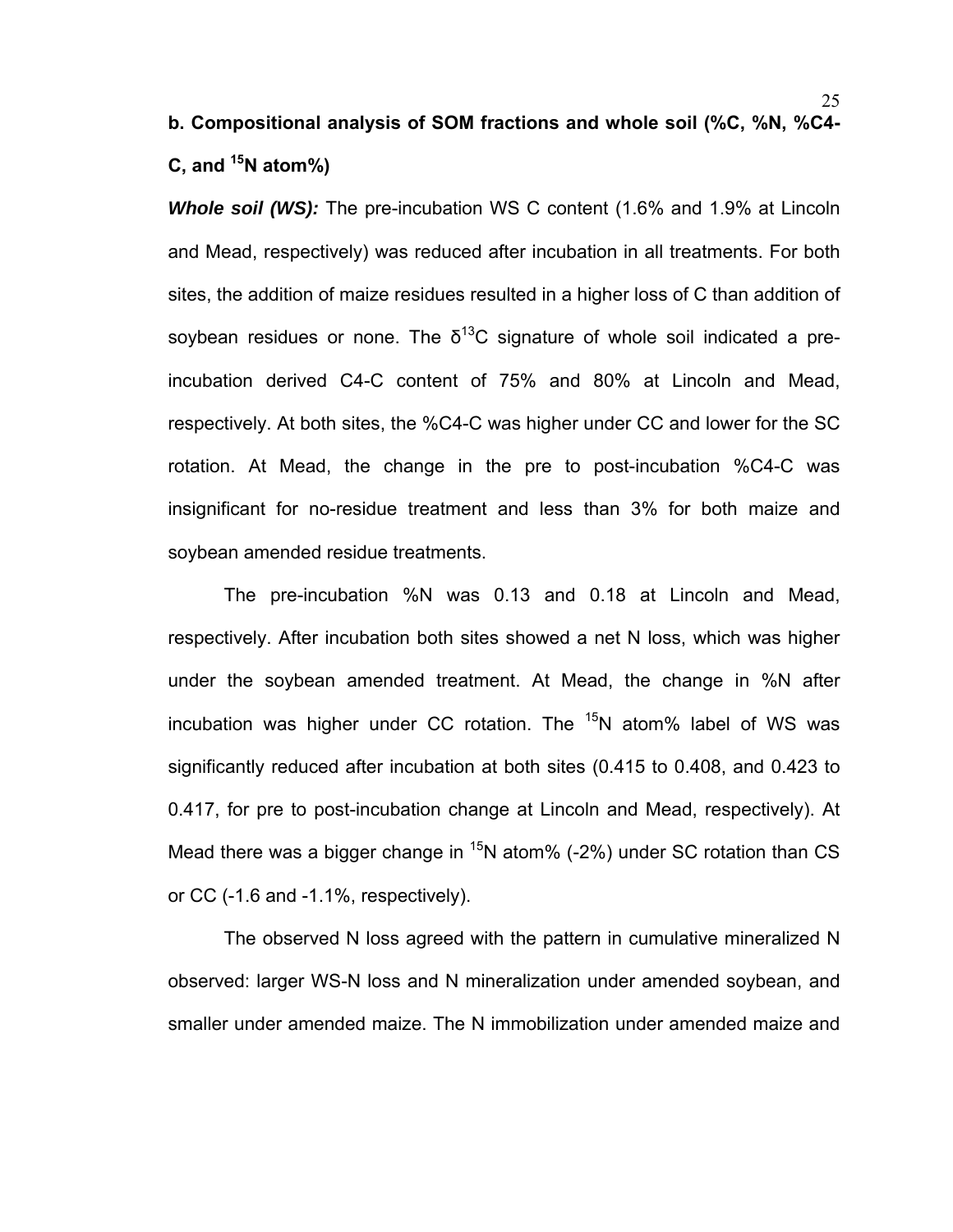### b. Compositional analysis of SOM fractions and whole soil (%C, %N, %C4-C, and $^{15}N$ atom%)

***Whole soil (WS):*** The pre-incubation WS C content (1.6% and 1.9% at Lincoln and Mead, respectively) was reduced after incubation in all treatments. For both sites, the addition of maize residues resulted in a higher loss of C than addition of soybean residues or none. The $\delta^{13}C$ signature of whole soil indicated a pre-incubation derived C4-C content of 75% and 80% at Lincoln and Mead, respectively. At both sites, the %C4-C was higher under CC and lower for the SC rotation. At Mead, the change in the pre to post-incubation %C4-C was insignificant for no-residue treatment and less than 3% for both maize and soybean amended residue treatments.

The pre-incubation %N was 0.13 and 0.18 at Lincoln and Mead, respectively. After incubation both sites showed a net N loss, which was higher under the soybean amended treatment. At Mead, the change in %N after incubation was higher under CC rotation. The $^{15}N$ atom% label of WS was significantly reduced after incubation at both sites (0.415 to 0.408, and 0.423 to 0.417, for pre to post-incubation change at Lincoln and Mead, respectively). At Mead there was a bigger change in $^{15}N$ atom% (-2%) under SC rotation than CS or CC (-1.6 and -1.1%, respectively).

The observed N loss agreed with the pattern in cumulative mineralized N observed: larger WS-N loss and N mineralization under amended soybean, and smaller under amended maize. The N immobilization under amended maize and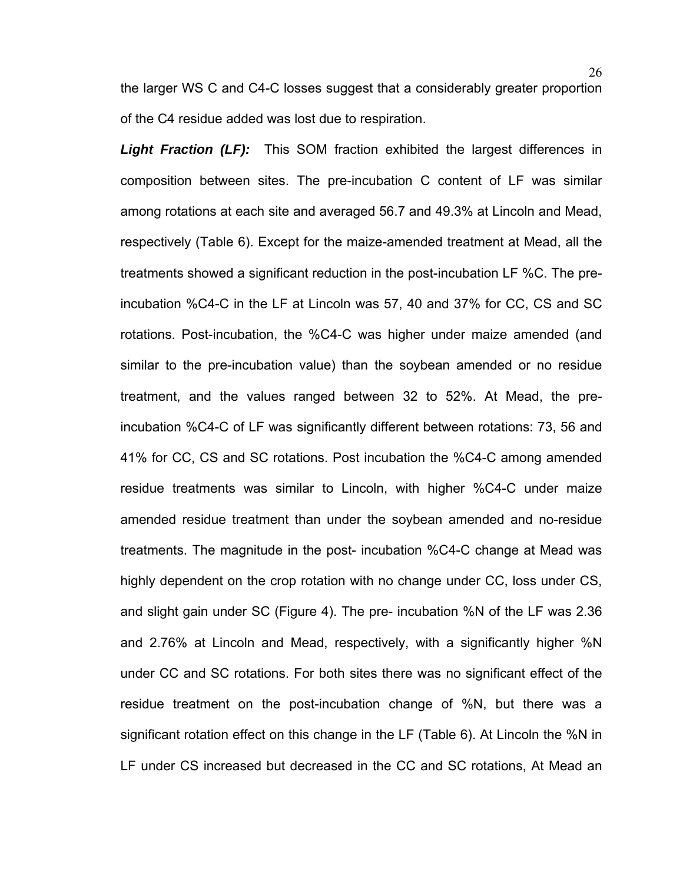the larger WS C and C4-C losses suggest that a considerably greater proportion of the C4 residue added was lost due to respiration.

***Light Fraction (LF):*** This SOM fraction exhibited the largest differences in composition between sites. The pre-incubation C content of LF was similar among rotations at each site and averaged 56.7 and 49.3% at Lincoln and Mead, respectively (Table 6). Except for the maize-amended treatment at Mead, all the treatments showed a significant reduction in the post-incubation LF %C. The pre-incubation %C4-C in the LF at Lincoln was 57, 40 and 37% for CC, CS and SC rotations. Post-incubation, the %C4-C was higher under maize amended (and similar to the pre-incubation value) than the soybean amended or no residue treatment, and the values ranged between 32 to 52%. At Mead, the pre-incubation %C4-C of LF was significantly different between rotations: 73, 56 and 41% for CC, CS and SC rotations. Post incubation the %C4-C among amended residue treatments was similar to Lincoln, with higher %C4-C under maize amended residue treatment than under the soybean amended and no-residue treatments. The magnitude in the post- incubation %C4-C change at Mead was highly dependent on the crop rotation with no change under CC, loss under CS, and slight gain under SC (Figure 4). The pre- incubation %N of the LF was 2.36 and 2.76% at Lincoln and Mead, respectively, with a significantly higher %N under CC and SC rotations. For both sites there was no significant effect of the residue treatment on the post-incubation change of %N, but there was a significant rotation effect on this change in the LF (Table 6). At Lincoln the %N in LF under CS increased but decreased in the CC and SC rotations, At Mead an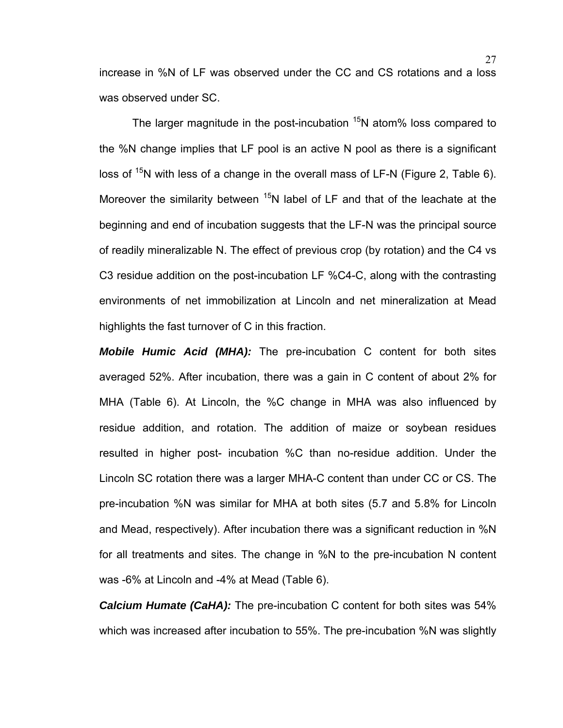increase in %N of LF was observed under the CC and CS rotations and a loss was observed under SC.

The larger magnitude in the post-incubation $^{15}N$ atom% loss compared to the %N change implies that LF pool is an active N pool as there is a significant loss of $^{15}N$ with less of a change in the overall mass of LF-N (Figure 2, Table 6). Moreover the similarity between $^{15}N$ label of LF and that of the leachate at the beginning and end of incubation suggests that the LF-N was the principal source of readily mineralizable N. The effect of previous crop (by rotation) and the C4 vs C3 residue addition on the post-incubation LF %C4-C, along with the contrasting environments of net immobilization at Lincoln and net mineralization at Mead highlights the fast turnover of C in this fraction.

***Mobile Humic Acid (MHA):*** The pre-incubation C content for both sites averaged 52%. After incubation, there was a gain in C content of about 2% for MHA (Table 6). At Lincoln, the %C change in MHA was also influenced by residue addition, and rotation. The addition of maize or soybean residues resulted in higher post- incubation %C than no-residue addition. Under the Lincoln SC rotation there was a larger MHA-C content than under CC or CS. The pre-incubation %N was similar for MHA at both sites (5.7 and 5.8% for Lincoln and Mead, respectively). After incubation there was a significant reduction in %N for all treatments and sites. The change in %N to the pre-incubation N content was -6% at Lincoln and -4% at Mead (Table 6).

***Calcium Humate (CaHA):*** The pre-incubation C content for both sites was 54% which was increased after incubation to 55%. The pre-incubation %N was slightly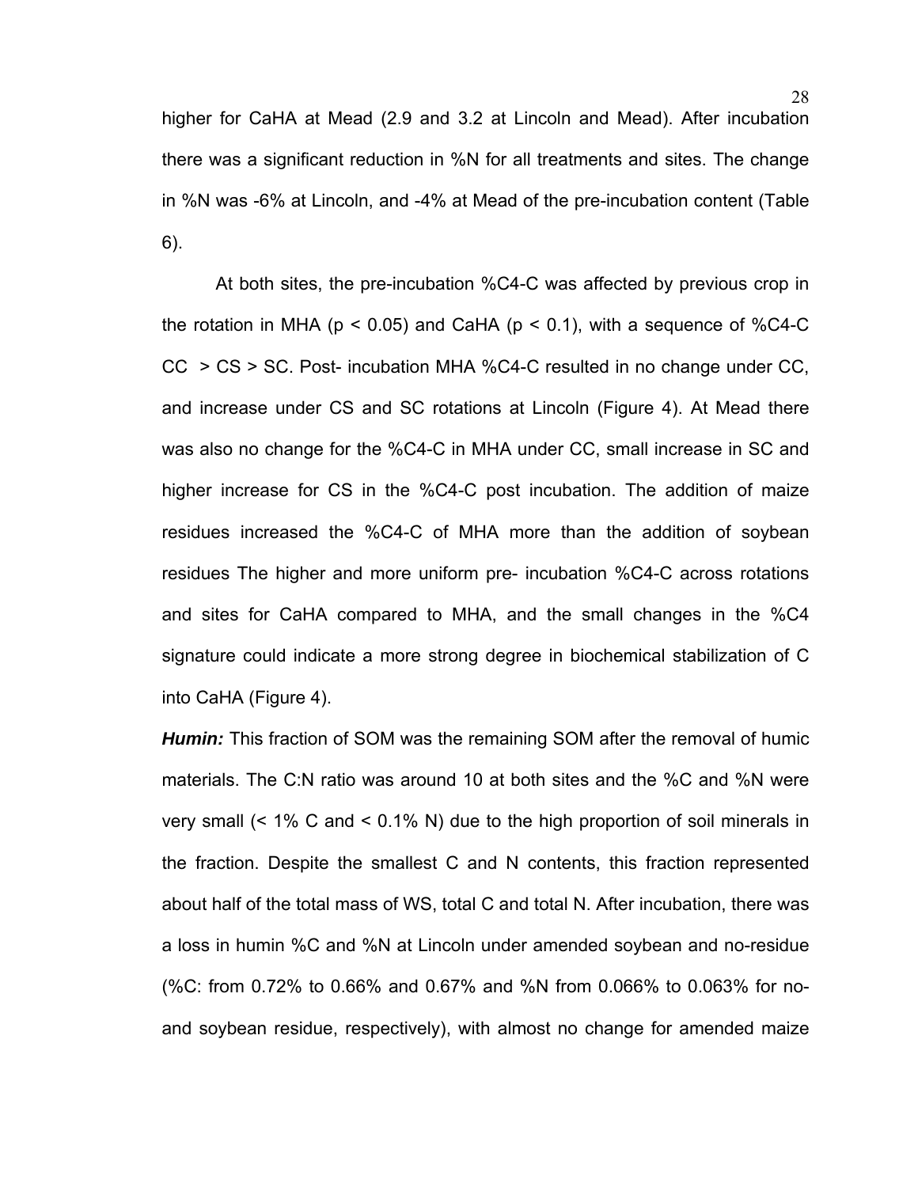higher for CaHA at Mead (2.9 and 3.2 at Lincoln and Mead). After incubation there was a significant reduction in %N for all treatments and sites. The change in %N was -6% at Lincoln, and -4% at Mead of the pre-incubation content (Table 6).

At both sites, the pre-incubation %C4-C was affected by previous crop in the rotation in MHA ($p < 0.05$) and CaHA ($p < 0.1$), with a sequence of %C4-C CC > CS > SC. Post- incubation MHA %C4-C resulted in no change under CC, and increase under CS and SC rotations at Lincoln (Figure 4). At Mead there was also no change for the %C4-C in MHA under CC, small increase in SC and higher increase for CS in the %C4-C post incubation. The addition of maize residues increased the %C4-C of MHA more than the addition of soybean residues The higher and more uniform pre- incubation %C4-C across rotations and sites for CaHA compared to MHA, and the small changes in the %C4 signature could indicate a more strong degree in biochemical stabilization of C into CaHA (Figure 4).

***Humin:*** This fraction of SOM was the remaining SOM after the removal of humic materials. The C:N ratio was around 10 at both sites and the %C and %N were very small (< 1% C and < 0.1% N) due to the high proportion of soil minerals in the fraction. Despite the smallest C and N contents, this fraction represented about half of the total mass of WS, total C and total N. After incubation, there was a loss in humin %C and %N at Lincoln under amended soybean and no-residue (%C: from 0.72% to 0.66% and 0.67% and %N from 0.066% to 0.063% for no- and soybean residue, respectively), with almost no change for amended maize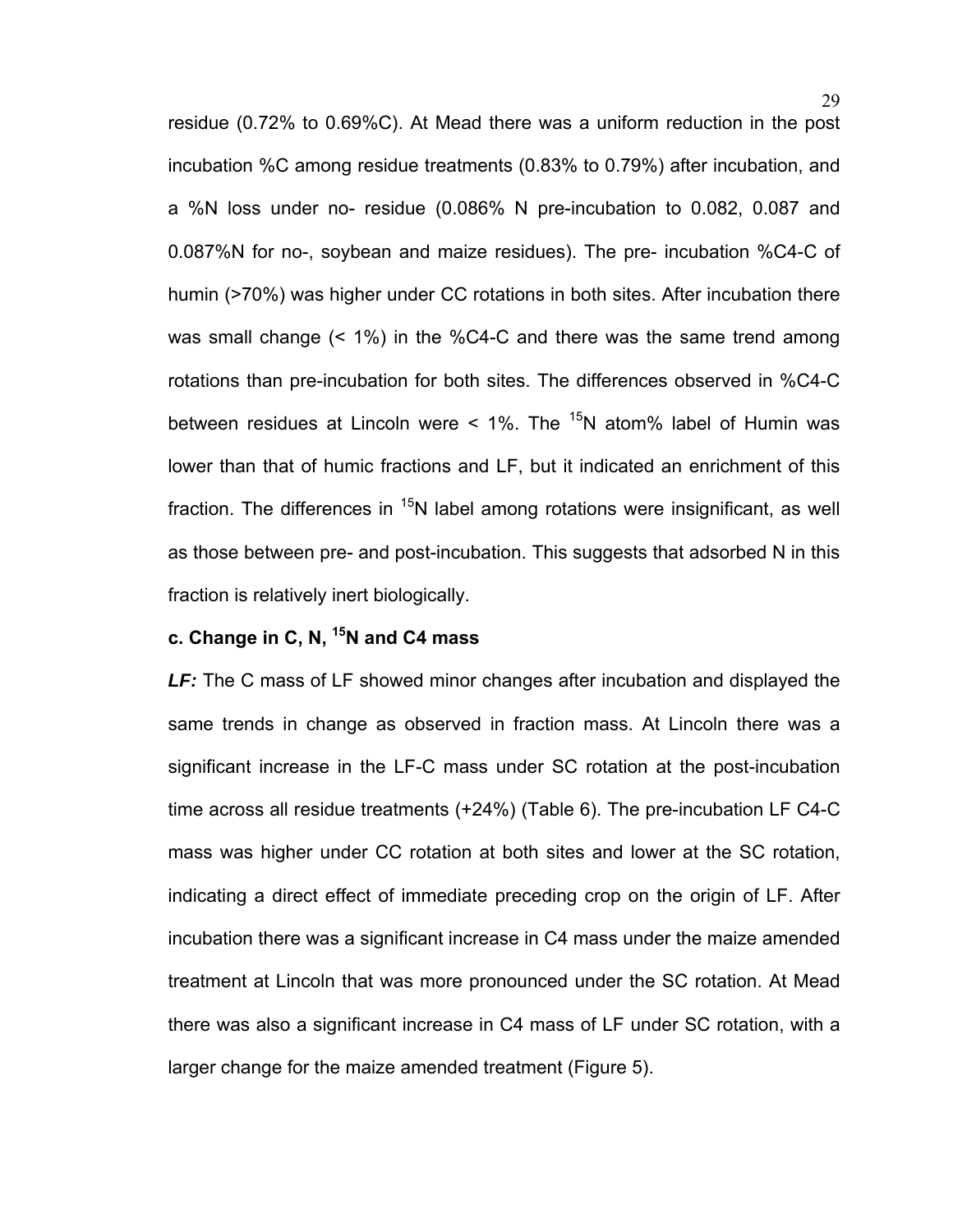residue (0.72% to 0.69%C). At Mead there was a uniform reduction in the post incubation %C among residue treatments (0.83% to 0.79%) after incubation, and a %N loss under no- residue (0.086% N pre-incubation to 0.082, 0.087 and 0.087%N for no-, soybean and maize residues). The pre- incubation %C4-C of humin (>70%) was higher under CC rotations in both sites. After incubation there was small change (< 1%) in the %C4-C and there was the same trend among rotations than pre-incubation for both sites. The differences observed in %C4-C between residues at Lincoln were < 1%. The $^{15}$N atom% label of Humin was lower than that of humic fractions and LF, but it indicated an enrichment of this fraction. The differences in $^{15}$N label among rotations were insignificant, as well as those between pre- and post-incubation. This suggests that adsorbed N in this fraction is relatively inert biologically.

### c. Change in C, N, $^{15}$N and C4 mass

***LF:*** The C mass of LF showed minor changes after incubation and displayed the same trends in change as observed in fraction mass. At Lincoln there was a significant increase in the LF-C mass under SC rotation at the post-incubation time across all residue treatments (+24%) (Table 6). The pre-incubation LF C4-C mass was higher under CC rotation at both sites and lower at the SC rotation, indicating a direct effect of immediate preceding crop on the origin of LF. After incubation there was a significant increase in C4 mass under the maize amended treatment at Lincoln that was more pronounced under the SC rotation. At Mead there was also a significant increase in C4 mass of LF under SC rotation, with a larger change for the maize amended treatment (Figure 5).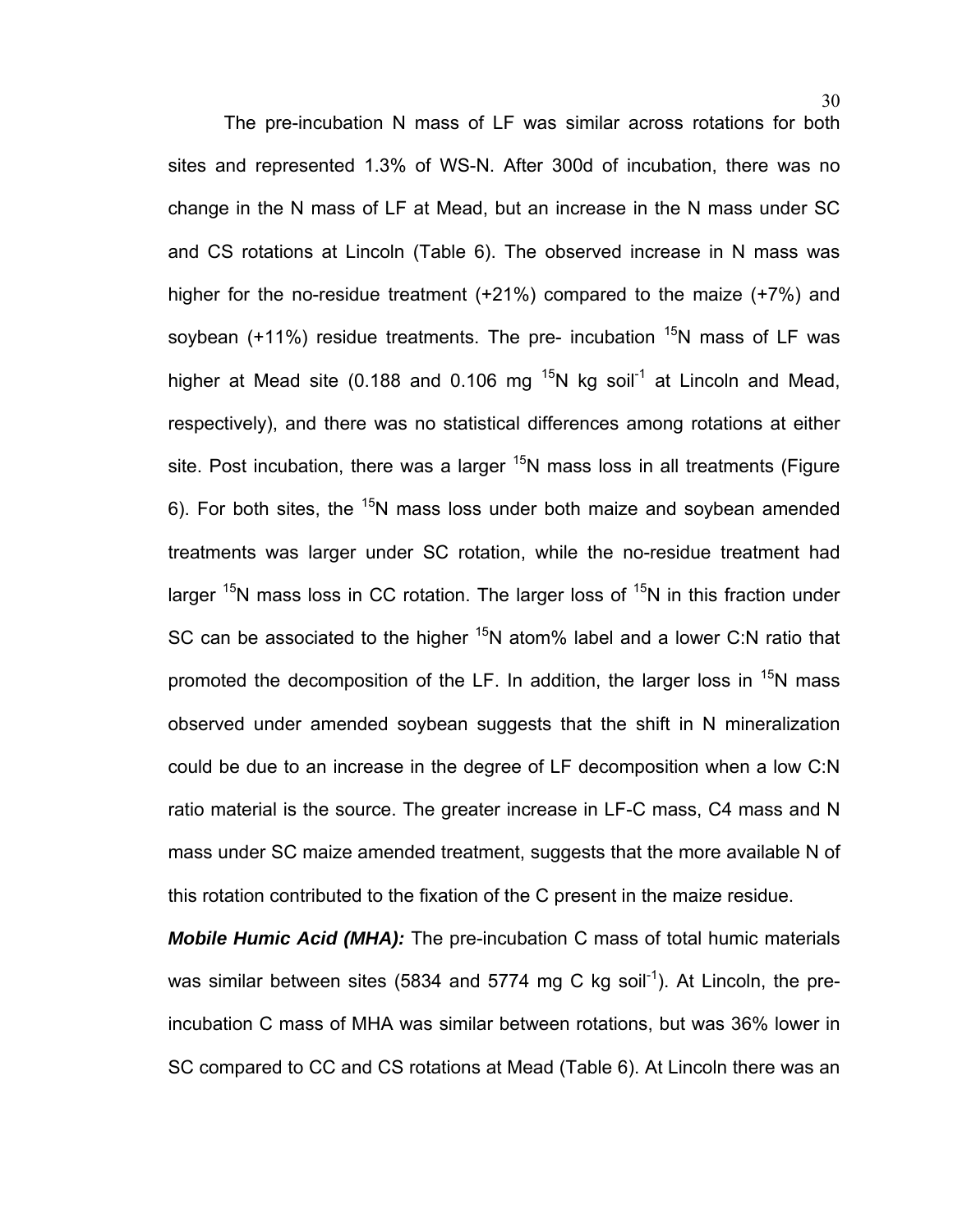The pre-incubation N mass of LF was similar across rotations for both sites and represented 1.3% of WS-N. After 300d of incubation, there was no change in the N mass of LF at Mead, but an increase in the N mass under SC and CS rotations at Lincoln (Table 6). The observed increase in N mass was higher for the no-residue treatment (+21%) compared to the maize (+7%) and soybean (+11%) residue treatments. The pre- incubation $^{15}N$ mass of LF was higher at Mead site (0.188 and 0.106 mg $^{15}N$ kg soil$^{-1}$ at Lincoln and Mead, respectively), and there was no statistical differences among rotations at either site. Post incubation, there was a larger $^{15}N$ mass loss in all treatments (Figure 6). For both sites, the $^{15}N$ mass loss under both maize and soybean amended treatments was larger under SC rotation, while the no-residue treatment had larger $^{15}N$ mass loss in CC rotation. The larger loss of $^{15}N$ in this fraction under SC can be associated to the higher $^{15}N$ atom% label and a lower C:N ratio that promoted the decomposition of the LF. In addition, the larger loss in $^{15}N$ mass observed under amended soybean suggests that the shift in N mineralization could be due to an increase in the degree of LF decomposition when a low C:N ratio material is the source. The greater increase in LF-C mass, C4 mass and N mass under SC maize amended treatment, suggests that the more available N of this rotation contributed to the fixation of the C present in the maize residue.

***Mobile Humic Acid (MHA):*** The pre-incubation C mass of total humic materials was similar between sites (5834 and 5774 mg C kg soil$^{-1}$). At Lincoln, the pre-incubation C mass of MHA was similar between rotations, but was 36% lower in SC compared to CC and CS rotations at Mead (Table 6). At Lincoln there was an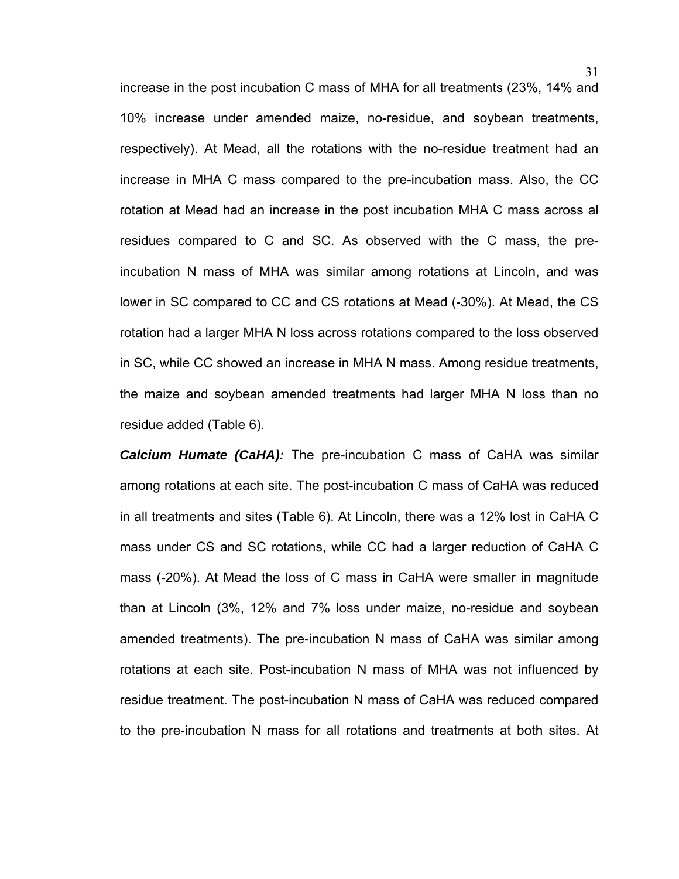increase in the post incubation C mass of MHA for all treatments (23%, 14% and 10% increase under amended maize, no-residue, and soybean treatments, respectively). At Mead, all the rotations with the no-residue treatment had an increase in MHA C mass compared to the pre-incubation mass. Also, the CC rotation at Mead had an increase in the post incubation MHA C mass across al residues compared to C and SC. As observed with the C mass, the pre-incubation N mass of MHA was similar among rotations at Lincoln, and was lower in SC compared to CC and CS rotations at Mead (-30%). At Mead, the CS rotation had a larger MHA N loss across rotations compared to the loss observed in SC, while CC showed an increase in MHA N mass. Among residue treatments, the maize and soybean amended treatments had larger MHA N loss than no residue added (Table 6).

***Calcium Humate (CaHA):*** The pre-incubation C mass of CaHA was similar among rotations at each site. The post-incubation C mass of CaHA was reduced in all treatments and sites (Table 6). At Lincoln, there was a 12% lost in CaHA C mass under CS and SC rotations, while CC had a larger reduction of CaHA C mass (-20%). At Mead the loss of C mass in CaHA were smaller in magnitude than at Lincoln (3%, 12% and 7% loss under maize, no-residue and soybean amended treatments). The pre-incubation N mass of CaHA was similar among rotations at each site. Post-incubation N mass of MHA was not influenced by residue treatment. The post-incubation N mass of CaHA was reduced compared to the pre-incubation N mass for all rotations and treatments at both sites. At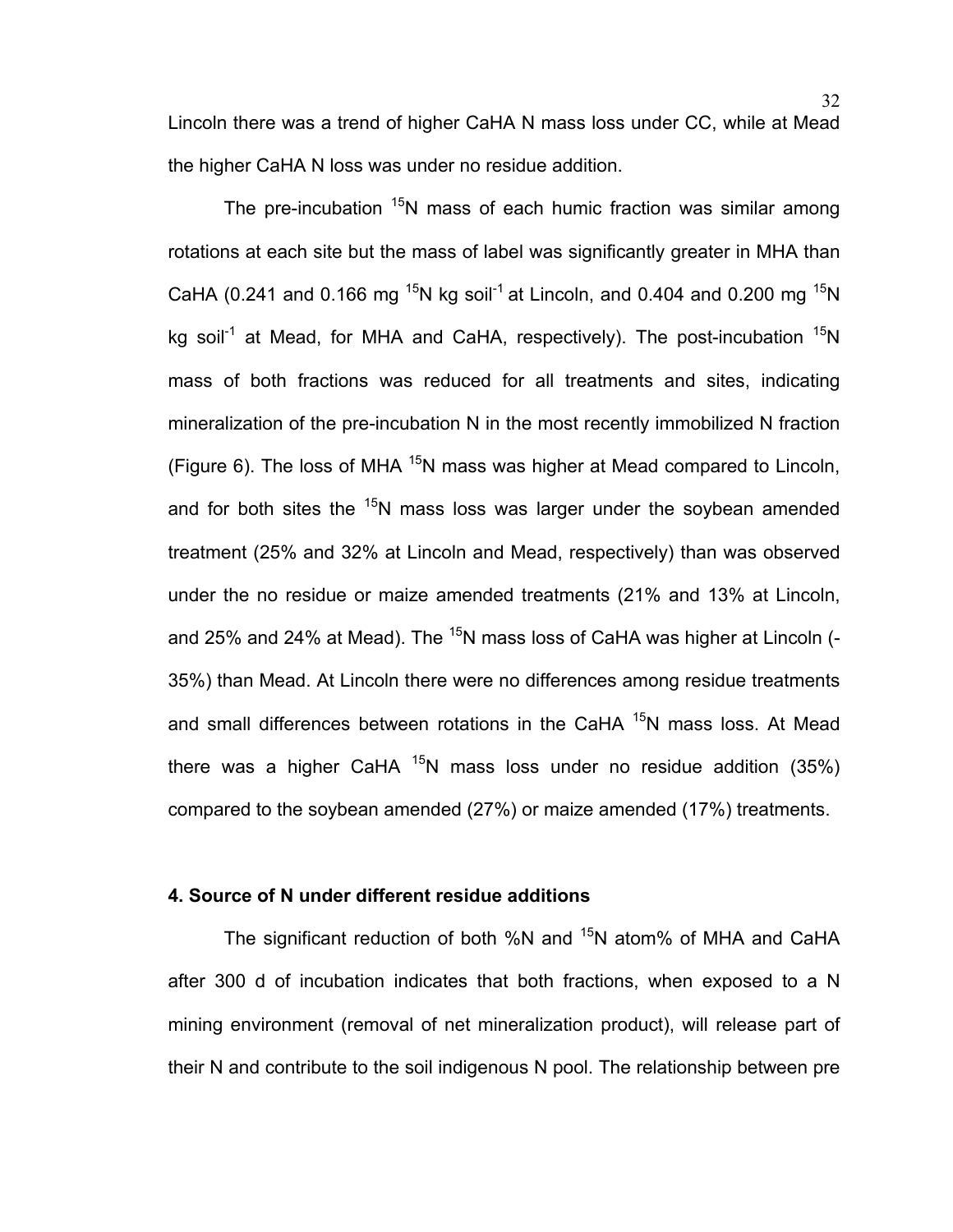Lincoln there was a trend of higher CaHA N mass loss under CC, while at Mead the higher CaHA N loss was under no residue addition.

The pre-incubation $^{15}N$ mass of each humic fraction was similar among rotations at each site but the mass of label was significantly greater in MHA than CaHA (0.241 and 0.166 mg $^{15}N$ kg soil$^{-1}$ at Lincoln, and 0.404 and 0.200 mg $^{15}N$ kg soil$^{-1}$ at Mead, for MHA and CaHA, respectively). The post-incubation $^{15}N$ mass of both fractions was reduced for all treatments and sites, indicating mineralization of the pre-incubation N in the most recently immobilized N fraction (Figure 6). The loss of MHA $^{15}N$ mass was higher at Mead compared to Lincoln, and for both sites the $^{15}N$ mass loss was larger under the soybean amended treatment (25% and 32% at Lincoln and Mead, respectively) than was observed under the no residue or maize amended treatments (21% and 13% at Lincoln, and 25% and 24% at Mead). The $^{15}N$ mass loss of CaHA was higher at Lincoln (-35%) than Mead. At Lincoln there were no differences among residue treatments and small differences between rotations in the CaHA $^{15}N$ mass loss. At Mead there was a higher CaHA $^{15}N$ mass loss under no residue addition (35%) compared to the soybean amended (27%) or maize amended (17%) treatments.

### 4. Source of N under different residue additions

The significant reduction of both %N and $^{15}N$ atom% of MHA and CaHA after 300 d of incubation indicates that both fractions, when exposed to a N mining environment (removal of net mineralization product), will release part of their N and contribute to the soil indigenous N pool. The relationship between pre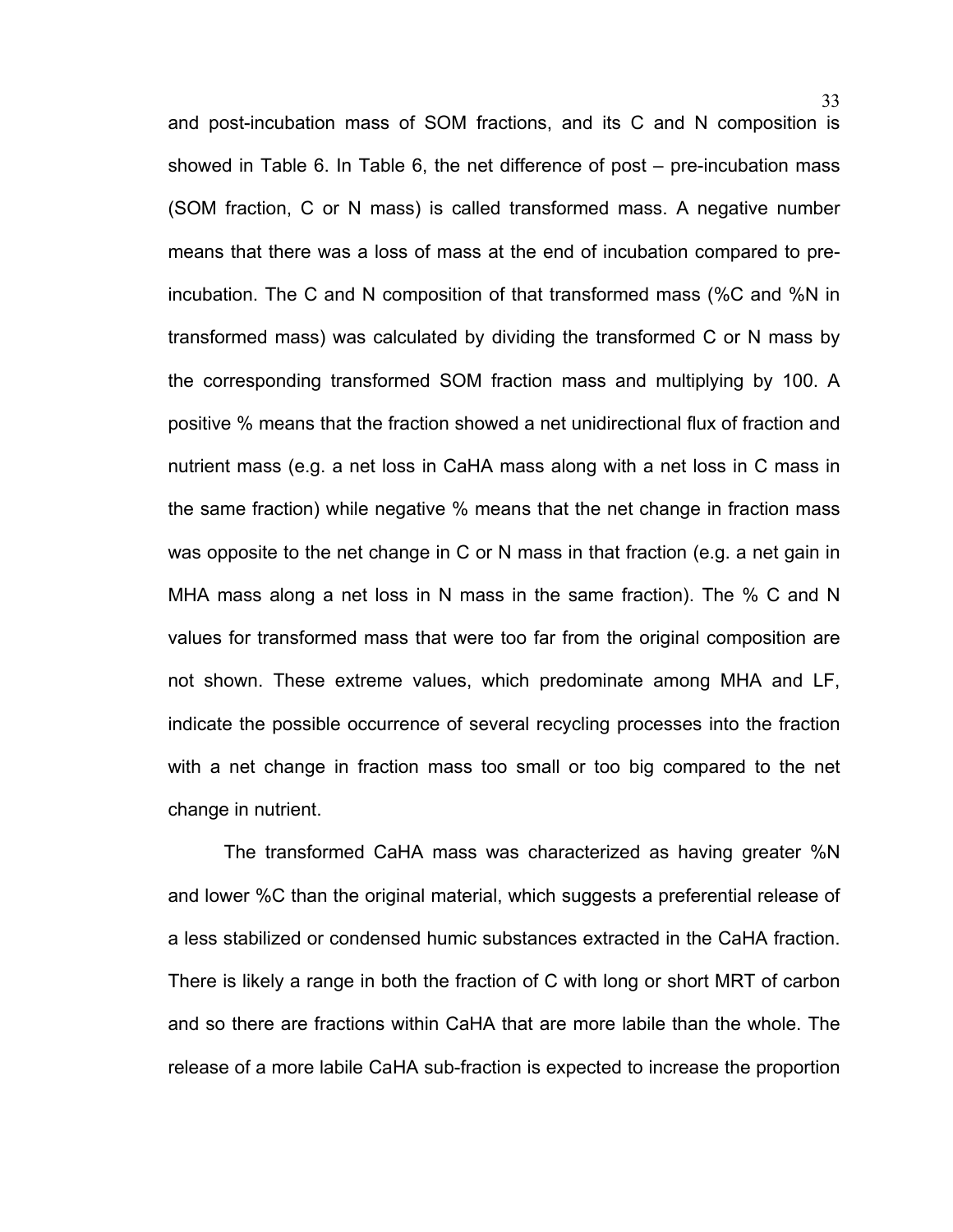and post-incubation mass of SOM fractions, and its C and N composition is showed in Table 6. In Table 6, the net difference of post – pre-incubation mass (SOM fraction, C or N mass) is called transformed mass. A negative number means that there was a loss of mass at the end of incubation compared to pre-incubation. The C and N composition of that transformed mass (%C and %N in transformed mass) was calculated by dividing the transformed C or N mass by the corresponding transformed SOM fraction mass and multiplying by 100. A positive % means that the fraction showed a net unidirectional flux of fraction and nutrient mass (e.g. a net loss in CaHA mass along with a net loss in C mass in the same fraction) while negative % means that the net change in fraction mass was opposite to the net change in C or N mass in that fraction (e.g. a net gain in MHA mass along a net loss in N mass in the same fraction). The % C and N values for transformed mass that were too far from the original composition are not shown. These extreme values, which predominate among MHA and LF, indicate the possible occurrence of several recycling processes into the fraction with a net change in fraction mass too small or too big compared to the net change in nutrient.

The transformed CaHA mass was characterized as having greater %N and lower %C than the original material, which suggests a preferential release of a less stabilized or condensed humic substances extracted in the CaHA fraction. There is likely a range in both the fraction of C with long or short MRT of carbon and so there are fractions within CaHA that are more labile than the whole. The release of a more labile CaHA sub-fraction is expected to increase the proportion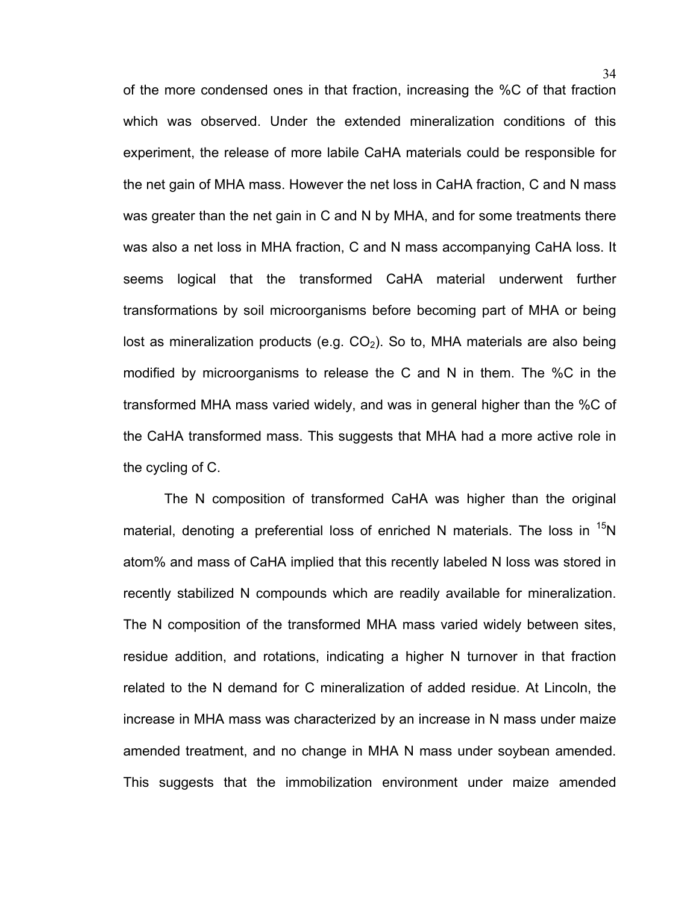of the more condensed ones in that fraction, increasing the %C of that fraction which was observed. Under the extended mineralization conditions of this experiment, the release of more labile CaHA materials could be responsible for the net gain of MHA mass. However the net loss in CaHA fraction, C and N mass was greater than the net gain in C and N by MHA, and for some treatments there was also a net loss in MHA fraction, C and N mass accompanying CaHA loss. It seems logical that the transformed CaHA material underwent further transformations by soil microorganisms before becoming part of MHA or being lost as mineralization products (e.g. $CO_2$). So to, MHA materials are also being modified by microorganisms to release the C and N in them. The %C in the transformed MHA mass varied widely, and was in general higher than the %C of the CaHA transformed mass. This suggests that MHA had a more active role in the cycling of C.

The N composition of transformed CaHA was higher than the original material, denoting a preferential loss of enriched N materials. The loss in $^{15}N$ atom% and mass of CaHA implied that this recently labeled N loss was stored in recently stabilized N compounds which are readily available for mineralization. The N composition of the transformed MHA mass varied widely between sites, residue addition, and rotations, indicating a higher N turnover in that fraction related to the N demand for C mineralization of added residue. At Lincoln, the increase in MHA mass was characterized by an increase in N mass under maize amended treatment, and no change in MHA N mass under soybean amended. This suggests that the immobilization environment under maize amended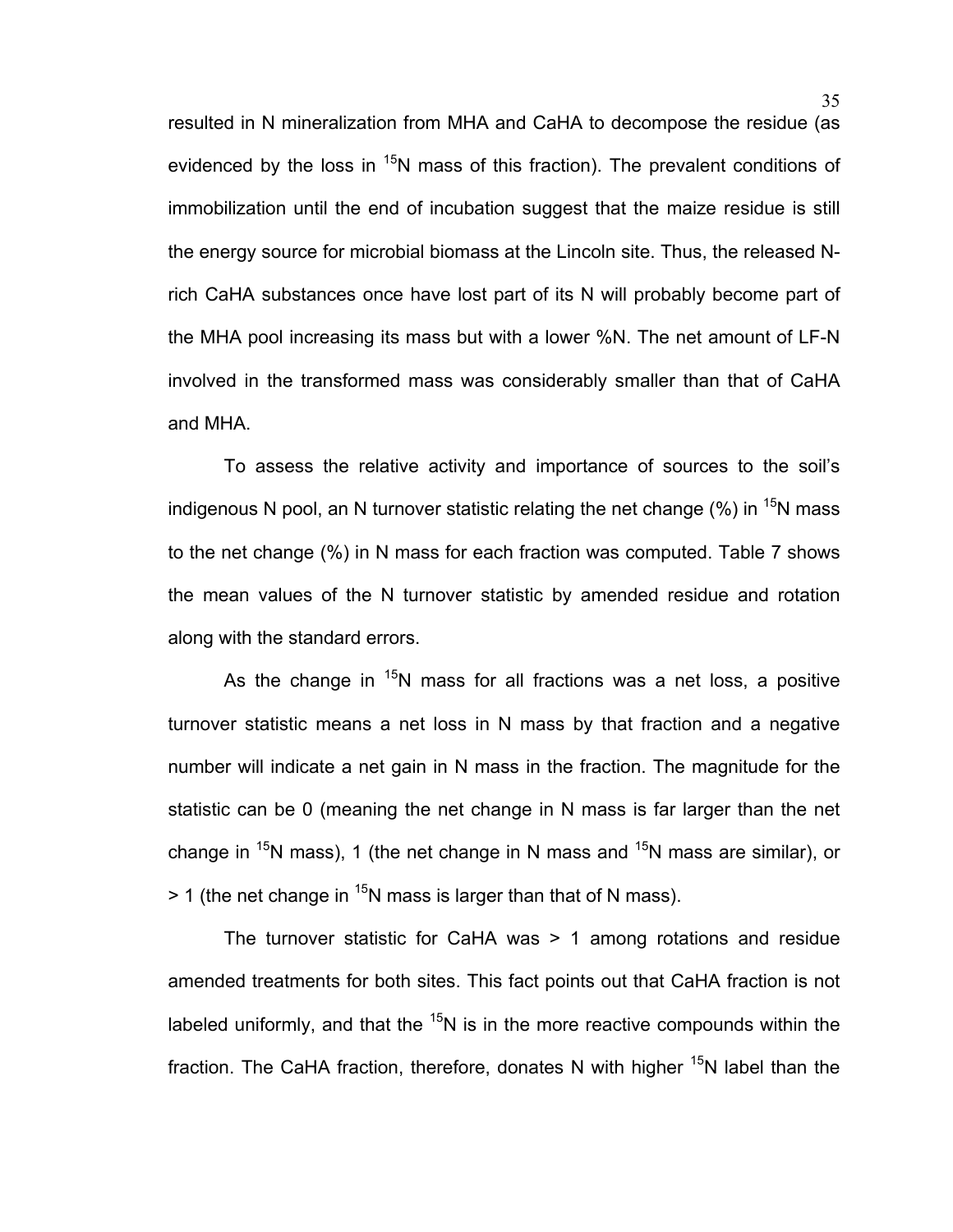resulted in N mineralization from MHA and CaHA to decompose the residue (as evidenced by the loss in $^{15}$N mass of this fraction). The prevalent conditions of immobilization until the end of incubation suggest that the maize residue is still the energy source for microbial biomass at the Lincoln site. Thus, the released N-rich CaHA substances once have lost part of its N will probably become part of the MHA pool increasing its mass but with a lower %N. The net amount of LF-N involved in the transformed mass was considerably smaller than that of CaHA and MHA.

To assess the relative activity and importance of sources to the soil's indigenous N pool, an N turnover statistic relating the net change (%) in $^{15}$N mass to the net change (%) in N mass for each fraction was computed. Table 7 shows the mean values of the N turnover statistic by amended residue and rotation along with the standard errors.

As the change in $^{15}$N mass for all fractions was a net loss, a positive turnover statistic means a net loss in N mass by that fraction and a negative number will indicate a net gain in N mass in the fraction. The magnitude for the statistic can be 0 (meaning the net change in N mass is far larger than the net change in $^{15}$N mass), 1 (the net change in N mass and $^{15}$N mass are similar), or > 1 (the net change in $^{15}$N mass is larger than that of N mass).

The turnover statistic for CaHA was > 1 among rotations and residue amended treatments for both sites. This fact points out that CaHA fraction is not labeled uniformly, and that the $^{15}$N is in the more reactive compounds within the fraction. The CaHA fraction, therefore, donates N with higher $^{15}$N label than the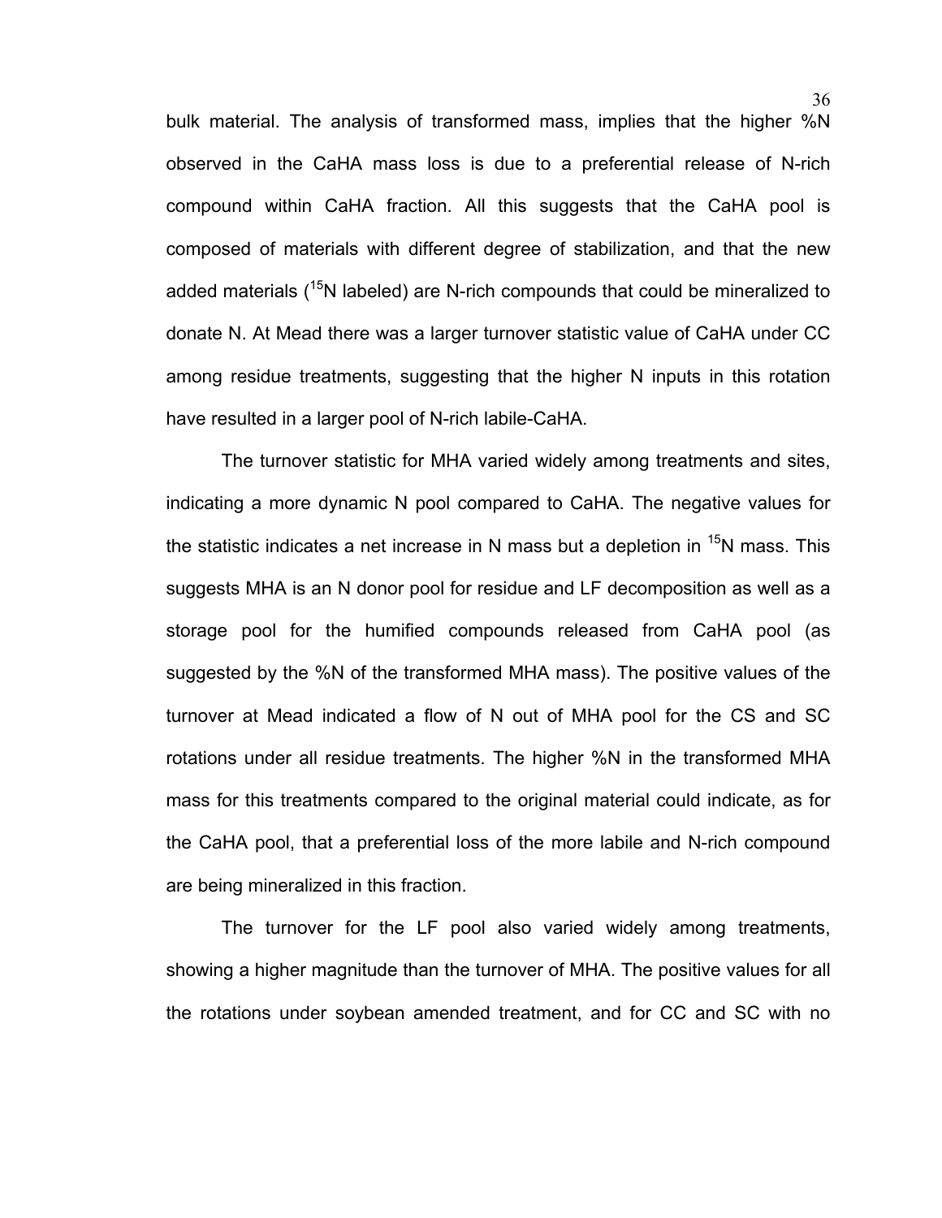bulk material. The analysis of transformed mass, implies that the higher %N observed in the CaHA mass loss is due to a preferential release of N-rich compound within CaHA fraction. All this suggests that the CaHA pool is composed of materials with different degree of stabilization, and that the new added materials ($^{15}N$ labeled) are N-rich compounds that could be mineralized to donate N. At Mead there was a larger turnover statistic value of CaHA under CC among residue treatments, suggesting that the higher N inputs in this rotation have resulted in a larger pool of N-rich labile-CaHA.

The turnover statistic for MHA varied widely among treatments and sites, indicating a more dynamic N pool compared to CaHA. The negative values for the statistic indicates a net increase in N mass but a depletion in $^{15}N$ mass. This suggests MHA is an N donor pool for residue and LF decomposition as well as a storage pool for the humified compounds released from CaHA pool (as suggested by the %N of the transformed MHA mass). The positive values of the turnover at Mead indicated a flow of N out of MHA pool for the CS and SC rotations under all residue treatments. The higher %N in the transformed MHA mass for this treatments compared to the original material could indicate, as for the CaHA pool, that a preferential loss of the more labile and N-rich compound are being mineralized in this fraction.

The turnover for the LF pool also varied widely among treatments, showing a higher magnitude than the turnover of MHA. The positive values for all the rotations under soybean amended treatment, and for CC and SC with no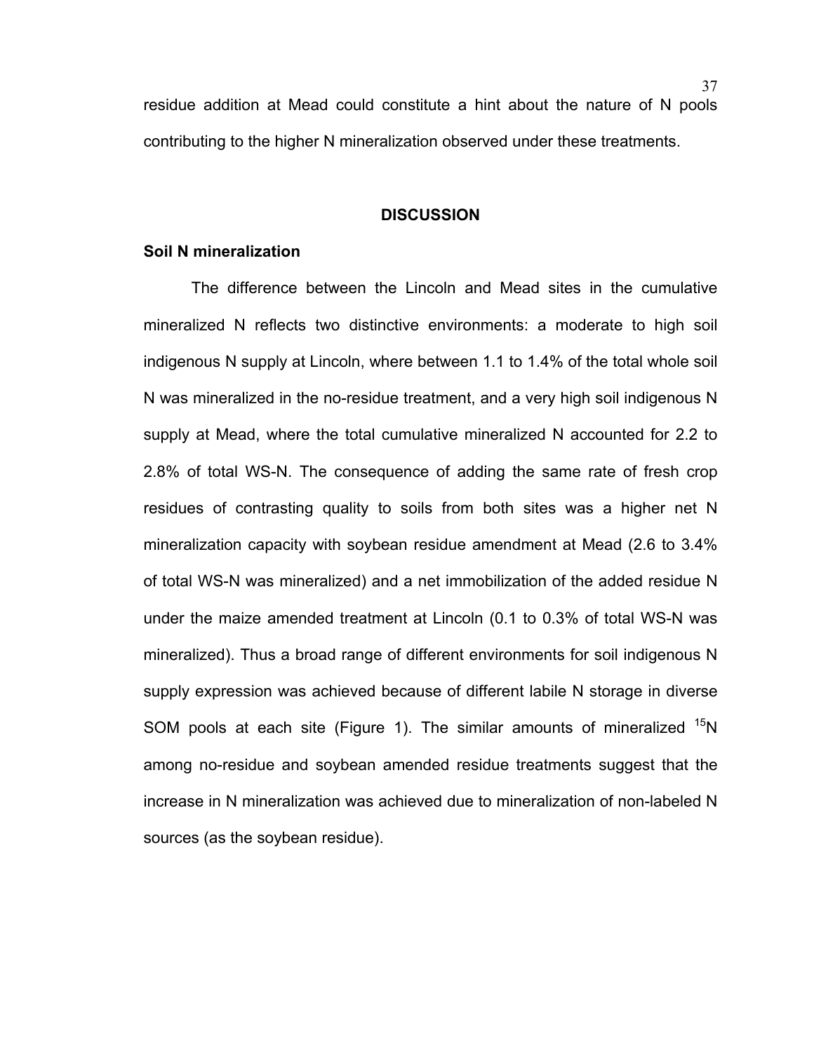residue addition at Mead could constitute a hint about the nature of N pools contributing to the higher N mineralization observed under these treatments.

## DISCUSSION

### Soil N mineralization

The difference between the Lincoln and Mead sites in the cumulative mineralized N reflects two distinctive environments: a moderate to high soil indigenous N supply at Lincoln, where between 1.1 to 1.4% of the total whole soil N was mineralized in the no-residue treatment, and a very high soil indigenous N supply at Mead, where the total cumulative mineralized N accounted for 2.2 to 2.8% of total WS-N. The consequence of adding the same rate of fresh crop residues of contrasting quality to soils from both sites was a higher net N mineralization capacity with soybean residue amendment at Mead (2.6 to 3.4% of total WS-N was mineralized) and a net immobilization of the added residue N under the maize amended treatment at Lincoln (0.1 to 0.3% of total WS-N was mineralized). Thus a broad range of different environments for soil indigenous N supply expression was achieved because of different labile N storage in diverse SOM pools at each site (Figure 1). The similar amounts of mineralized $^{15}N$ among no-residue and soybean amended residue treatments suggest that the increase in N mineralization was achieved due to mineralization of non-labeled N sources (as the soybean residue).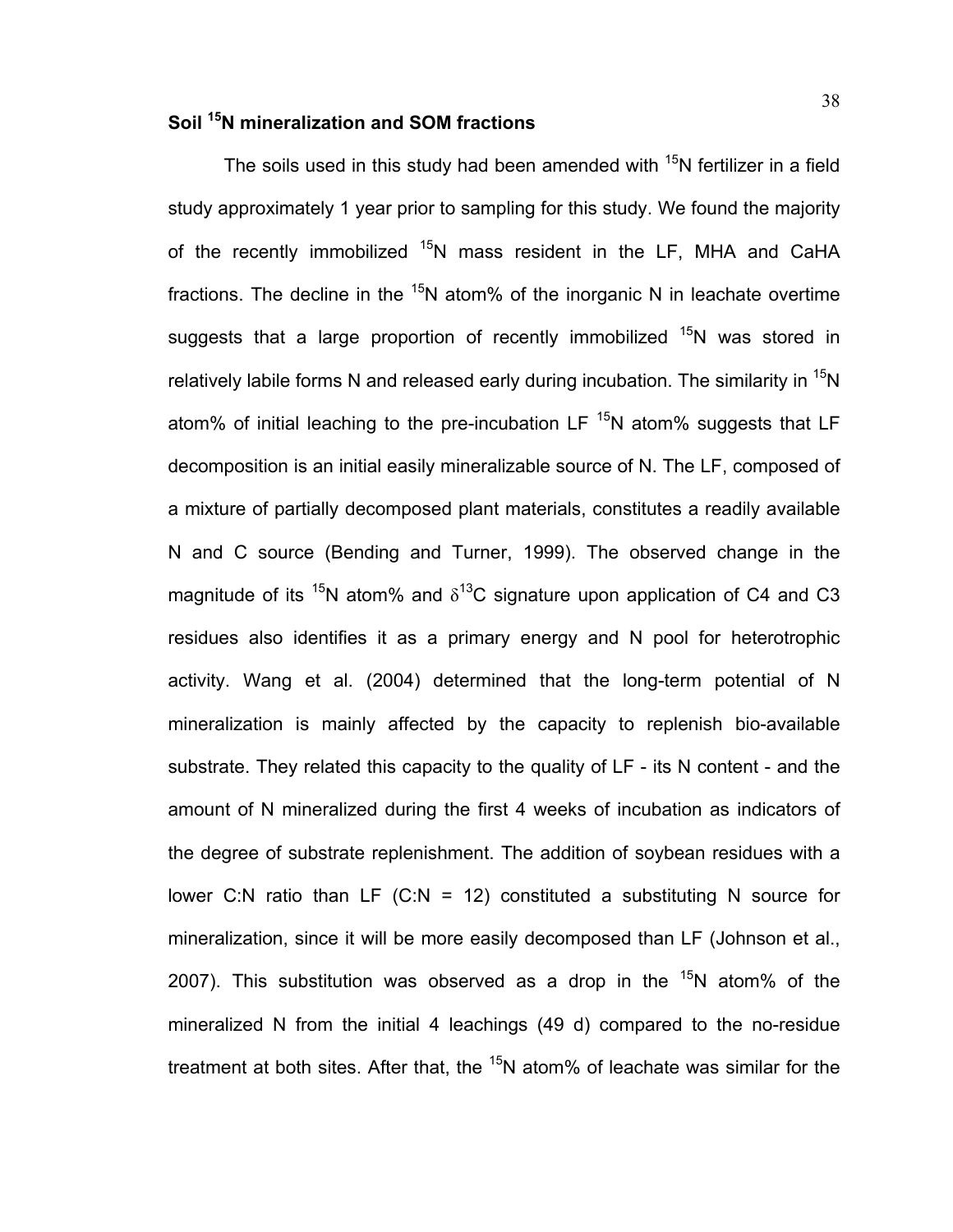### Soil $^{15}N$ mineralization and SOM fractions

The soils used in this study had been amended with $^{15}N$ fertilizer in a field study approximately 1 year prior to sampling for this study. We found the majority of the recently immobilized $^{15}N$ mass resident in the LF, MHA and CaHA fractions. The decline in the $^{15}N$ atom% of the inorganic N in leachate overtime suggests that a large proportion of recently immobilized $^{15}N$ was stored in relatively labile forms N and released early during incubation. The similarity in $^{15}N$ atom% of initial leaching to the pre-incubation LF $^{15}N$ atom% suggests that LF decomposition is an initial easily mineralizable source of N. The LF, composed of a mixture of partially decomposed plant materials, constitutes a readily available N and C source (Bending and Turner, 1999). The observed change in the magnitude of its $^{15}N$ atom% and $\delta^{13}C$ signature upon application of C4 and C3 residues also identifies it as a primary energy and N pool for heterotrophic activity. Wang et al. (2004) determined that the long-term potential of N mineralization is mainly affected by the capacity to replenish bio-available substrate. They related this capacity to the quality of LF - its N content - and the amount of N mineralized during the first 4 weeks of incubation as indicators of the degree of substrate replenishment. The addition of soybean residues with a lower C:N ratio than LF (C:N = 12) constituted a substituting N source for mineralization, since it will be more easily decomposed than LF (Johnson et al., 2007). This substitution was observed as a drop in the $^{15}N$ atom% of the mineralized N from the initial 4 leachings (49 d) compared to the no-residue treatment at both sites. After that, the $^{15}N$ atom% of leachate was similar for the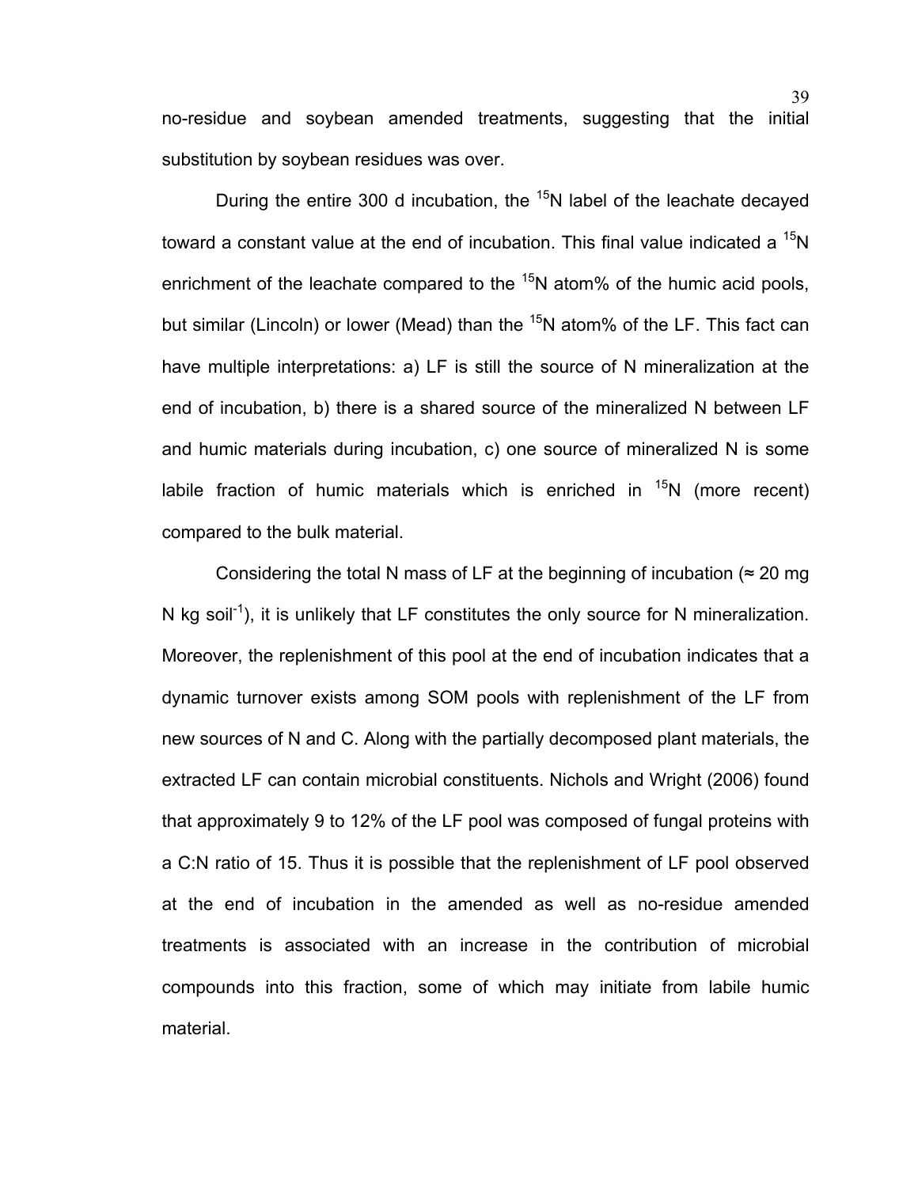no-residue and soybean amended treatments, suggesting that the initial substitution by soybean residues was over.

During the entire 300 d incubation, the $^{15}N$ label of the leachate decayed toward a constant value at the end of incubation. This final value indicated a $^{15}N$ enrichment of the leachate compared to the $^{15}N$ atom% of the humic acid pools, but similar (Lincoln) or lower (Mead) than the $^{15}N$ atom% of the LF. This fact can have multiple interpretations: a) LF is still the source of N mineralization at the end of incubation, b) there is a shared source of the mineralized N between LF and humic materials during incubation, c) one source of mineralized N is some labile fraction of humic materials which is enriched in $^{15}N$ (more recent) compared to the bulk material.

Considering the total N mass of LF at the beginning of incubation (≈ 20 mg N kg soil$^{-1}$), it is unlikely that LF constitutes the only source for N mineralization. Moreover, the replenishment of this pool at the end of incubation indicates that a dynamic turnover exists among SOM pools with replenishment of the LF from new sources of N and C. Along with the partially decomposed plant materials, the extracted LF can contain microbial constituents. Nichols and Wright (2006) found that approximately 9 to 12% of the LF pool was composed of fungal proteins with a C:N ratio of 15. Thus it is possible that the replenishment of LF pool observed at the end of incubation in the amended as well as no-residue amended treatments is associated with an increase in the contribution of microbial compounds into this fraction, some of which may initiate from labile humic material.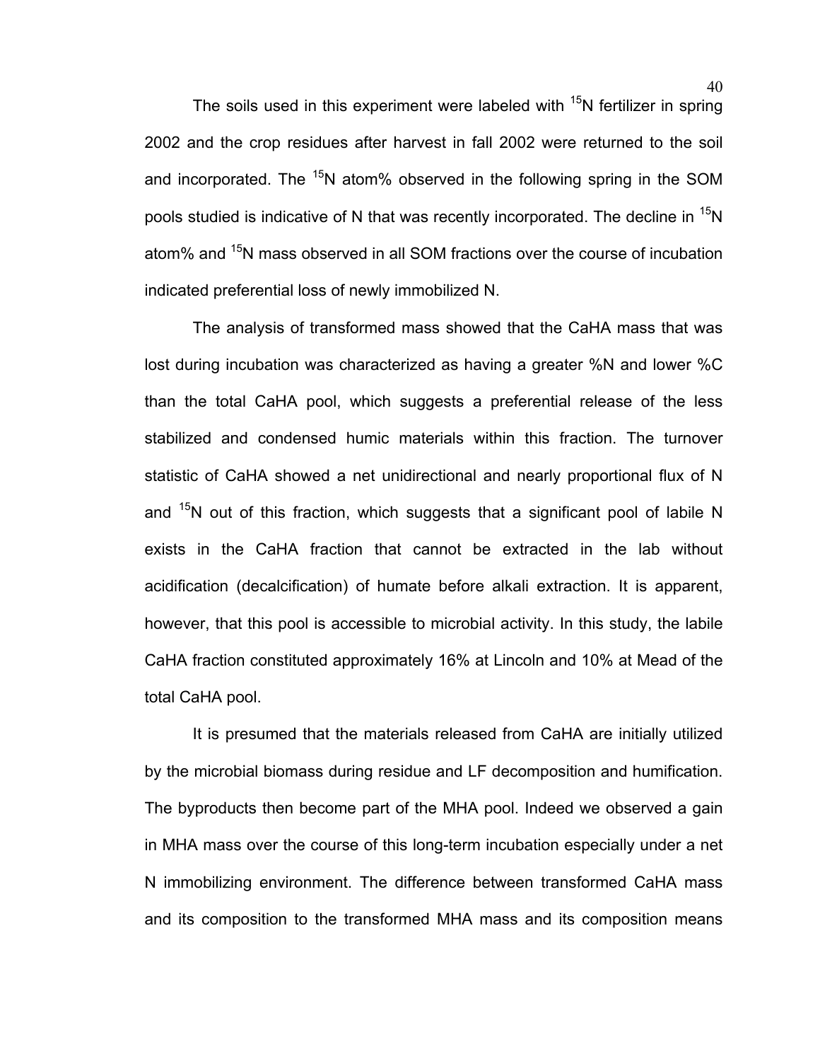The soils used in this experiment were labeled with $^{15}N$ fertilizer in spring 2002 and the crop residues after harvest in fall 2002 were returned to the soil and incorporated. The $^{15}N$ atom% observed in the following spring in the SOM pools studied is indicative of N that was recently incorporated. The decline in $^{15}N$ atom% and $^{15}N$ mass observed in all SOM fractions over the course of incubation indicated preferential loss of newly immobilized N.

The analysis of transformed mass showed that the CaHA mass that was lost during incubation was characterized as having a greater %N and lower %C than the total CaHA pool, which suggests a preferential release of the less stabilized and condensed humic materials within this fraction. The turnover statistic of CaHA showed a net unidirectional and nearly proportional flux of N and $^{15}N$ out of this fraction, which suggests that a significant pool of labile N exists in the CaHA fraction that cannot be extracted in the lab without acidification (decalcification) of humate before alkali extraction. It is apparent, however, that this pool is accessible to microbial activity. In this study, the labile CaHA fraction constituted approximately 16% at Lincoln and 10% at Mead of the total CaHA pool.

It is presumed that the materials released from CaHA are initially utilized by the microbial biomass during residue and LF decomposition and humification. The byproducts then become part of the MHA pool. Indeed we observed a gain in MHA mass over the course of this long-term incubation especially under a net N immobilizing environment. The difference between transformed CaHA mass and its composition to the transformed MHA mass and its composition means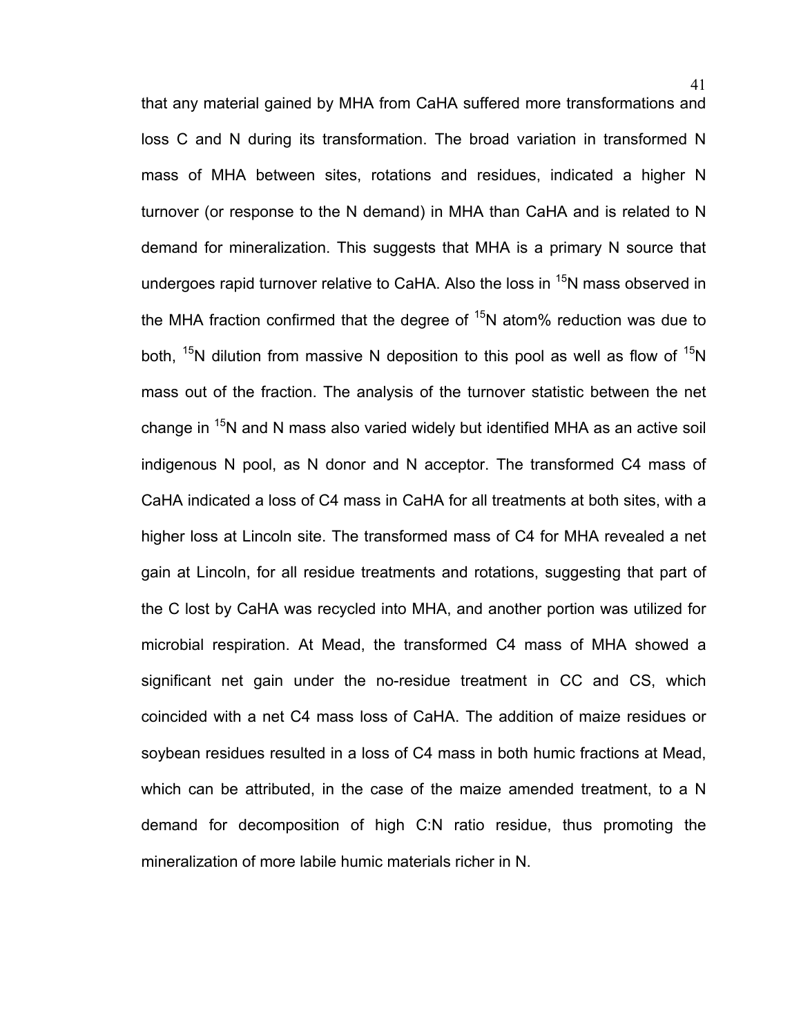that any material gained by MHA from CaHA suffered more transformations and loss C and N during its transformation. The broad variation in transformed N mass of MHA between sites, rotations and residues, indicated a higher N turnover (or response to the N demand) in MHA than CaHA and is related to N demand for mineralization. This suggests that MHA is a primary N source that undergoes rapid turnover relative to CaHA. Also the loss in $^{15}N$ mass observed in the MHA fraction confirmed that the degree of $^{15}N$ atom% reduction was due to both, $^{15}N$ dilution from massive N deposition to this pool as well as flow of $^{15}N$ mass out of the fraction. The analysis of the turnover statistic between the net change in $^{15}N$ and N mass also varied widely but identified MHA as an active soil indigenous N pool, as N donor and N acceptor. The transformed C4 mass of CaHA indicated a loss of C4 mass in CaHA for all treatments at both sites, with a higher loss at Lincoln site. The transformed mass of C4 for MHA revealed a net gain at Lincoln, for all residue treatments and rotations, suggesting that part of the C lost by CaHA was recycled into MHA, and another portion was utilized for microbial respiration. At Mead, the transformed C4 mass of MHA showed a significant net gain under the no-residue treatment in CC and CS, which coincided with a net C4 mass loss of CaHA. The addition of maize residues or soybean residues resulted in a loss of C4 mass in both humic fractions at Mead, which can be attributed, in the case of the maize amended treatment, to a N demand for decomposition of high C:N ratio residue, thus promoting the mineralization of more labile humic materials richer in N.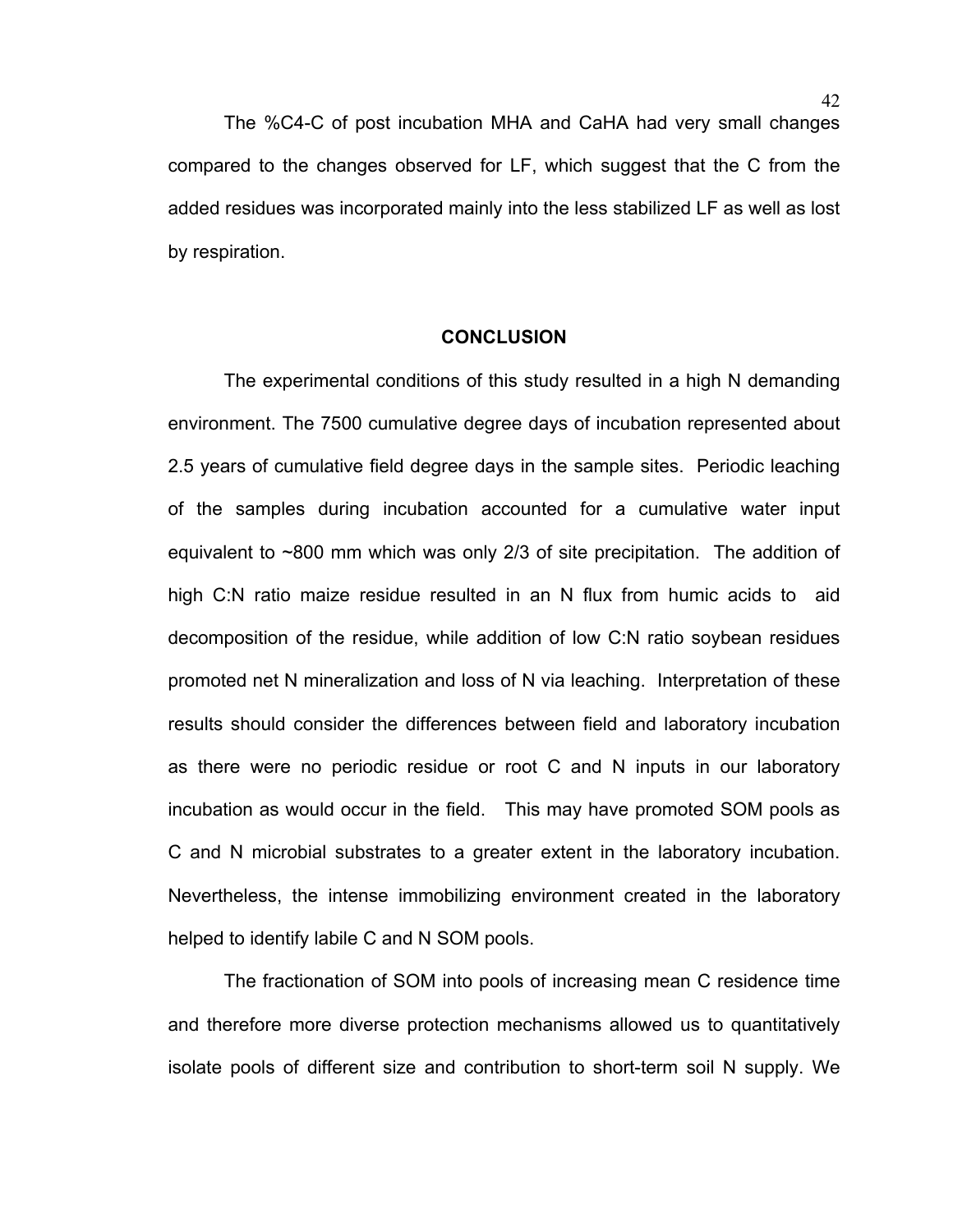The %C4-C of post incubation MHA and CaHA had very small changes compared to the changes observed for LF, which suggest that the C from the added residues was incorporated mainly into the less stabilized LF as well as lost by respiration.

## CONCLUSION

The experimental conditions of this study resulted in a high N demanding environment. The 7500 cumulative degree days of incubation represented about 2.5 years of cumulative field degree days in the sample sites. Periodic leaching of the samples during incubation accounted for a cumulative water input equivalent to ~800 mm which was only 2/3 of site precipitation. The addition of high C:N ratio maize residue resulted in an N flux from humic acids to aid decomposition of the residue, while addition of low C:N ratio soybean residues promoted net N mineralization and loss of N via leaching. Interpretation of these results should consider the differences between field and laboratory incubation as there were no periodic residue or root C and N inputs in our laboratory incubation as would occur in the field. This may have promoted SOM pools as C and N microbial substrates to a greater extent in the laboratory incubation. Nevertheless, the intense immobilizing environment created in the laboratory helped to identify labile C and N SOM pools.

The fractionation of SOM into pools of increasing mean C residence time and therefore more diverse protection mechanisms allowed us to quantitatively isolate pools of different size and contribution to short-term soil N supply. We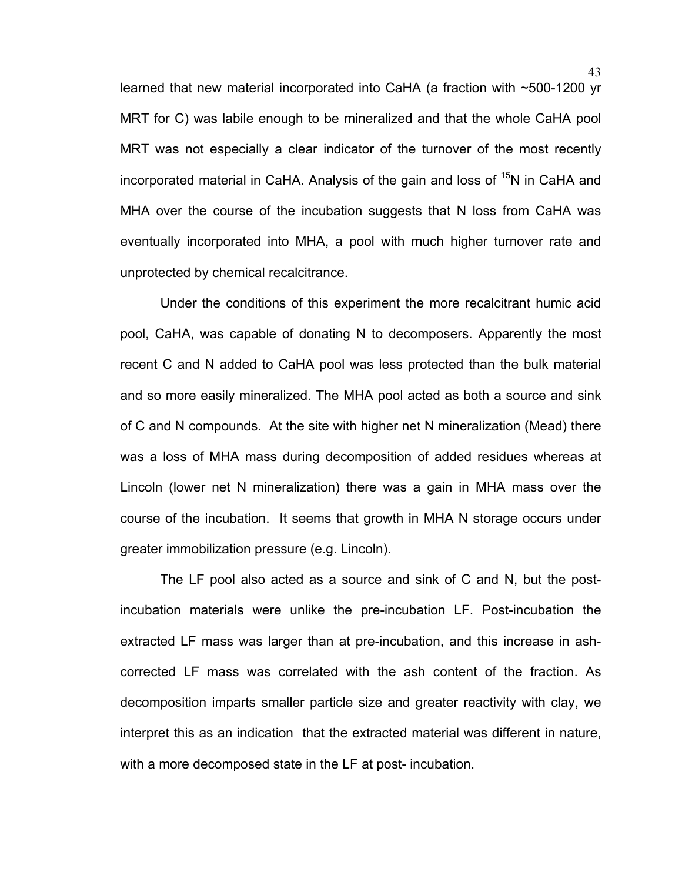learned that new material incorporated into CaHA (a fraction with ~500-1200 yr MRT for C) was labile enough to be mineralized and that the whole CaHA pool MRT was not especially a clear indicator of the turnover of the most recently incorporated material in CaHA. Analysis of the gain and loss of $^{15}N$ in CaHA and MHA over the course of the incubation suggests that N loss from CaHA was eventually incorporated into MHA, a pool with much higher turnover rate and unprotected by chemical recalcitrance.

Under the conditions of this experiment the more recalcitrant humic acid pool, CaHA, was capable of donating N to decomposers. Apparently the most recent C and N added to CaHA pool was less protected than the bulk material and so more easily mineralized. The MHA pool acted as both a source and sink of C and N compounds. At the site with higher net N mineralization (Mead) there was a loss of MHA mass during decomposition of added residues whereas at Lincoln (lower net N mineralization) there was a gain in MHA mass over the course of the incubation. It seems that growth in MHA N storage occurs under greater immobilization pressure (e.g. Lincoln).

The LF pool also acted as a source and sink of C and N, but the post-incubation materials were unlike the pre-incubation LF. Post-incubation the extracted LF mass was larger than at pre-incubation, and this increase in ash-corrected LF mass was correlated with the ash content of the fraction. As decomposition imparts smaller particle size and greater reactivity with clay, we interpret this as an indication that the extracted material was different in nature, with a more decomposed state in the LF at post- incubation.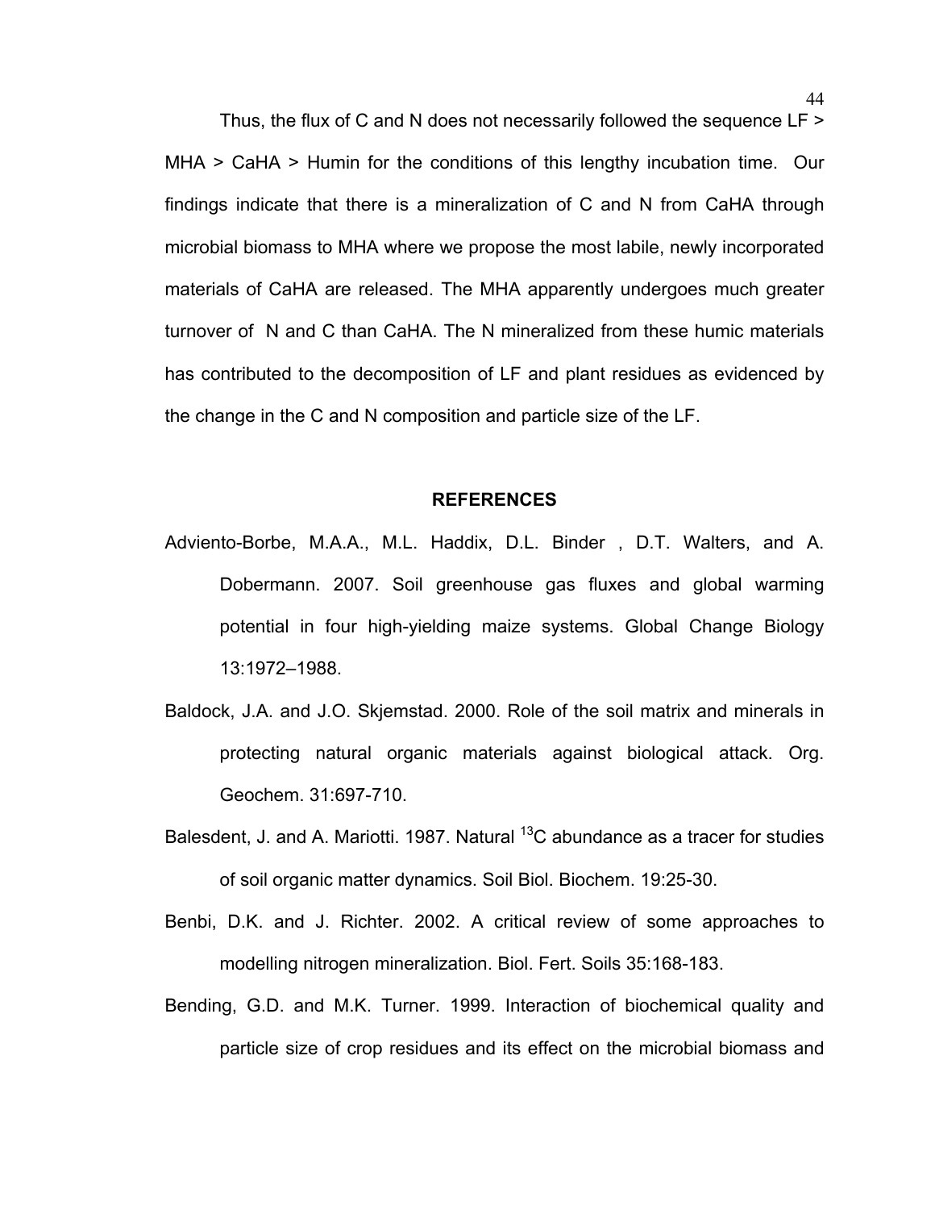Thus, the flux of C and N does not necessarily followed the sequence LF > MHA > CaHA > Humin for the conditions of this lengthy incubation time. Our findings indicate that there is a mineralization of C and N from CaHA through microbial biomass to MHA where we propose the most labile, newly incorporated materials of CaHA are released. The MHA apparently undergoes much greater turnover of N and C than CaHA. The N mineralized from these humic materials has contributed to the decomposition of LF and plant residues as evidenced by the change in the C and N composition and particle size of the LF.

## REFERENCES

Adviento-Borbe, M.A.A., M.L. Haddix, D.L. Binder , D.T. Walters, and A. Dobermann. 2007. Soil greenhouse gas fluxes and global warming potential in four high-yielding maize systems. Global Change Biology 13:1972–1988.

Baldock, J.A. and J.O. Skjemstad. 2000. Role of the soil matrix and minerals in protecting natural organic materials against biological attack. Org. Geochem. 31:697-710.

Balesdent, J. and A. Mariotti. 1987. Natural $^{13}C$ abundance as a tracer for studies of soil organic matter dynamics. Soil Biol. Biochem. 19:25-30.

Benbi, D.K. and J. Richter. 2002. A critical review of some approaches to modelling nitrogen mineralization. Biol. Fert. Soils 35:168-183.

Bending, G.D. and M.K. Turner. 1999. Interaction of biochemical quality and particle size of crop residues and its effect on the microbial biomass and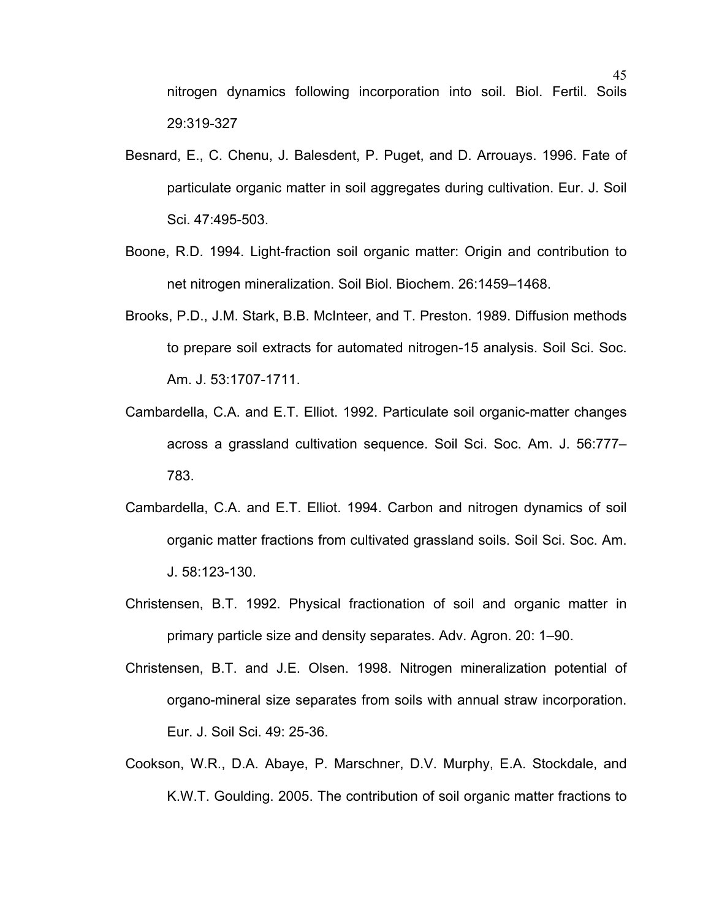nitrogen dynamics following incorporation into soil. Biol. Fertil. Soils 29:319-327

Besnard, E., C. Chenu, J. Balesdent, P. Puget, and D. Arrouays. 1996. Fate of particulate organic matter in soil aggregates during cultivation. Eur. J. Soil Sci. 47:495-503.

Boone, R.D. 1994. Light-fraction soil organic matter: Origin and contribution to net nitrogen mineralization. Soil Biol. Biochem. 26:1459–1468.

Brooks, P.D., J.M. Stark, B.B. McInteer, and T. Preston. 1989. Diffusion methods to prepare soil extracts for automated nitrogen-15 analysis. Soil Sci. Soc. Am. J. 53:1707-1711.

Cambardella, C.A. and E.T. Elliot. 1992. Particulate soil organic-matter changes across a grassland cultivation sequence. Soil Sci. Soc. Am. J. 56:777–783.

Cambardella, C.A. and E.T. Elliot. 1994. Carbon and nitrogen dynamics of soil organic matter fractions from cultivated grassland soils. Soil Sci. Soc. Am. J. 58:123-130.

Christensen, B.T. 1992. Physical fractionation of soil and organic matter in primary particle size and density separates. Adv. Agron. 20: 1–90.

Christensen, B.T. and J.E. Olsen. 1998. Nitrogen mineralization potential of organo-mineral size separates from soils with annual straw incorporation. Eur. J. Soil Sci. 49: 25-36.

Cookson, W.R., D.A. Abaye, P. Marschner, D.V. Murphy, E.A. Stockdale, and K.W.T. Goulding. 2005. The contribution of soil organic matter fractions to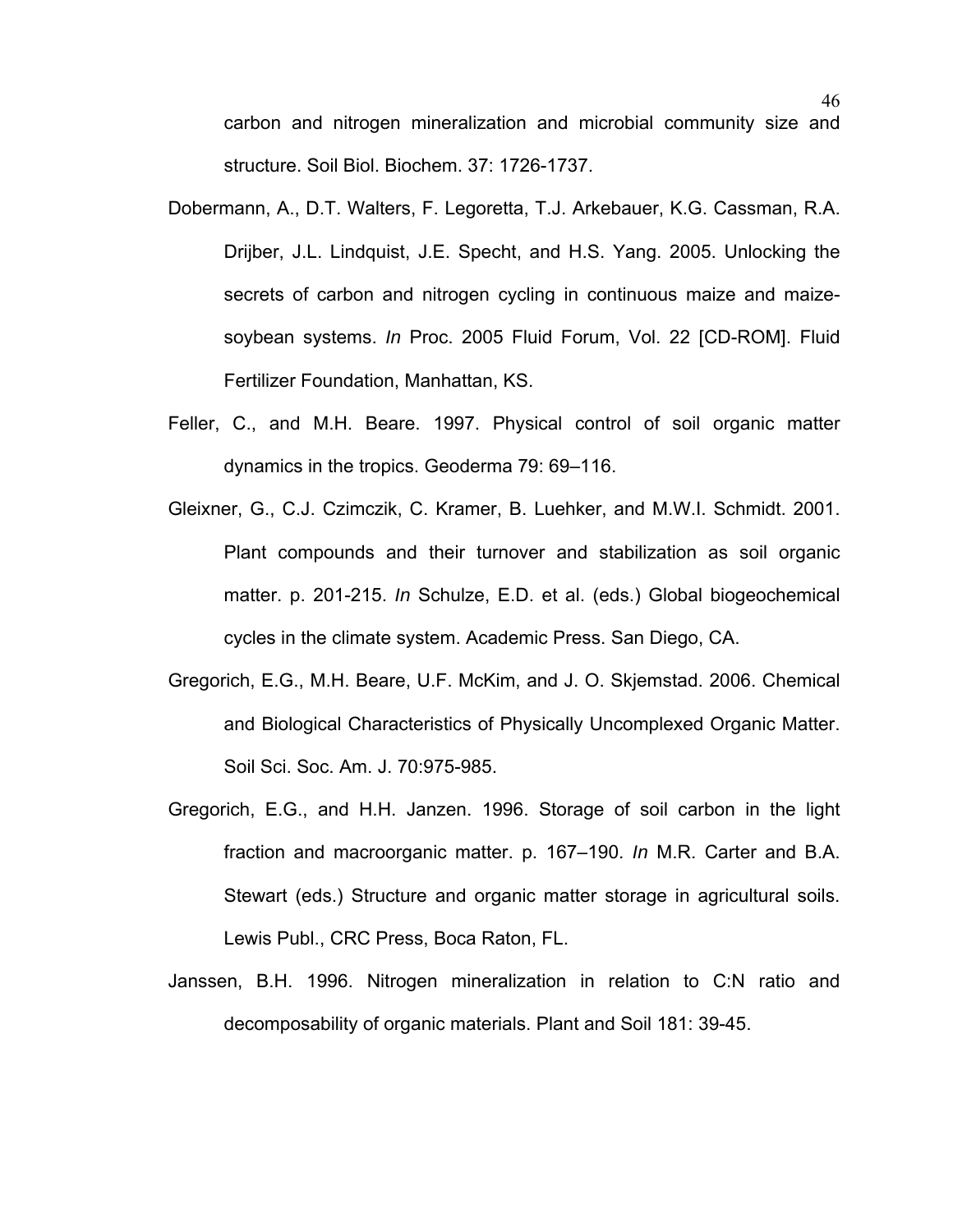carbon and nitrogen mineralization and microbial community size and structure. Soil Biol. Biochem. 37: 1726-1737.

Dobermann, A., D.T. Walters, F. Legoretta, T.J. Arkebauer, K.G. Cassman, R.A. Drijber, J.L. Lindquist, J.E. Specht, and H.S. Yang. 2005. Unlocking the secrets of carbon and nitrogen cycling in continuous maize and maize-soybean systems. *In* Proc. 2005 Fluid Forum, Vol. 22 [CD-ROM]. Fluid Fertilizer Foundation, Manhattan, KS.

Feller, C., and M.H. Beare. 1997. Physical control of soil organic matter dynamics in the tropics. Geoderma 79: 69–116.

Gleixner, G., C.J. Czimczik, C. Kramer, B. Luehker, and M.W.I. Schmidt. 2001. Plant compounds and their turnover and stabilization as soil organic matter. p. 201-215. *In* Schulze, E.D. et al. (eds.) Global biogeochemical cycles in the climate system. Academic Press. San Diego, CA.

Gregorich, E.G., M.H. Beare, U.F. McKim, and J. O. Skjemstad. 2006. Chemical and Biological Characteristics of Physically Uncomplexed Organic Matter. Soil Sci. Soc. Am. J. 70:975-985.

Gregorich, E.G., and H.H. Janzen. 1996. Storage of soil carbon in the light fraction and macroorganic matter. p. 167–190. *In* M.R. Carter and B.A. Stewart (eds.) Structure and organic matter storage in agricultural soils. Lewis Publ., CRC Press, Boca Raton, FL.

Janssen, B.H. 1996. Nitrogen mineralization in relation to C:N ratio and decomposability of organic materials. Plant and Soil 181: 39-45.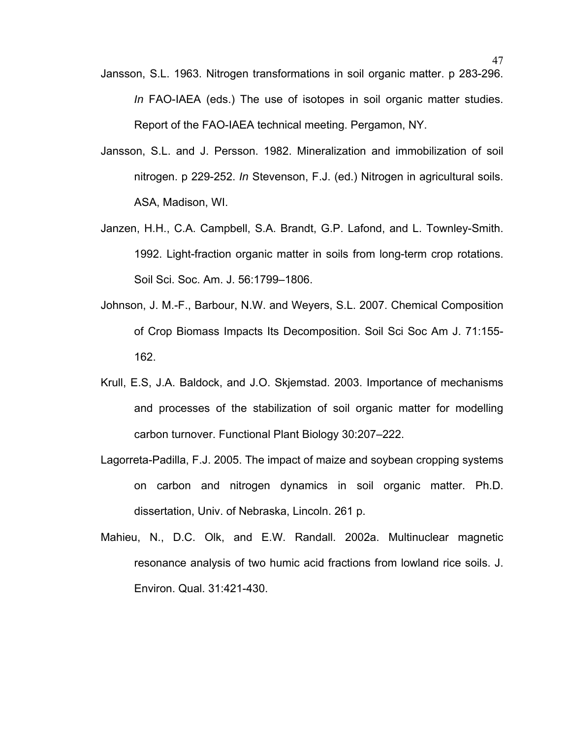Jansson, S.L. 1963. Nitrogen transformations in soil organic matter. p 283-296. *In* FAO-IAEA (eds.) The use of isotopes in soil organic matter studies. Report of the FAO-IAEA technical meeting. Pergamon, NY.

Jansson, S.L. and J. Persson. 1982. Mineralization and immobilization of soil nitrogen. p 229-252. *In* Stevenson, F.J. (ed.) Nitrogen in agricultural soils. ASA, Madison, WI.

Janzen, H.H., C.A. Campbell, S.A. Brandt, G.P. Lafond, and L. Townley-Smith. 1992. Light-fraction organic matter in soils from long-term crop rotations. Soil Sci. Soc. Am. J. 56:1799–1806.

Johnson, J. M.-F., Barbour, N.W. and Weyers, S.L. 2007. Chemical Composition of Crop Biomass Impacts Its Decomposition. Soil Sci Soc Am J. 71:155-162.

Krull, E.S, J.A. Baldock, and J.O. Skjemstad. 2003. Importance of mechanisms and processes of the stabilization of soil organic matter for modelling carbon turnover. Functional Plant Biology 30:207–222.

Lagorreta-Padilla, F.J. 2005. The impact of maize and soybean cropping systems on carbon and nitrogen dynamics in soil organic matter. Ph.D. dissertation, Univ. of Nebraska, Lincoln. 261 p.

Mahieu, N., D.C. Olk, and E.W. Randall. 2002a. Multinuclear magnetic resonance analysis of two humic acid fractions from lowland rice soils. J. Environ. Qual. 31:421-430.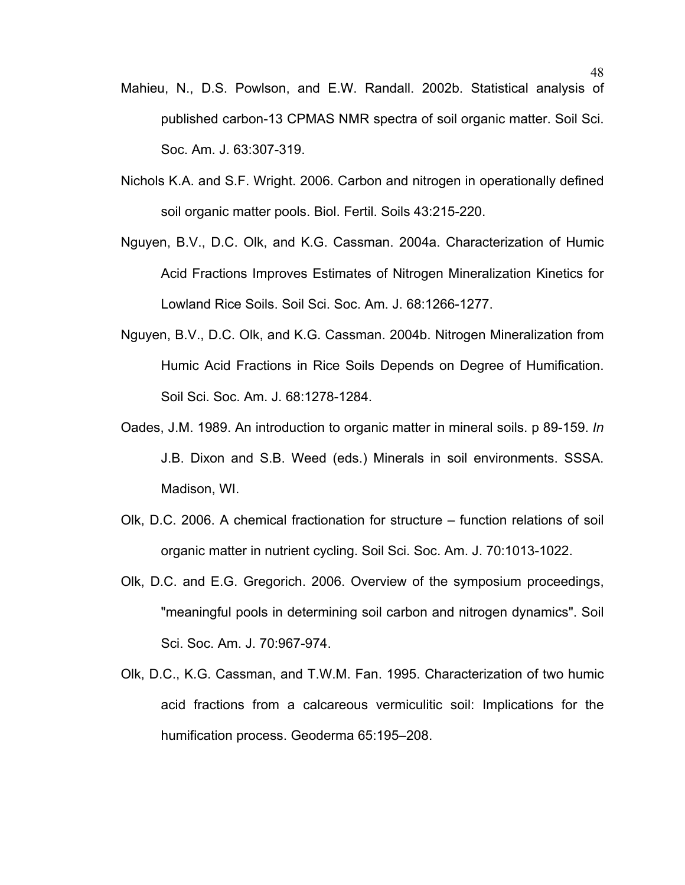Mahieu, N., D.S. Powlson, and E.W. Randall. 2002b. Statistical analysis of published carbon-13 CPMAS NMR spectra of soil organic matter. Soil Sci. Soc. Am. J. 63:307-319.

Nichols K.A. and S.F. Wright. 2006. Carbon and nitrogen in operationally defined soil organic matter pools. Biol. Fertil. Soils 43:215-220.

Nguyen, B.V., D.C. Olk, and K.G. Cassman. 2004a. Characterization of Humic Acid Fractions Improves Estimates of Nitrogen Mineralization Kinetics for Lowland Rice Soils. Soil Sci. Soc. Am. J. 68:1266-1277.

Nguyen, B.V., D.C. Olk, and K.G. Cassman. 2004b. Nitrogen Mineralization from Humic Acid Fractions in Rice Soils Depends on Degree of Humification. Soil Sci. Soc. Am. J. 68:1278-1284.

Oades, J.M. 1989. An introduction to organic matter in mineral soils. p 89-159. *In* J.B. Dixon and S.B. Weed (eds.) Minerals in soil environments. SSSA. Madison, WI.

Olk, D.C. 2006. A chemical fractionation for structure – function relations of soil organic matter in nutrient cycling. Soil Sci. Soc. Am. J. 70:1013-1022.

Olk, D.C. and E.G. Gregorich. 2006. Overview of the symposium proceedings, "meaningful pools in determining soil carbon and nitrogen dynamics". Soil Sci. Soc. Am. J. 70:967-974.

Olk, D.C., K.G. Cassman, and T.W.M. Fan. 1995. Characterization of two humic acid fractions from a calcareous vermiculitic soil: Implications for the humification process. Geoderma 65:195–208.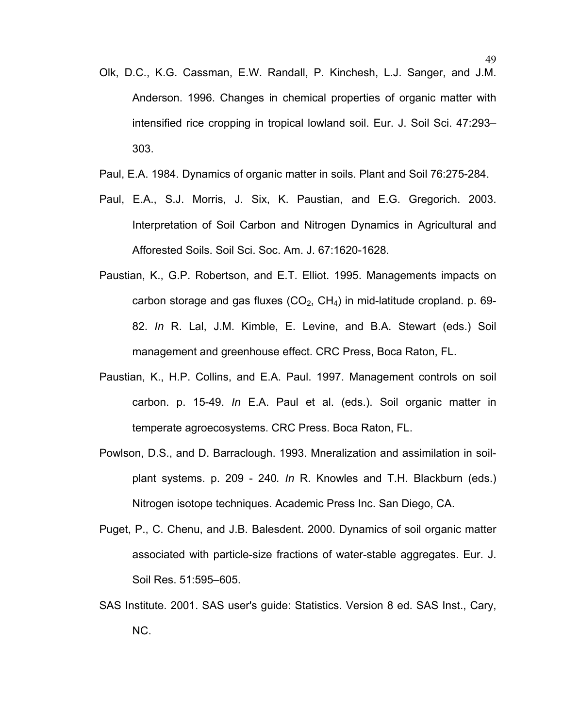Olk, D.C., K.G. Cassman, E.W. Randall, P. Kinchesh, L.J. Sanger, and J.M. Anderson. 1996. Changes in chemical properties of organic matter with intensified rice cropping in tropical lowland soil. Eur. J. Soil Sci. 47:293–303.

Paul, E.A. 1984. Dynamics of organic matter in soils. Plant and Soil 76:275-284.

Paul, E.A., S.J. Morris, J. Six, K. Paustian, and E.G. Gregorich. 2003. Interpretation of Soil Carbon and Nitrogen Dynamics in Agricultural and Afforested Soils. Soil Sci. Soc. Am. J. 67:1620-1628.

Paustian, K., G.P. Robertson, and E.T. Elliot. 1995. Managements impacts on carbon storage and gas fluxes ($CO_2$, $CH_4$) in mid-latitude cropland. p. 69-82. *In* R. Lal, J.M. Kimble, E. Levine, and B.A. Stewart (eds.) Soil management and greenhouse effect. CRC Press, Boca Raton, FL.

Paustian, K., H.P. Collins, and E.A. Paul. 1997. Management controls on soil carbon. p. 15-49. *In* E.A. Paul et al. (eds.). Soil organic matter in temperate agroecosystems. CRC Press. Boca Raton, FL.

Powlson, D.S., and D. Barraclough. 1993. Mneralization and assimilation in soil-plant systems. p. 209 - 240. *In* R. Knowles and T.H. Blackburn (eds.) Nitrogen isotope techniques. Academic Press Inc. San Diego, CA.

Puget, P., C. Chenu, and J.B. Balesdent. 2000. Dynamics of soil organic matter associated with particle-size fractions of water-stable aggregates. Eur. J. Soil Res. 51:595–605.

SAS Institute. 2001. SAS user's guide: Statistics. Version 8 ed. SAS Inst., Cary, NC.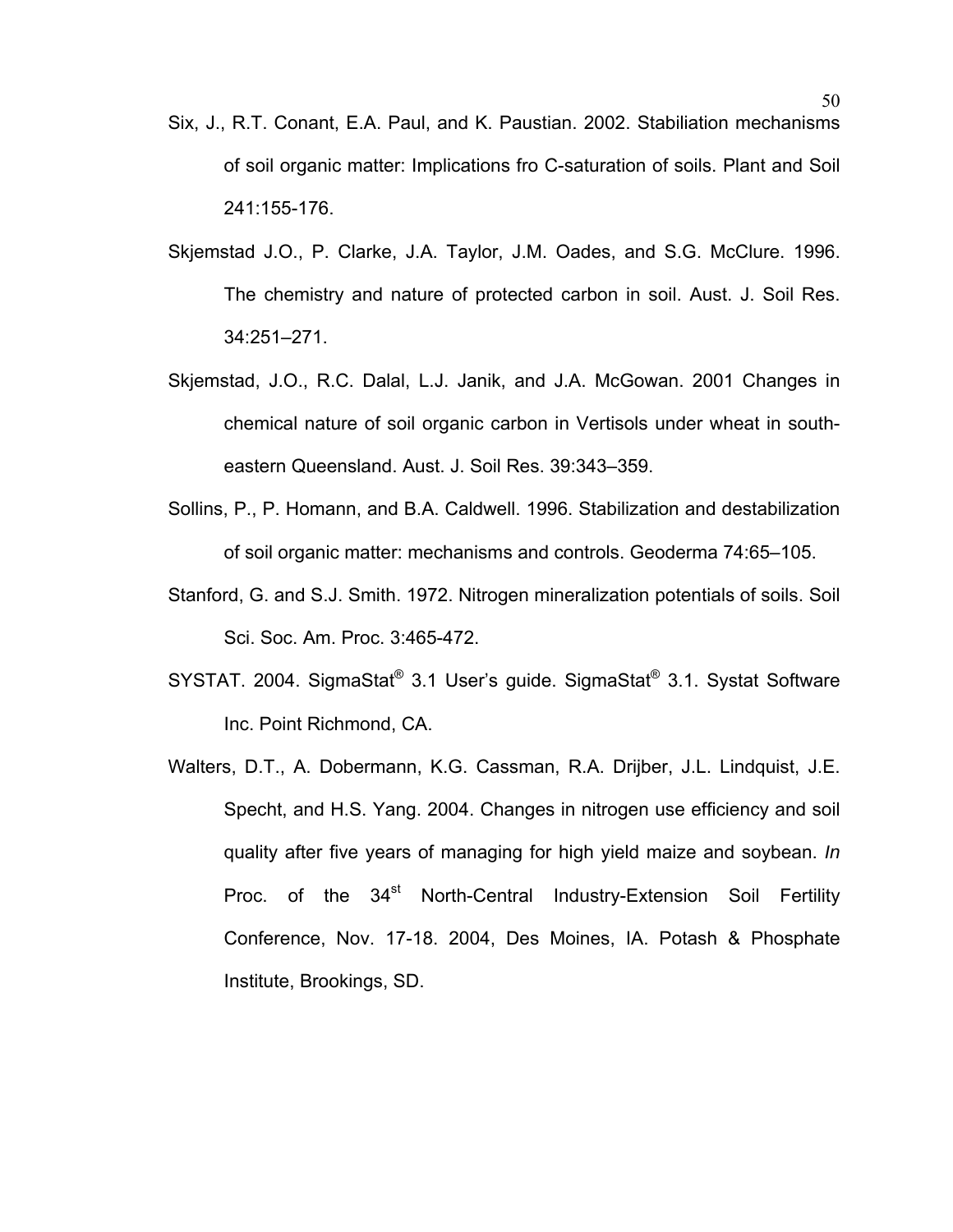Six, J., R.T. Conant, E.A. Paul, and K. Paustian. 2002. Stabiliation mechanisms of soil organic matter: Implications fro C-saturation of soils. Plant and Soil 241:155-176.

Skjemstad J.O., P. Clarke, J.A. Taylor, J.M. Oades, and S.G. McClure. 1996. The chemistry and nature of protected carbon in soil. Aust. J. Soil Res. 34:251–271.

Skjemstad, J.O., R.C. Dalal, L.J. Janik, and J.A. McGowan. 2001 Changes in chemical nature of soil organic carbon in Vertisols under wheat in south-eastern Queensland. Aust. J. Soil Res. 39:343–359.

Sollins, P., P. Homann, and B.A. Caldwell. 1996. Stabilization and destabilization of soil organic matter: mechanisms and controls. Geoderma 74:65–105.

Stanford, G. and S.J. Smith. 1972. Nitrogen mineralization potentials of soils. Soil Sci. Soc. Am. Proc. 3:465-472.

SYSTAT. 2004. SigmaStat® 3.1 User's guide. SigmaStat® 3.1. Systat Software Inc. Point Richmond, CA.

Walters, D.T., A. Dobermann, K.G. Cassman, R.A. Drijber, J.L. Lindquist, J.E. Specht, and H.S. Yang. 2004. Changes in nitrogen use efficiency and soil quality after five years of managing for high yield maize and soybean. *In* Proc. of the 34st North-Central Industry-Extension Soil Fertility Conference, Nov. 17-18. 2004, Des Moines, IA. Potash & Phosphate Institute, Brookings, SD.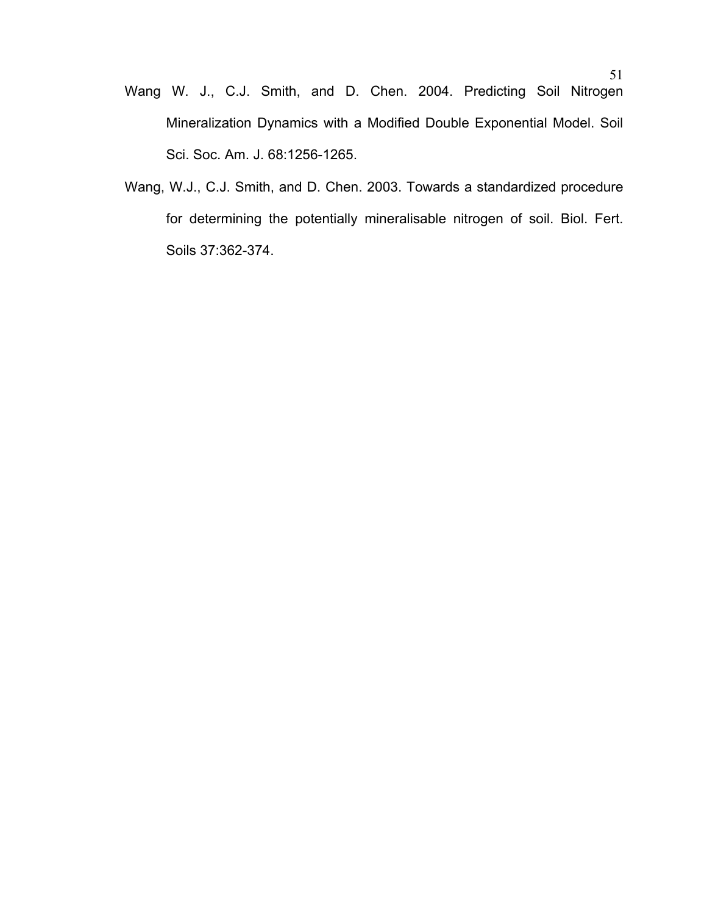Wang W. J., C.J. Smith, and D. Chen. 2004. Predicting Soil Nitrogen Mineralization Dynamics with a Modified Double Exponential Model. Soil Sci. Soc. Am. J. 68:1256-1265.

Wang, W.J., C.J. Smith, and D. Chen. 2003. Towards a standardized procedure for determining the potentially mineralisable nitrogen of soil. Biol. Fert. Soils 37:362-374.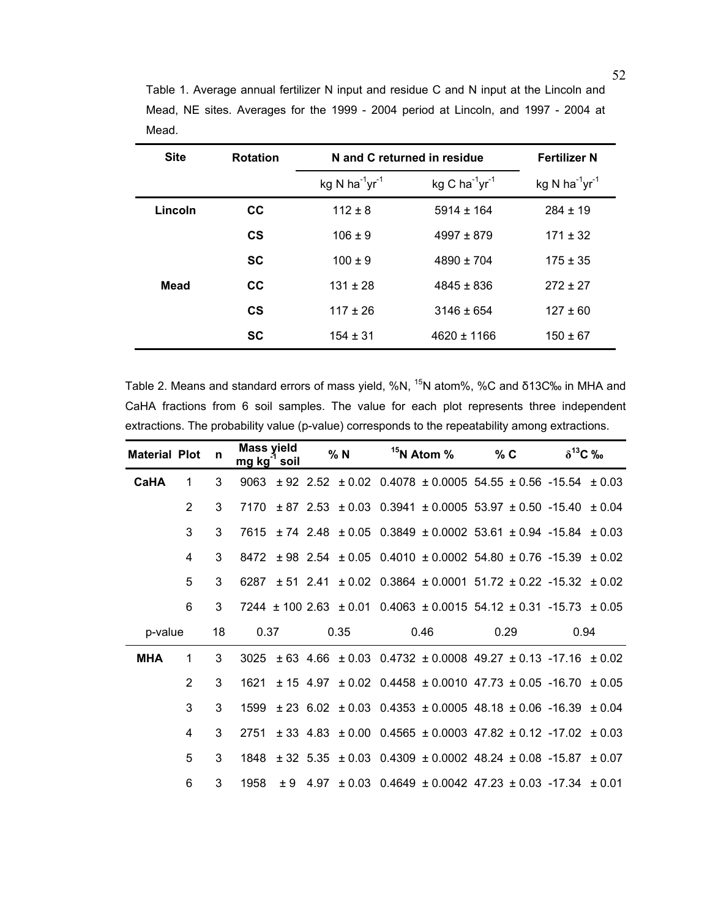Table 1. Average annual fertilizer N input and residue C and N input at the Lincoln and Mead, NE sites. Averages for the 1999 - 2004 period at Lincoln, and 1997 - 2004 at Mead.

| Site | Rotation | N and C returned in residue | | Fertilizer N |
|---|---|---|---|---|
| | | kg N $ha^{-1}yr^{-1}$ | kg C $ha^{-1}yr^{-1}$ | kg N $ha^{-1}yr^{-1}$ |
| **Lincoln** | **CC** | 112 ± 8 | 5914 ± 164 | 284 ± 19 |
| | **CS** | 106 ± 9 | 4997 ± 879 | 171 ± 32 |
| | **SC** | 100 ± 9 | 4890 ± 704 | 175 ± 35 |
| **Mead** | **CC** | 131 ± 28 | 4845 ± 836 | 272 ± 27 |
| | **CS** | 117 ± 26 | 3146 ± 654 | 127 ± 60 |
| | **SC** | 154 ± 31 | 4620 ± 1166 | 150 ± 67 |

Table 2. Means and standard errors of mass yield, %N, $^{15}N$ atom%, %C and δ13C‰ in MHA and CaHA fractions from 6 soil samples. The value for each plot represents three independent extractions. The probability value (p-value) corresponds to the repeatability among extractions.

| Material | Plot | n | Mass yield mg $kg^{-1}$ soil | % N | $^{15}N$ Atom % | % C | $\delta^{13}C$ ‰ |
|---|---|---|---|---|---|---|---|
| **CaHA** | 1 | 3 | 9063 ± 92 | 2.52 ± 0.02 | 0.4078 ± 0.0005 | 54.55 ± 0.56 | -15.54 ± 0.03 |
| | 2 | 3 | 7170 ± 87 | 2.53 ± 0.03 | 0.3941 ± 0.0005 | 53.97 ± 0.50 | -15.40 ± 0.04 |
| | 3 | 3 | 7615 ± 74 | 2.48 ± 0.05 | 0.3849 ± 0.0002 | 53.61 ± 0.94 | -15.84 ± 0.03 |
| | 4 | 3 | 8472 ± 98 | 2.54 ± 0.05 | 0.4010 ± 0.0002 | 54.80 ± 0.76 | -15.39 ± 0.02 |
| | 5 | 3 | 6287 ± 51 | 2.41 ± 0.02 | 0.3864 ± 0.0001 | 51.72 ± 0.22 | -15.32 ± 0.02 |
| | 6 | 3 | 7244 ± 100 | 2.63 ± 0.01 | 0.4063 ± 0.0015 | 54.12 ± 0.31 | -15.73 ± 0.05 |
| p-value | | 18 | 0.37 | 0.35 | 0.46 | 0.29 | 0.94 |
| **MHA** | 1 | 3 | 3025 ± 63 | 4.66 ± 0.03 | 0.4732 ± 0.0008 | 49.27 ± 0.13 | -17.16 ± 0.02 |
| | 2 | 3 | 1621 ± 15 | 4.97 ± 0.02 | 0.4458 ± 0.0010 | 47.73 ± 0.05 | -16.70 ± 0.05 |
| | 3 | 3 | 1599 ± 23 | 6.02 ± 0.03 | 0.4353 ± 0.0005 | 48.18 ± 0.06 | -16.39 ± 0.04 |
| | 4 | 3 | 2751 ± 33 | 4.83 ± 0.00 | 0.4565 ± 0.0003 | 47.82 ± 0.12 | -17.02 ± 0.03 |
| | 5 | 3 | 1848 ± 32 | 5.35 ± 0.03 | 0.4309 ± 0.0002 | 48.24 ± 0.08 | -15.87 ± 0.07 |
| | 6 | 3 | 1958 ± 9 | 4.97 ± 0.03 | 0.4649 ± 0.0042 | 47.23 ± 0.03 | -17.34 ± 0.01 |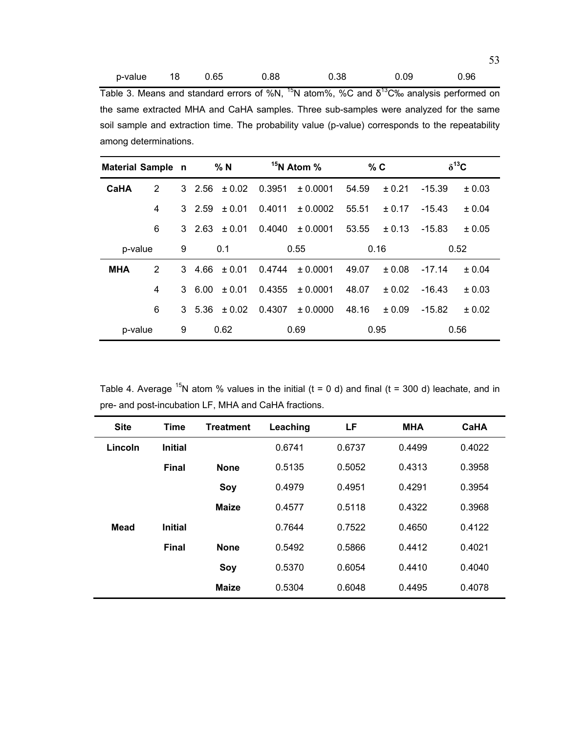| p-value | 18 | 0.65 | 0.88 | 0.38 | 0.09 | 0.96 |
|---|---|---|---|---|---|---|

Table 3. Means and standard errors of %N, $^{15}N$ atom%, %C and $\delta^{13}C$‰ analysis performed on the same extracted MHA and CaHA samples. Three sub-samples were analyzed for the same soil sample and extraction time. The probability value (p-value) corresponds to the repeatability among determinations.

| Material | Sample | n | % N | | $^{15}N$ Atom % | | % C | | $\delta^{13}C$ | |
|---|---|---|---|---|---|---|---|---|---|---|
| **CaHA** | 2 | 3 | 2.56 | ± 0.02 | 0.3951 | ± 0.0001 | 54.59 | ± 0.21 | -15.39 | ± 0.03 |
| | 4 | 3 | 2.59 | ± 0.01 | 0.4011 | ± 0.0002 | 55.51 | ± 0.17 | -15.43 | ± 0.04 |
| | 6 | 3 | 2.63 | ± 0.01 | 0.4040 | ± 0.0001 | 53.55 | ± 0.13 | -15.83 | ± 0.05 |
| p-value | | 9 | 0.1 | | 0.55 | | 0.16 | | 0.52 | |
| **MHA** | 2 | 3 | 4.66 | ± 0.01 | 0.4744 | ± 0.0001 | 49.07 | ± 0.08 | -17.14 | ± 0.04 |
| | 4 | 3 | 6.00 | ± 0.01 | 0.4355 | ± 0.0001 | 48.07 | ± 0.02 | -16.43 | ± 0.03 |
| | 6 | 3 | 5.36 | ± 0.02 | 0.4307 | ± 0.0000 | 48.16 | ± 0.09 | -15.82 | ± 0.02 |
| p-value | | 9 | 0.62 | | 0.69 | | 0.95 | | 0.56 | |

Table 4. Average $^{15}N$ atom % values in the initial (t = 0 d) and final (t = 300 d) leachate, and in pre- and post-incubation LF, MHA and CaHA fractions.

| Site | Time | Treatment | Leaching | LF | MHA | CaHA |
|---|---|---|---|---|---|---|
| **Lincoln** | **Initial** | | 0.6741 | 0.6737 | 0.4499 | 0.4022 |
| | **Final** | **None** | 0.5135 | 0.5052 | 0.4313 | 0.3958 |
| | | **Soy** | 0.4979 | 0.4951 | 0.4291 | 0.3954 |
| | | **Maize** | 0.4577 | 0.5118 | 0.4322 | 0.3968 |
| **Mead** | **Initial** | | 0.7644 | 0.7522 | 0.4650 | 0.4122 |
| | **Final** | **None** | 0.5492 | 0.5866 | 0.4412 | 0.4021 |
| | | **Soy** | 0.5370 | 0.6054 | 0.4410 | 0.4040 |
| | | **Maize** | 0.5304 | 0.6048 | 0.4495 | 0.4078 |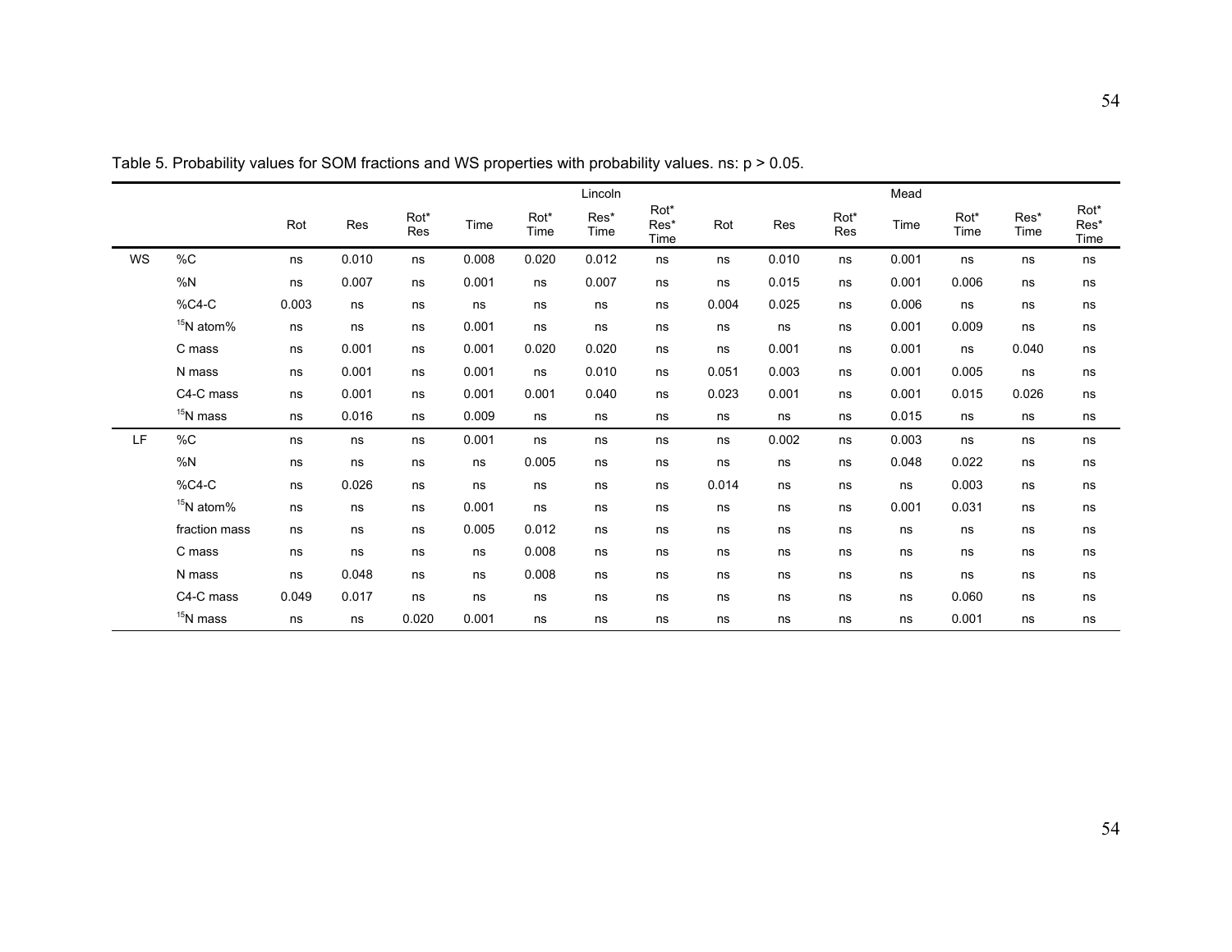Table 5. Probability values for SOM fractions and WS properties with probability values. ns: $p > 0.05$.

| | | Lincoln | | | | | | | Mead | | | | | | |
|---|---|---|---|---|---|---|---|---|---|---|---|---|---|---|---|
| | | Rot | Res | Rot* Res | Time | Rot* Time | Res* Time | Rot* Res* Time | Rot | Res | Rot* Res | Time | Rot* Time | Res* Time | Rot* Res* Time |
| WS | %C | ns | 0.010 | ns | 0.008 | 0.020 | 0.012 | ns | ns | 0.010 | ns | 0.001 | ns | ns | ns |
| | %N | ns | 0.007 | ns | 0.001 | ns | 0.007 | ns | ns | 0.015 | ns | 0.001 | 0.006 | ns | ns |
| | %C4-C | 0.003 | ns | ns | ns | ns | ns | ns | 0.004 | 0.025 | ns | 0.006 | ns | ns | ns |
| | $^{15}$N atom% | ns | ns | ns | 0.001 | ns | ns | ns | ns | ns | ns | 0.001 | 0.009 | ns | ns |
| | C mass | ns | 0.001 | ns | 0.001 | 0.020 | 0.020 | ns | ns | 0.001 | ns | 0.001 | ns | 0.040 | ns |
| | N mass | ns | 0.001 | ns | 0.001 | ns | 0.010 | ns | 0.051 | 0.003 | ns | 0.001 | 0.005 | ns | ns |
| | C4-C mass | ns | 0.001 | ns | 0.001 | 0.001 | 0.040 | ns | 0.023 | 0.001 | ns | 0.001 | 0.015 | 0.026 | ns |
| | $^{15}$N mass | ns | 0.016 | ns | 0.009 | ns | ns | ns | ns | ns | ns | 0.015 | ns | ns | ns |
| LF | %C | ns | ns | ns | 0.001 | ns | ns | ns | ns | 0.002 | ns | 0.003 | ns | ns | ns |
| | %N | ns | ns | ns | ns | 0.005 | ns | ns | ns | ns | ns | 0.048 | 0.022 | ns | ns |
| | %C4-C | ns | 0.026 | ns | ns | ns | ns | ns | 0.014 | ns | ns | ns | 0.003 | ns | ns |
| | $^{15}$N atom% | ns | ns | ns | 0.001 | ns | ns | ns | ns | ns | ns | 0.001 | 0.031 | ns | ns |
| | fraction mass | ns | ns | ns | 0.005 | 0.012 | ns | ns | ns | ns | ns | ns | ns | ns | ns |
| | C mass | ns | ns | ns | ns | 0.008 | ns | ns | ns | ns | ns | ns | ns | ns | ns |
| | N mass | ns | 0.048 | ns | ns | 0.008 | ns | ns | ns | ns | ns | ns | ns | ns | ns |
| | C4-C mass | 0.049 | 0.017 | ns | ns | ns | ns | ns | ns | ns | ns | ns | 0.060 | ns | ns |
| | $^{15}$N mass | ns | ns | 0.020 | 0.001 | ns | ns | ns | ns | ns | ns | ns | 0.001 | ns | ns |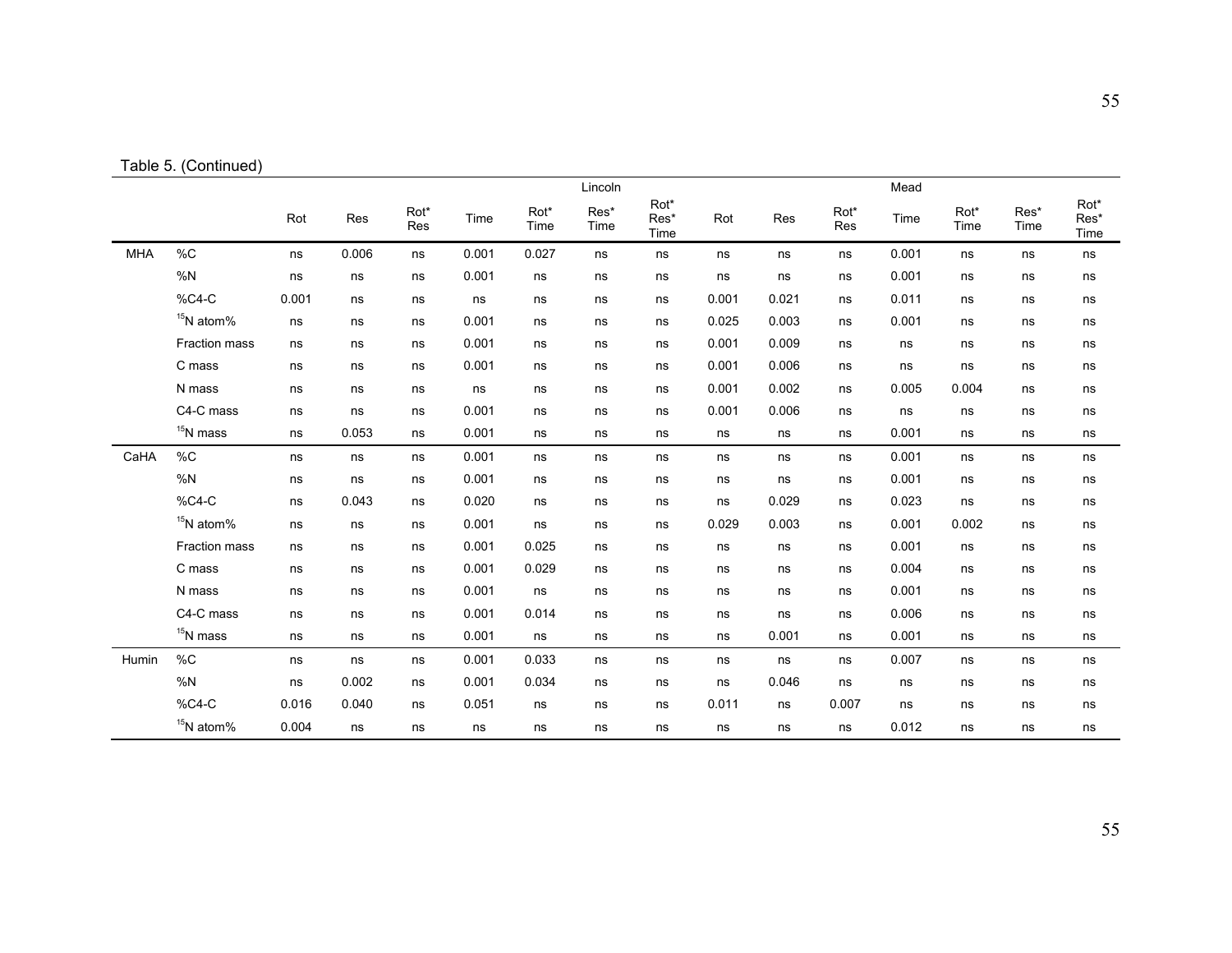Table 5. (Continued)

| | | Lincoln | | | | | | | Mead | | | | | | |
|---|---|---|---|---|---|---|---|---|---|---|---|---|---|---|---|
| | | Rot | Res | Rot* Res | Time | Rot* Time | Res* Time | Rot* Res* Time | Rot | Res | Rot* Res | Time | Rot* Time | Res* Time | Rot* Res* Time |
| MHA | %C | ns | 0.006 | ns | 0.001 | 0.027 | ns | ns | ns | ns | ns | 0.001 | ns | ns | ns |
| | %N | ns | ns | ns | 0.001 | ns | ns | ns | ns | ns | ns | 0.001 | ns | ns | ns |
| | %C4-C | 0.001 | ns | ns | ns | ns | ns | ns | 0.001 | 0.021 | ns | 0.011 | ns | ns | ns |
| | $^{15}$N atom% | ns | ns | ns | 0.001 | ns | ns | ns | 0.025 | 0.003 | ns | 0.001 | ns | ns | ns |
| | Fraction mass | ns | ns | ns | 0.001 | ns | ns | ns | 0.001 | 0.009 | ns | ns | ns | ns | ns |
| | C mass | ns | ns | ns | 0.001 | ns | ns | ns | 0.001 | 0.006 | ns | ns | ns | ns | ns |
| | N mass | ns | ns | ns | ns | ns | ns | ns | 0.001 | 0.002 | ns | 0.005 | 0.004 | ns | ns |
| | C4-C mass | ns | ns | ns | 0.001 | ns | ns | ns | 0.001 | 0.006 | ns | ns | ns | ns | ns |
| | $^{15}$N mass | ns | 0.053 | ns | 0.001 | ns | ns | ns | ns | ns | ns | 0.001 | ns | ns | ns |
| CaHA | %C | ns | ns | ns | 0.001 | ns | ns | ns | ns | ns | ns | 0.001 | ns | ns | ns |
| | %N | ns | ns | ns | 0.001 | ns | ns | ns | ns | ns | ns | 0.001 | ns | ns | ns |
| | %C4-C | ns | 0.043 | ns | 0.020 | ns | ns | ns | ns | 0.029 | ns | 0.023 | ns | ns | ns |
| | $^{15}$N atom% | ns | ns | ns | 0.001 | ns | ns | ns | 0.029 | 0.003 | ns | 0.001 | 0.002 | ns | ns |
| | Fraction mass | ns | ns | ns | 0.001 | 0.025 | ns | ns | ns | ns | ns | 0.001 | ns | ns | ns |
| | C mass | ns | ns | ns | 0.001 | 0.029 | ns | ns | ns | ns | ns | 0.004 | ns | ns | ns |
| | N mass | ns | ns | ns | 0.001 | ns | ns | ns | ns | ns | ns | 0.001 | ns | ns | ns |
| | C4-C mass | ns | ns | ns | 0.001 | 0.014 | ns | ns | ns | ns | ns | 0.006 | ns | ns | ns |
| | $^{15}$N mass | ns | ns | ns | 0.001 | ns | ns | ns | ns | 0.001 | ns | 0.001 | ns | ns | ns |
| Humin | %C | ns | ns | ns | 0.001 | 0.033 | ns | ns | ns | ns | ns | 0.007 | ns | ns | ns |
| | %N | ns | 0.002 | ns | 0.001 | 0.034 | ns | ns | ns | 0.046 | ns | ns | ns | ns | ns |
| | %C4-C | 0.016 | 0.040 | ns | 0.051 | ns | ns | ns | 0.011 | ns | 0.007 | ns | ns | ns | ns |
| | $^{15}$N atom% | 0.004 | ns | ns | ns | ns | ns | ns | ns | ns | ns | 0.012 | ns | ns | ns |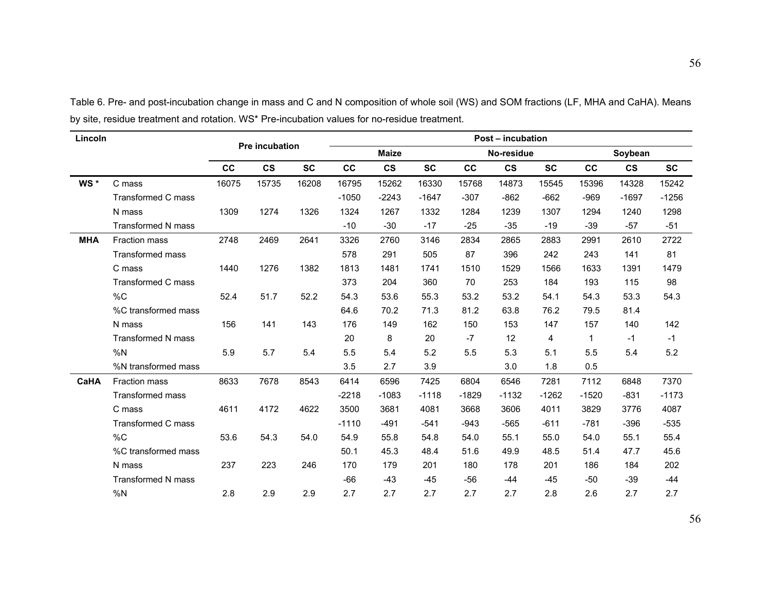Table 6. Pre- and post-incubation change in mass and C and N composition of whole soil (WS) and SOM fractions (LF, MHA and CaHA). Means by site, residue treatment and rotation. WS* Pre-incubation values for no-residue treatment.

| Lincoln | | Pre incubation | | | Post – incubation | | | | | | | | |
|---|---|---|---|---|---|---|---|---|---|---|---|---|---|
| | | | | | Maize | | | No-residue | | | Soybean | | |
| | | CC | CS | SC | CC | CS | SC | CC | CS | SC | CC | CS | SC |
| WS * | C mass | 16075 | 15735 | 16208 | 16795 | 15262 | 16330 | 15768 | 14873 | 15545 | 15396 | 14328 | 15242 |
| | Transformed C mass | | | | -1050 | -2243 | -1647 | -307 | -862 | -662 | -969 | -1697 | -1256 |
| | N mass | 1309 | 1274 | 1326 | 1324 | 1267 | 1332 | 1284 | 1239 | 1307 | 1294 | 1240 | 1298 |
| | Transformed N mass | | | | -10 | -30 | -17 | -25 | -35 | -19 | -39 | -57 | -51 |
| MHA | Fraction mass | 2748 | 2469 | 2641 | 3326 | 2760 | 3146 | 2834 | 2865 | 2883 | 2991 | 2610 | 2722 |
| | Transformed mass | | | | 578 | 291 | 505 | 87 | 396 | 242 | 243 | 141 | 81 |
| | C mass | 1440 | 1276 | 1382 | 1813 | 1481 | 1741 | 1510 | 1529 | 1566 | 1633 | 1391 | 1479 |
| | Transformed C mass | | | | 373 | 204 | 360 | 70 | 253 | 184 | 193 | 115 | 98 |
| | %C | 52.4 | 51.7 | 52.2 | 54.3 | 53.6 | 55.3 | 53.2 | 53.2 | 54.1 | 54.3 | 53.3 | 54.3 |
| | %C transformed mass | | | | 64.6 | 70.2 | 71.3 | 81.2 | 63.8 | 76.2 | 79.5 | 81.4 | |
| | N mass | 156 | 141 | 143 | 176 | 149 | 162 | 150 | 153 | 147 | 157 | 140 | 142 |
| | Transformed N mass | | | | 20 | 8 | 20 | -7 | 12 | 4 | 1 | -1 | -1 |
| | %N | 5.9 | 5.7 | 5.4 | 5.5 | 5.4 | 5.2 | 5.5 | 5.3 | 5.1 | 5.5 | 5.4 | 5.2 |
| | %N transformed mass | | | | 3.5 | 2.7 | 3.9 | | 3.0 | 1.8 | 0.5 | | |
| CaHA | Fraction mass | 8633 | 7678 | 8543 | 6414 | 6596 | 7425 | 6804 | 6546 | 7281 | 7112 | 6848 | 7370 |
| | Transformed mass | | | | -2218 | -1083 | -1118 | -1829 | -1132 | -1262 | -1520 | -831 | -1173 |
| | C mass | 4611 | 4172 | 4622 | 3500 | 3681 | 4081 | 3668 | 3606 | 4011 | 3829 | 3776 | 4087 |
| | Transformed C mass | | | | -1110 | -491 | -541 | -943 | -565 | -611 | -781 | -396 | -535 |
| | %C | 53.6 | 54.3 | 54.0 | 54.9 | 55.8 | 54.8 | 54.0 | 55.1 | 55.0 | 54.0 | 55.1 | 55.4 |
| | %C transformed mass | | | | 50.1 | 45.3 | 48.4 | 51.6 | 49.9 | 48.5 | 51.4 | 47.7 | 45.6 |
| | N mass | 237 | 223 | 246 | 170 | 179 | 201 | 180 | 178 | 201 | 186 | 184 | 202 |
| | Transformed N mass | | | | -66 | -43 | -45 | -56 | -44 | -45 | -50 | -39 | -44 |
| | %N | 2.8 | 2.9 | 2.9 | 2.7 | 2.7 | 2.7 | 2.7 | 2.7 | 2.8 | 2.6 | 2.7 | 2.7 |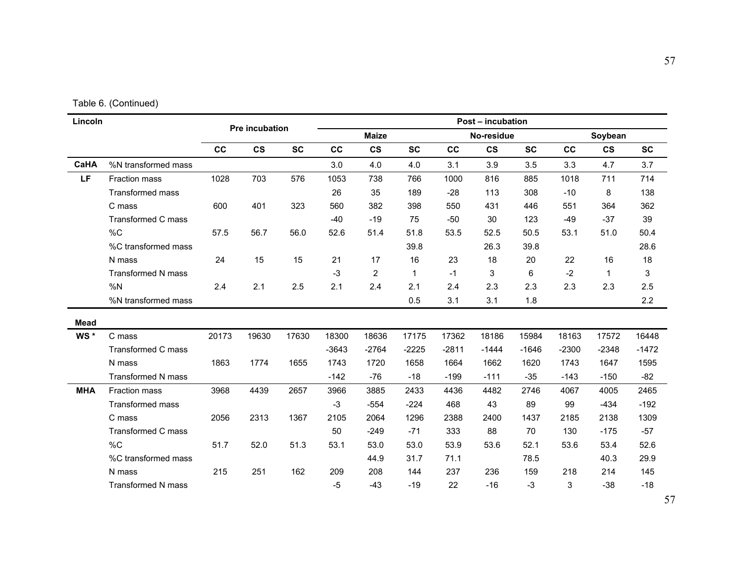Table 6. (Continued)

| Lincoln | | Pre incubation | | | Post – incubation | | | | | | | | |
|---|---|---|---|---|---|---|---|---|---|---|---|---|---|
| | | | | | Maize | | | No-residue | | | Soybean | | |
| | | CC | CS | SC | CC | CS | SC | CC | CS | SC | CC | CS | SC |
| CaHA | %N transformed mass | | | | 3.0 | 4.0 | 4.0 | 3.1 | 3.9 | 3.5 | 3.3 | 4.7 | 3.7 |
| LF | Fraction mass | 1028 | 703 | 576 | 1053 | 738 | 766 | 1000 | 816 | 885 | 1018 | 711 | 714 |
| | Transformed mass | | | | 26 | 35 | 189 | -28 | 113 | 308 | -10 | 8 | 138 |
| | C mass | 600 | 401 | 323 | 560 | 382 | 398 | 550 | 431 | 446 | 551 | 364 | 362 |
| | Transformed C mass | | | | -40 | -19 | 75 | -50 | 30 | 123 | -49 | -37 | 39 |
| | %C | 57.5 | 56.7 | 56.0 | 52.6 | 51.4 | 51.8 | 53.5 | 52.5 | 50.5 | 53.1 | 51.0 | 50.4 |
| | %C transformed mass | | | | | | 39.8 | | 26.3 | 39.8 | | | 28.6 |
| | N mass | 24 | 15 | 15 | 21 | 17 | 16 | 23 | 18 | 20 | 22 | 16 | 18 |
| | Transformed N mass | | | | -3 | 2 | 1 | -1 | 3 | 6 | -2 | 1 | 3 |
| | %N | 2.4 | 2.1 | 2.5 | 2.1 | 2.4 | 2.1 | 2.4 | 2.3 | 2.3 | 2.3 | 2.3 | 2.5 |
| | %N transformed mass | | | | | | 0.5 | 3.1 | 3.1 | 1.8 | | | 2.2 |
| **Mead** | | | | | | | | | | | | | |
| WS * | C mass | 20173 | 19630 | 17630 | 18300 | 18636 | 17175 | 17362 | 18186 | 15984 | 18163 | 17572 | 16448 |
| | Transformed C mass | | | | -3643 | -2764 | -2225 | -2811 | -1444 | -1646 | -2300 | -2348 | -1472 |
| | N mass | 1863 | 1774 | 1655 | 1743 | 1720 | 1658 | 1664 | 1662 | 1620 | 1743 | 1647 | 1595 |
| | Transformed N mass | | | | -142 | -76 | -18 | -199 | -111 | -35 | -143 | -150 | -82 |
| MHA | Fraction mass | 3968 | 4439 | 2657 | 3966 | 3885 | 2433 | 4436 | 4482 | 2746 | 4067 | 4005 | 2465 |
| | Transformed mass | | | | -3 | -554 | -224 | 468 | 43 | 89 | 99 | -434 | -192 |
| | C mass | 2056 | 2313 | 1367 | 2105 | 2064 | 1296 | 2388 | 2400 | 1437 | 2185 | 2138 | 1309 |
| | Transformed C mass | | | | 50 | -249 | -71 | 333 | 88 | 70 | 130 | -175 | -57 |
| | %C | 51.7 | 52.0 | 51.3 | 53.1 | 53.0 | 53.0 | 53.9 | 53.6 | 52.1 | 53.6 | 53.4 | 52.6 |
| | %C transformed mass | | | | | 44.9 | 31.7 | 71.1 | | 78.5 | | 40.3 | 29.9 |
| | N mass | 215 | 251 | 162 | 209 | 208 | 144 | 237 | 236 | 159 | 218 | 214 | 145 |
| | Transformed N mass | | | | -5 | -43 | -19 | 22 | -16 | -3 | 3 | -38 | -18 |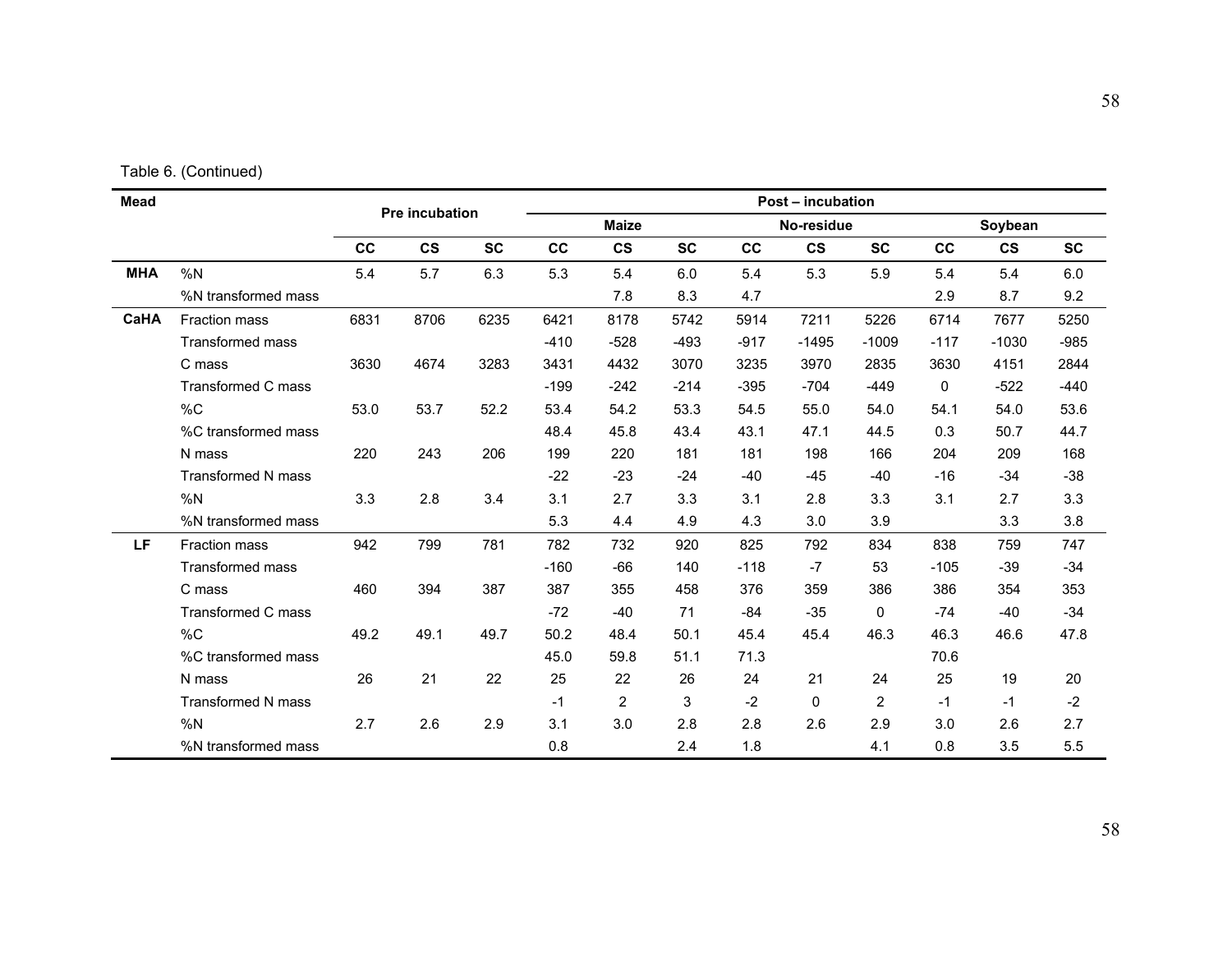Table 6. (Continued)

| Mead | | Pre incubation | | | Post – incubation | | | | | | | | |
|---|---|---|---|---|---|---|---|---|---|---|---|---|---|
| | | | | | Maize | | | No-residue | | | Soybean | | |
| | | CC | CS | SC | CC | CS | SC | CC | CS | SC | CC | CS | SC |
| **MHA** | %N | 5.4 | 5.7 | 6.3 | 5.3 | 5.4 | 6.0 | 5.4 | 5.3 | 5.9 | 5.4 | 5.4 | 6.0 |
| | %N transformed mass | | | | | 7.8 | 8.3 | 4.7 | | | 2.9 | 8.7 | 9.2 |
| **CaHA** | Fraction mass | 6831 | 8706 | 6235 | 6421 | 8178 | 5742 | 5914 | 7211 | 5226 | 6714 | 7677 | 5250 |
| | Transformed mass | | | | -410 | -528 | -493 | -917 | -1495 | -1009 | -117 | -1030 | -985 |
| | C mass | 3630 | 4674 | 3283 | 3431 | 4432 | 3070 | 3235 | 3970 | 2835 | 3630 | 4151 | 2844 |
| | Transformed C mass | | | | -199 | -242 | -214 | -395 | -704 | -449 | 0 | -522 | -440 |
| | %C | 53.0 | 53.7 | 52.2 | 53.4 | 54.2 | 53.3 | 54.5 | 55.0 | 54.0 | 54.1 | 54.0 | 53.6 |
| | %C transformed mass | | | | 48.4 | 45.8 | 43.4 | 43.1 | 47.1 | 44.5 | 0.3 | 50.7 | 44.7 |
| | N mass | 220 | 243 | 206 | 199 | 220 | 181 | 181 | 198 | 166 | 204 | 209 | 168 |
| | Transformed N mass | | | | -22 | -23 | -24 | -40 | -45 | -40 | -16 | -34 | -38 |
| | %N | 3.3 | 2.8 | 3.4 | 3.1 | 2.7 | 3.3 | 3.1 | 2.8 | 3.3 | 3.1 | 2.7 | 3.3 |
| | %N transformed mass | | | | 5.3 | 4.4 | 4.9 | 4.3 | 3.0 | 3.9 | | 3.3 | 3.8 |
| **LF** | Fraction mass | 942 | 799 | 781 | 782 | 732 | 920 | 825 | 792 | 834 | 838 | 759 | 747 |
| | Transformed mass | | | | -160 | -66 | 140 | -118 | -7 | 53 | -105 | -39 | -34 |
| | C mass | 460 | 394 | 387 | 387 | 355 | 458 | 376 | 359 | 386 | 386 | 354 | 353 |
| | Transformed C mass | | | | -72 | -40 | 71 | -84 | -35 | 0 | -74 | -40 | -34 |
| | %C | 49.2 | 49.1 | 49.7 | 50.2 | 48.4 | 50.1 | 45.4 | 45.4 | 46.3 | 46.3 | 46.6 | 47.8 |
| | %C transformed mass | | | | 45.0 | 59.8 | 51.1 | 71.3 | | | 70.6 | | |
| | N mass | 26 | 21 | 22 | 25 | 22 | 26 | 24 | 21 | 24 | 25 | 19 | 20 |
| | Transformed N mass | | | | -1 | 2 | 3 | -2 | 0 | 2 | -1 | -1 | -2 |
| | %N | 2.7 | 2.6 | 2.9 | 3.1 | 3.0 | 2.8 | 2.8 | 2.6 | 2.9 | 3.0 | 2.6 | 2.7 |
| | %N transformed mass | | | | 0.8 | | 2.4 | 1.8 | | 4.1 | 0.8 | 3.5 | 5.5 |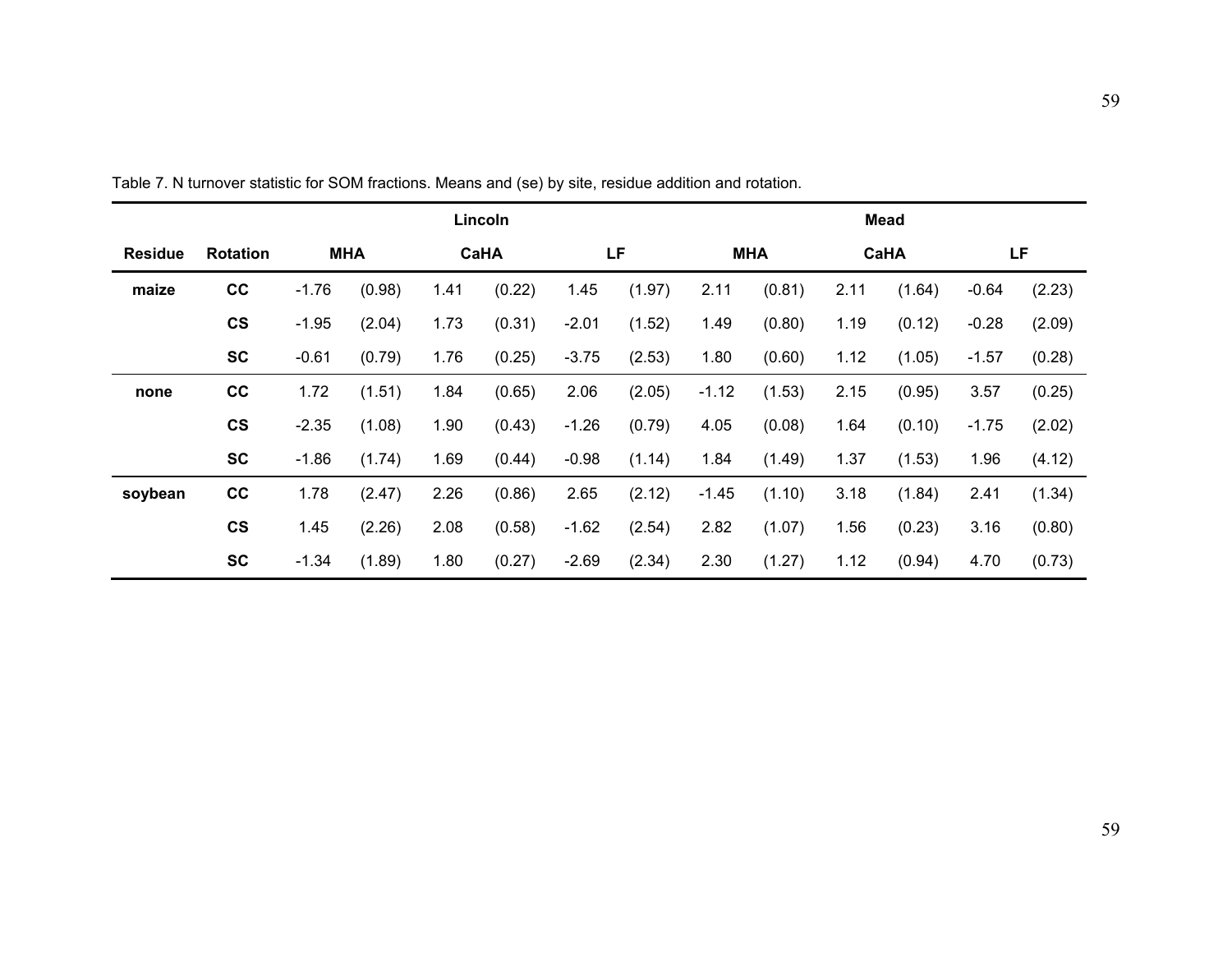Table 7. N turnover statistic for SOM fractions. Means and (se) by site, residue addition and rotation.

| | | Lincoln | | | | | | Mead | | | | | |
|---|---|---|---|---|---|---|---|---|---|---|---|---|---|
| **Residue** | **Rotation** | **MHA** | | **CaHA** | | **LF** | | **MHA** | | **CaHA** | | **LF** | |
| **maize** | **CC** | -1.76 | (0.98) | 1.41 | (0.22) | 1.45 | (1.97) | 2.11 | (0.81) | 2.11 | (1.64) | -0.64 | (2.23) |
| | **CS** | -1.95 | (2.04) | 1.73 | (0.31) | -2.01 | (1.52) | 1.49 | (0.80) | 1.19 | (0.12) | -0.28 | (2.09) |
| | **SC** | -0.61 | (0.79) | 1.76 | (0.25) | -3.75 | (2.53) | 1.80 | (0.60) | 1.12 | (1.05) | -1.57 | (0.28) |
| **none** | **CC** | 1.72 | (1.51) | 1.84 | (0.65) | 2.06 | (2.05) | -1.12 | (1.53) | 2.15 | (0.95) | 3.57 | (0.25) |
| | **CS** | -2.35 | (1.08) | 1.90 | (0.43) | -1.26 | (0.79) | 4.05 | (0.08) | 1.64 | (0.10) | -1.75 | (2.02) |
| | **SC** | -1.86 | (1.74) | 1.69 | (0.44) | -0.98 | (1.14) | 1.84 | (1.49) | 1.37 | (1.53) | 1.96 | (4.12) |
| **soybean** | **CC** | 1.78 | (2.47) | 2.26 | (0.86) | 2.65 | (2.12) | -1.45 | (1.10) | 3.18 | (1.84) | 2.41 | (1.34) |
| | **CS** | 1.45 | (2.26) | 2.08 | (0.58) | -1.62 | (2.54) | 2.82 | (1.07) | 1.56 | (0.23) | 3.16 | (0.80) |
| | **SC** | -1.34 | (1.89) | 1.80 | (0.27) | -2.69 | (2.34) | 2.30 | (1.27) | 1.12 | (0.94) | 4.70 | (0.73) |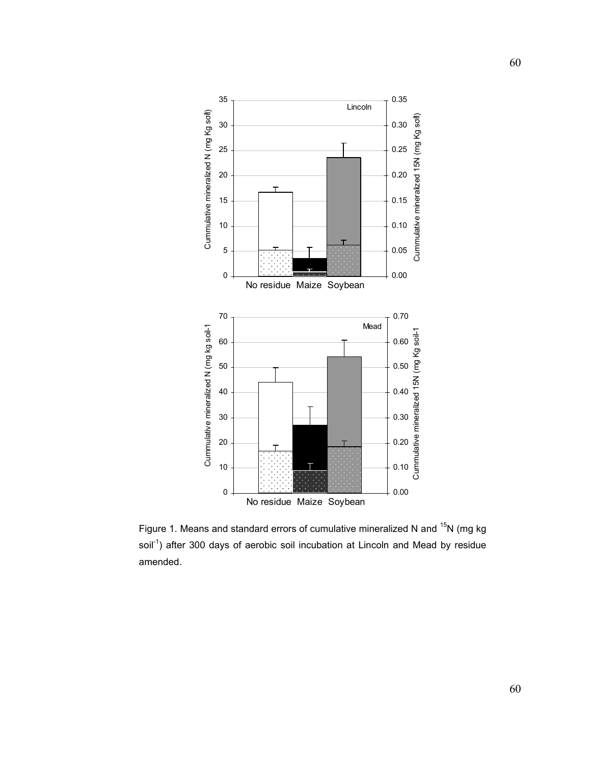Figure 1. Means and standard errors of cumulative mineralized N and $^{15}N$ (mg kg soil$^{-1}$) after 300 days of aerobic soil incubation at Lincoln and Mead by residue amended.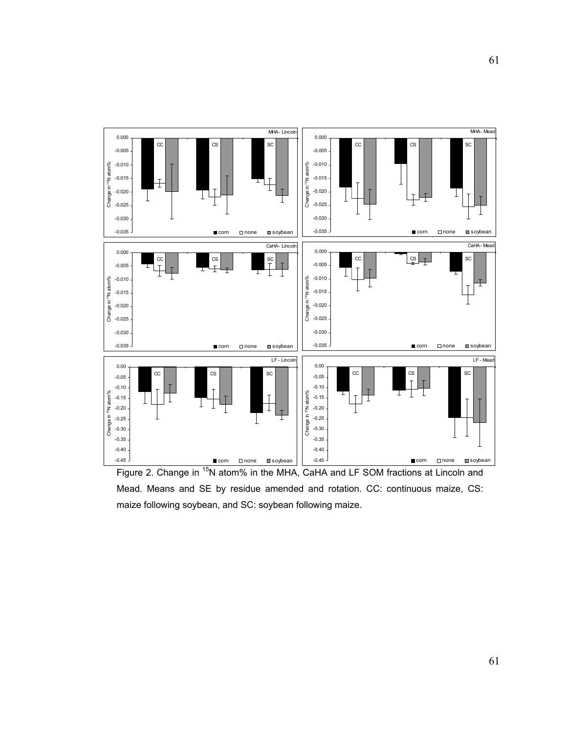Figure 2. Change in $^{15}N$ atom% in the MHA, CaHA and LF SOM fractions at Lincoln and Mead. Means and SE by residue amended and rotation. CC: continuous maize, CS: maize following soybean, and SC: soybean following maize.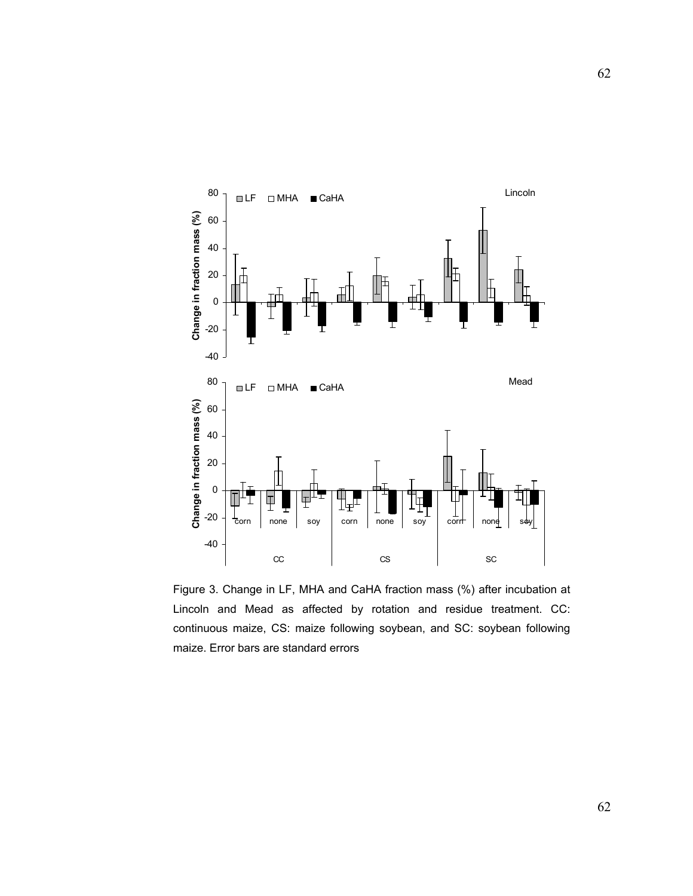Figure 3. Change in LF, MHA and CaHA fraction mass (%) after incubation at Lincoln and Mead as affected by rotation and residue treatment. CC: continuous maize, CS: maize following soybean, and SC: soybean following maize. Error bars are standard errors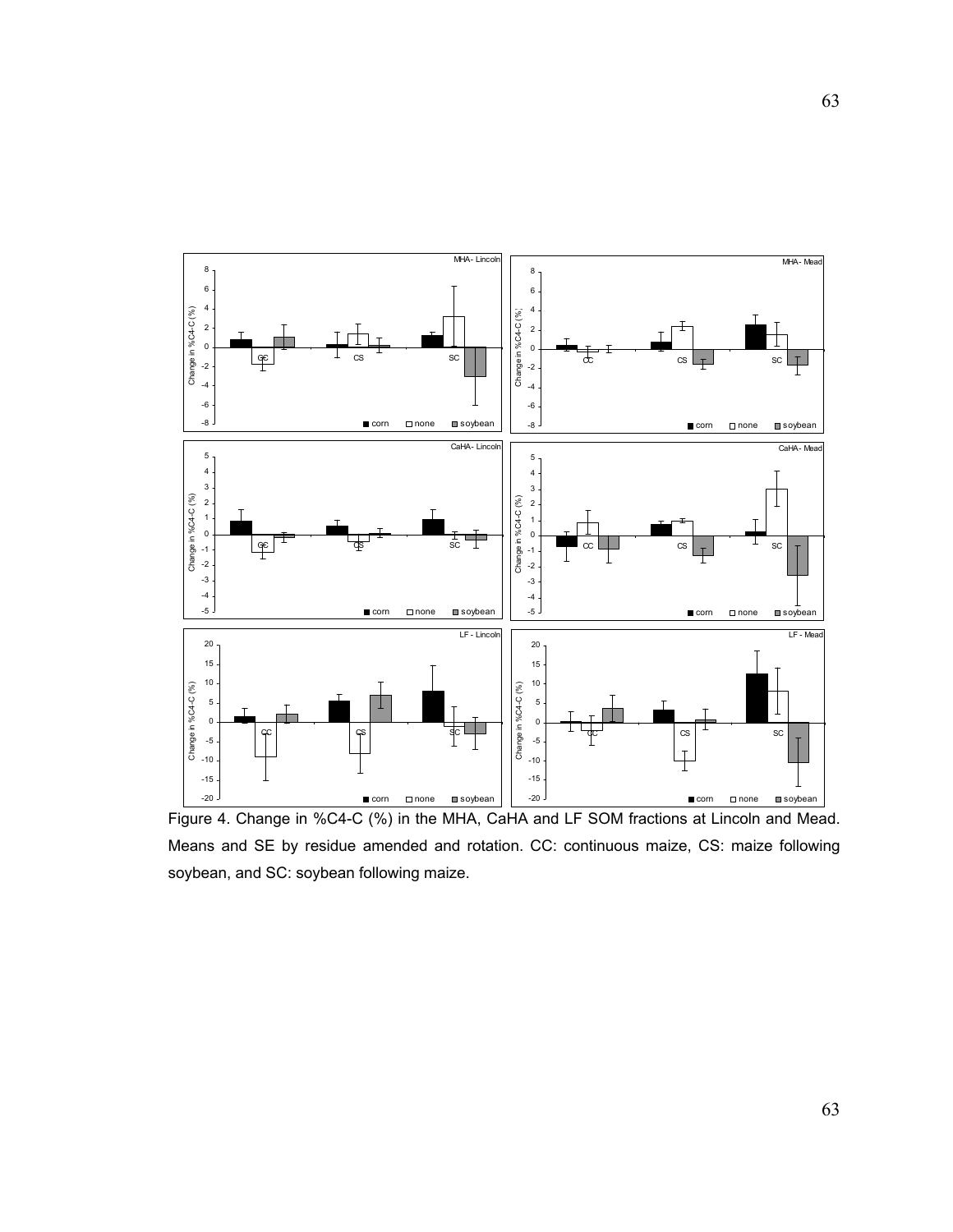Figure 4. Change in %C4-C (%) in the MHA, CaHA and LF SOM fractions at Lincoln and Mead. Means and SE by residue amended and rotation. CC: continuous maize, CS: maize following soybean, and SC: soybean following maize.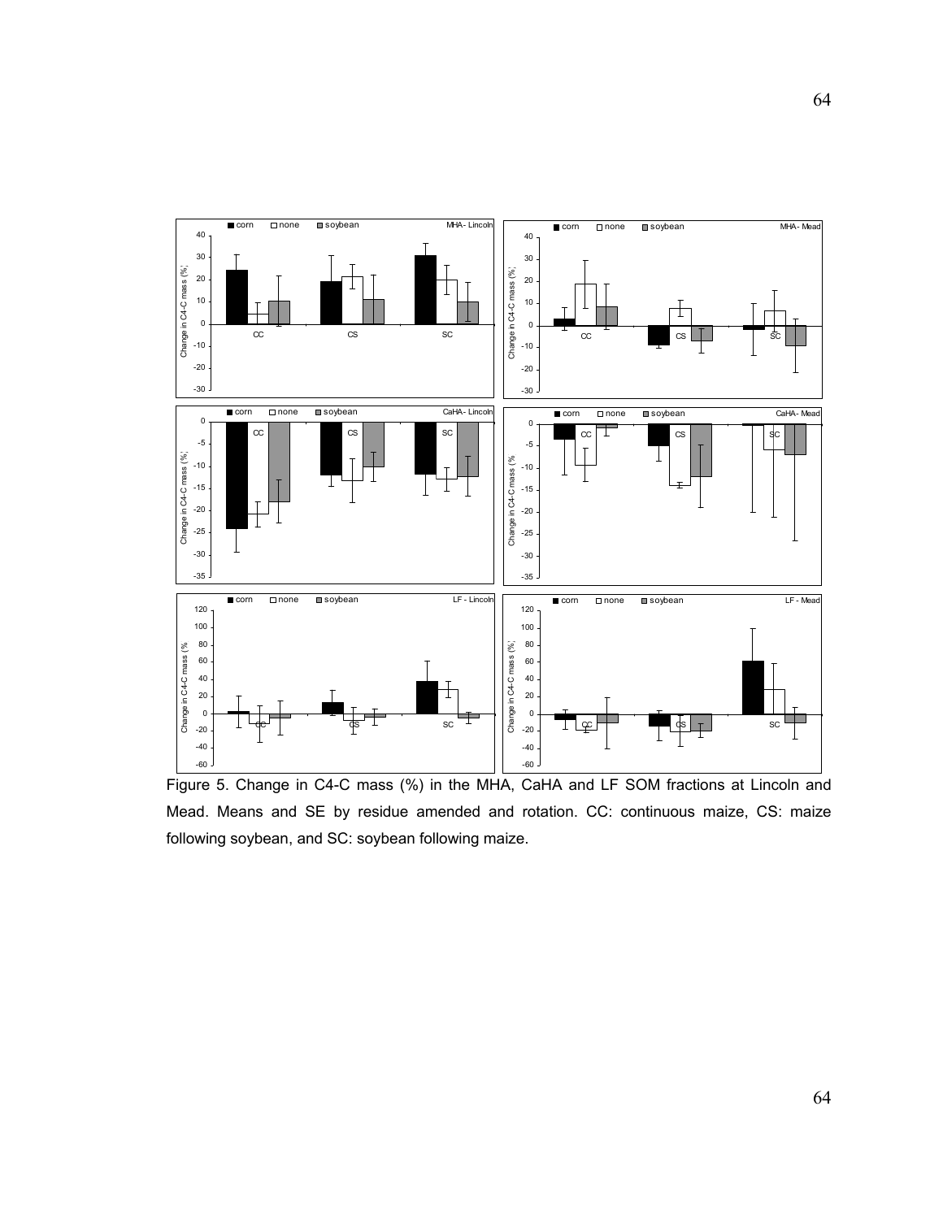Figure 5. Change in C4-C mass (%) in the MHA, CaHA and LF SOM fractions at Lincoln and Mead. Means and SE by residue amended and rotation. CC: continuous maize, CS: maize following soybean, and SC: soybean following maize.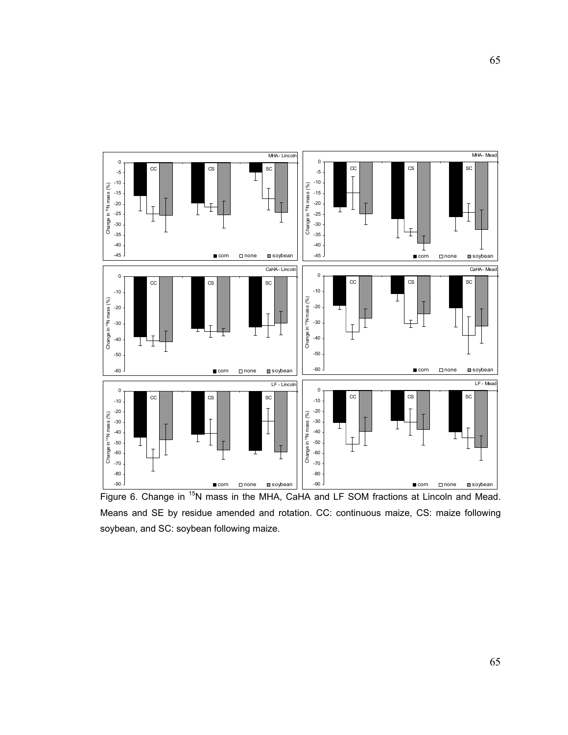MHA- Lincoln

0
-5
-10
-15
-20
-25
-30
-35
-40
-45

Change in $^{15}$N mass (%)

CC CS SC

■ corn □ none ■ soybean

MHA- Mead

0
-5
-10
-15
-20
-25
-30
-35
-40
-45

Change in $^{15}$N mass (%)

CC CS SC

■ corn □ none ■ soybean

CaHA- Lincoln

0
-10
-20
-30
-40
-50
-60

Change in $^{15}$N mass (%)

CC CS SC

■ corn □ none ■ soybean

CaHA- Mead

0
-10
-20
-30
-40
-50
-60

Change in $^{15}$N mass (%)

CC CS SC

■ corn □ none ■ soybean

LF - Lincoln

0
-10
-20
-30
-40
-50
-60
-70
-80
-90

Change in $^{15}$N mass (%)

CC CS SC

■ corn □ none ■ soybean

LF - Mead

0
-10
-20
-30
-40
-50
-60
-70
-80
-90

Change in $^{15}$N mass (%)

CC CS SC

■ corn □ none ■ soybean

Figure 6. Change in $^{15}$N mass in the MHA, CaHA and LF SOM fractions at Lincoln and Mead. Means and SE by residue amended and rotation. CC: continuous maize, CS: maize following soybean, and SC: soybean following maize.